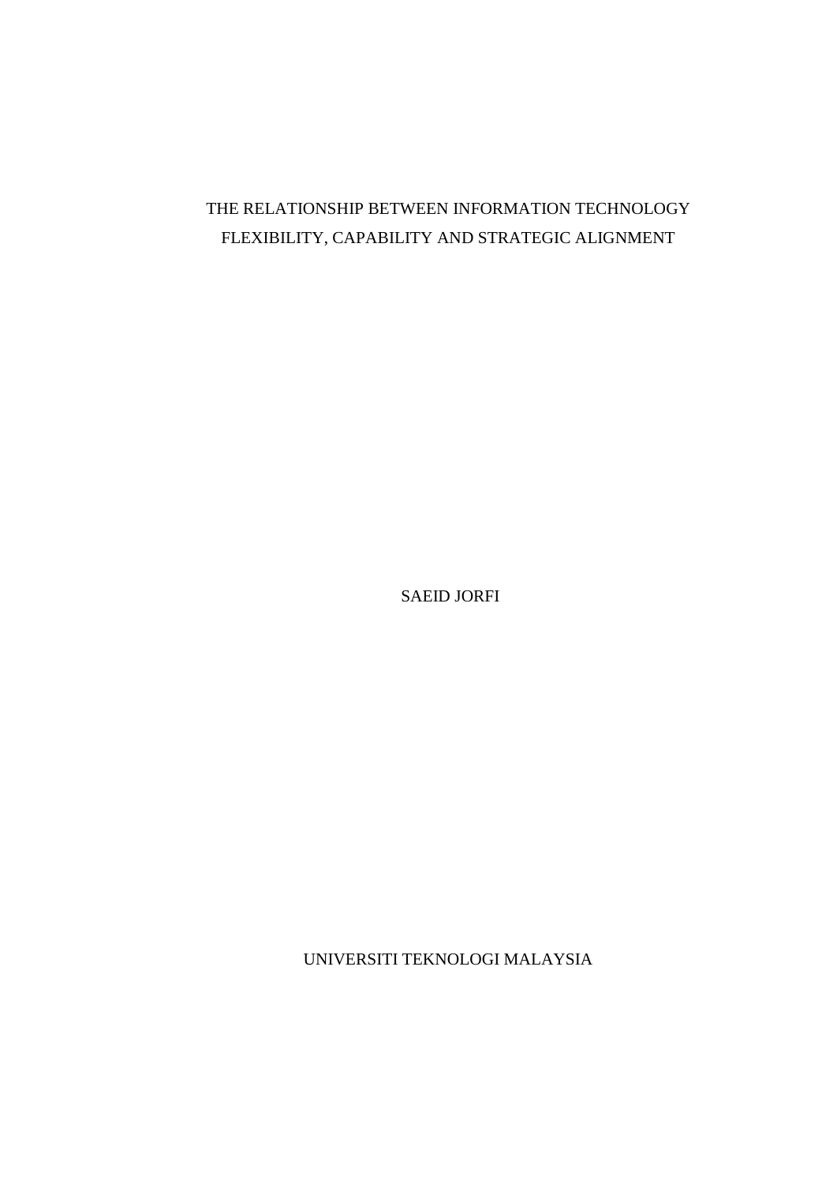# THE RELATIONSHIP BETWEEN INFORMATION TECHNOLOGY FLEXIBILITY, CAPABILITY AND STRATEGIC ALIGNMENT

SAEID JORFI

UNIVERSITI TEKNOLOGI MALAYSIA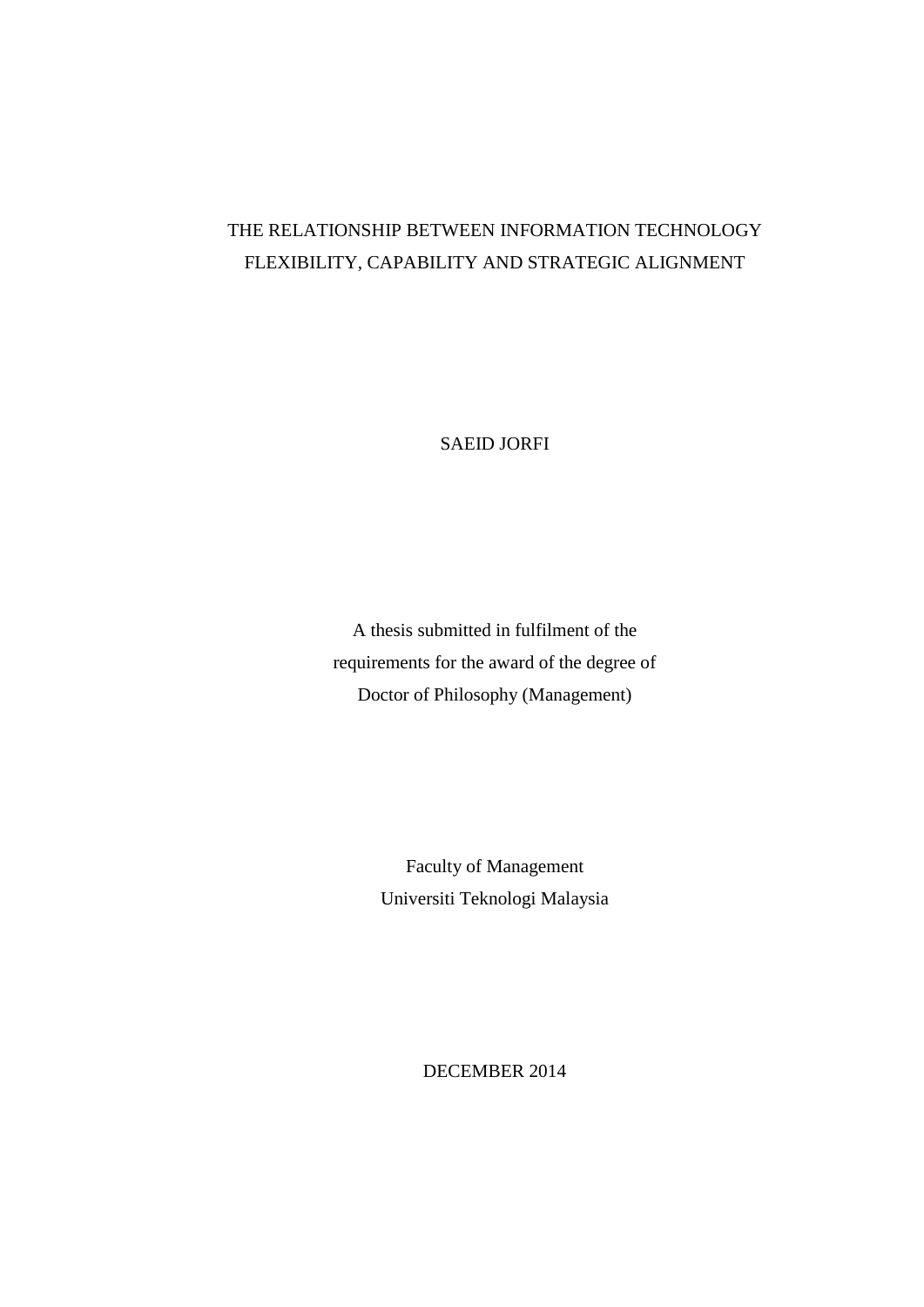# THE RELATIONSHIP BETWEEN INFORMATION TECHNOLOGY FLEXIBILITY, CAPABILITY AND STRATEGIC ALIGNMENT

SAEID JORFI

A thesis submitted in fulfilment of the
requirements for the award of the degree of
Doctor of Philosophy (Management)

Faculty of Management
Universiti Teknologi Malaysia

DECEMBER 2014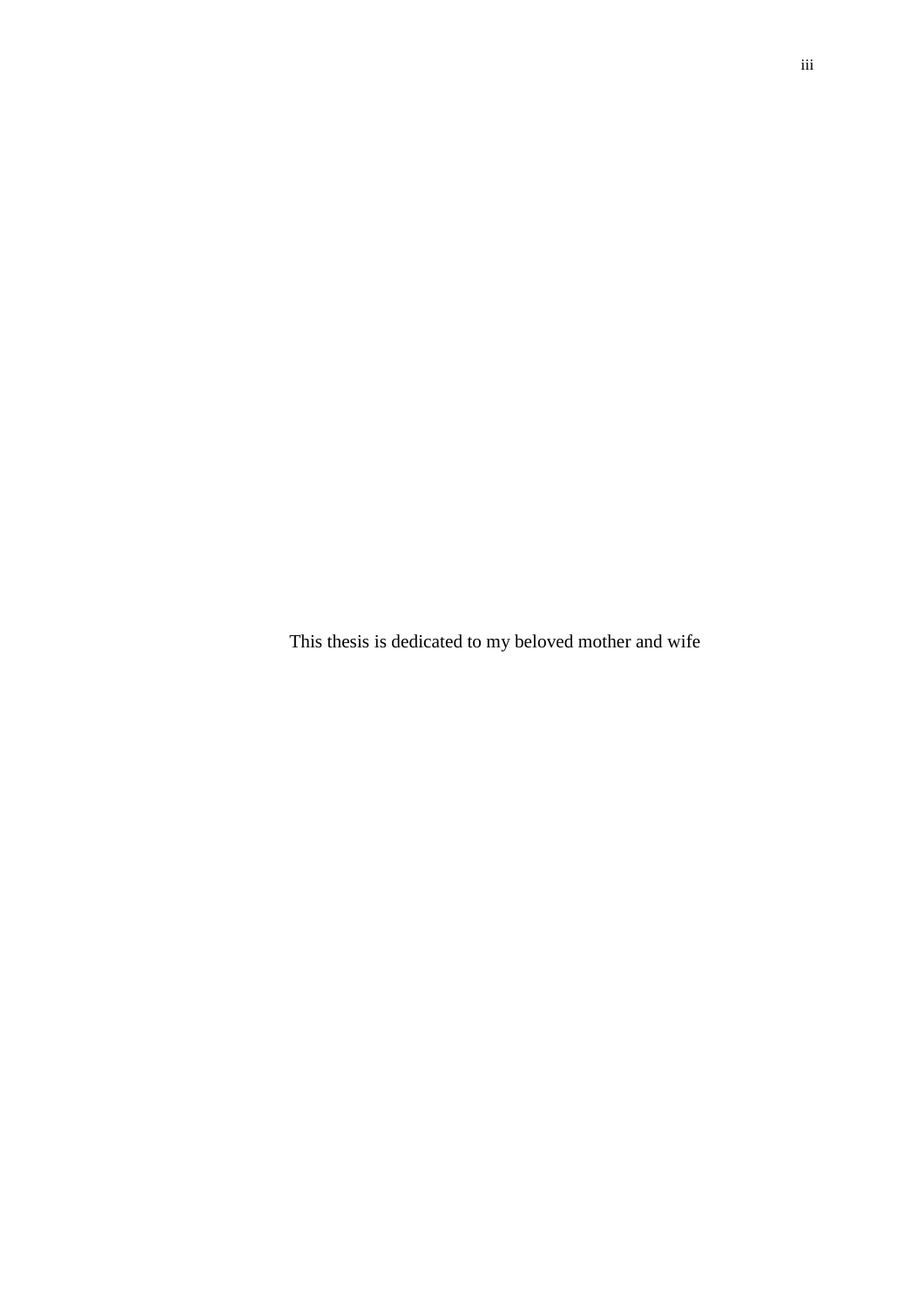This thesis is dedicated to my beloved mother and wife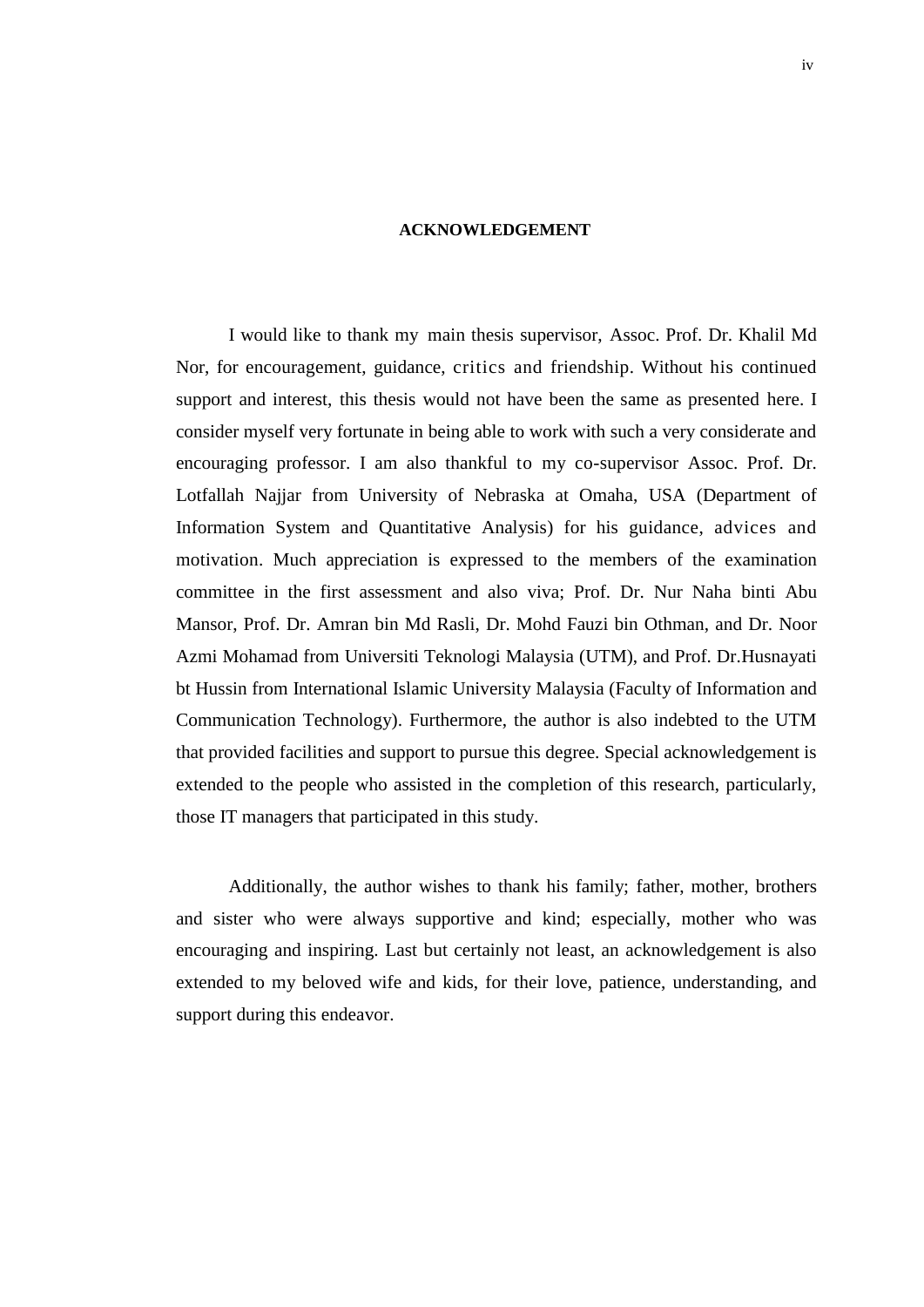## ACKNOWLEDGEMENT

I would like to thank my main thesis supervisor, Assoc. Prof. Dr. Khalil Md Nor, for encouragement, guidance, critics and friendship. Without his continued support and interest, this thesis would not have been the same as presented here. I consider myself very fortunate in being able to work with such a very considerate and encouraging professor. I am also thankful to my co-supervisor Assoc. Prof. Dr. Lotfallah Najjar from University of Nebraska at Omaha, USA (Department of Information System and Quantitative Analysis) for his guidance, advices and motivation. Much appreciation is expressed to the members of the examination committee in the first assessment and also viva; Prof. Dr. Nur Naha binti Abu Mansor, Prof. Dr. Amran bin Md Rasli, Dr. Mohd Fauzi bin Othman, and Dr. Noor Azmi Mohamad from Universiti Teknologi Malaysia (UTM), and Prof. Dr.Husnayati bt Hussin from International Islamic University Malaysia (Faculty of Information and Communication Technology). Furthermore, the author is also indebted to the UTM that provided facilities and support to pursue this degree. Special acknowledgement is extended to the people who assisted in the completion of this research, particularly, those IT managers that participated in this study.

Additionally, the author wishes to thank his family; father, mother, brothers and sister who were always supportive and kind; especially, mother who was encouraging and inspiring. Last but certainly not least, an acknowledgement is also extended to my beloved wife and kids, for their love, patience, understanding, and support during this endeavor.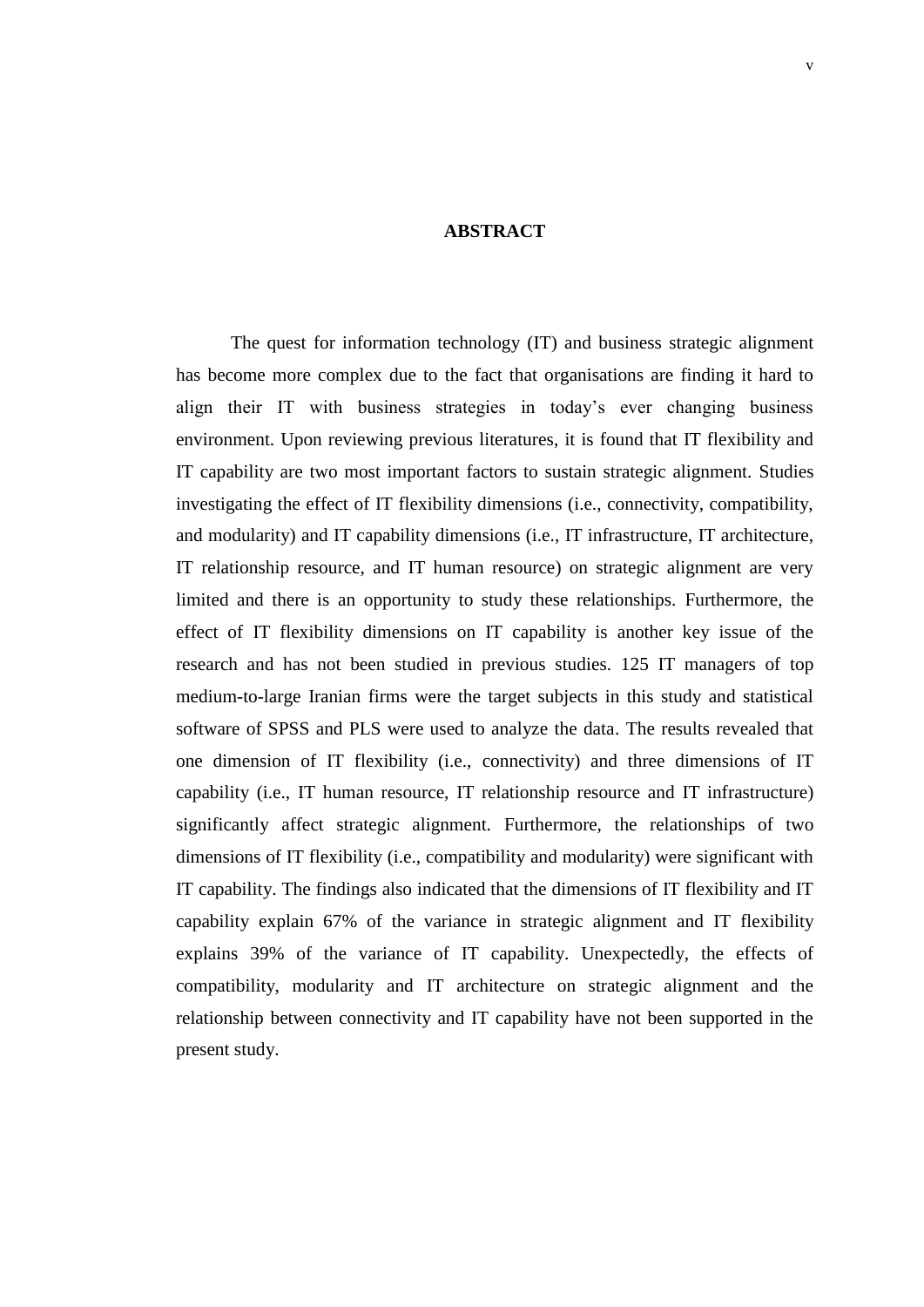# ABSTRACT

The quest for information technology (IT) and business strategic alignment has become more complex due to the fact that organisations are finding it hard to align their IT with business strategies in today's ever changing business environment. Upon reviewing previous literatures, it is found that IT flexibility and IT capability are two most important factors to sustain strategic alignment. Studies investigating the effect of IT flexibility dimensions (i.e., connectivity, compatibility, and modularity) and IT capability dimensions (i.e., IT infrastructure, IT architecture, IT relationship resource, and IT human resource) on strategic alignment are very limited and there is an opportunity to study these relationships. Furthermore, the effect of IT flexibility dimensions on IT capability is another key issue of the research and has not been studied in previous studies. 125 IT managers of top medium-to-large Iranian firms were the target subjects in this study and statistical software of SPSS and PLS were used to analyze the data. The results revealed that one dimension of IT flexibility (i.e., connectivity) and three dimensions of IT capability (i.e., IT human resource, IT relationship resource and IT infrastructure) significantly affect strategic alignment. Furthermore, the relationships of two dimensions of IT flexibility (i.e., compatibility and modularity) were significant with IT capability. The findings also indicated that the dimensions of IT flexibility and IT capability explain 67% of the variance in strategic alignment and IT flexibility explains 39% of the variance of IT capability. Unexpectedly, the effects of compatibility, modularity and IT architecture on strategic alignment and the relationship between connectivity and IT capability have not been supported in the present study.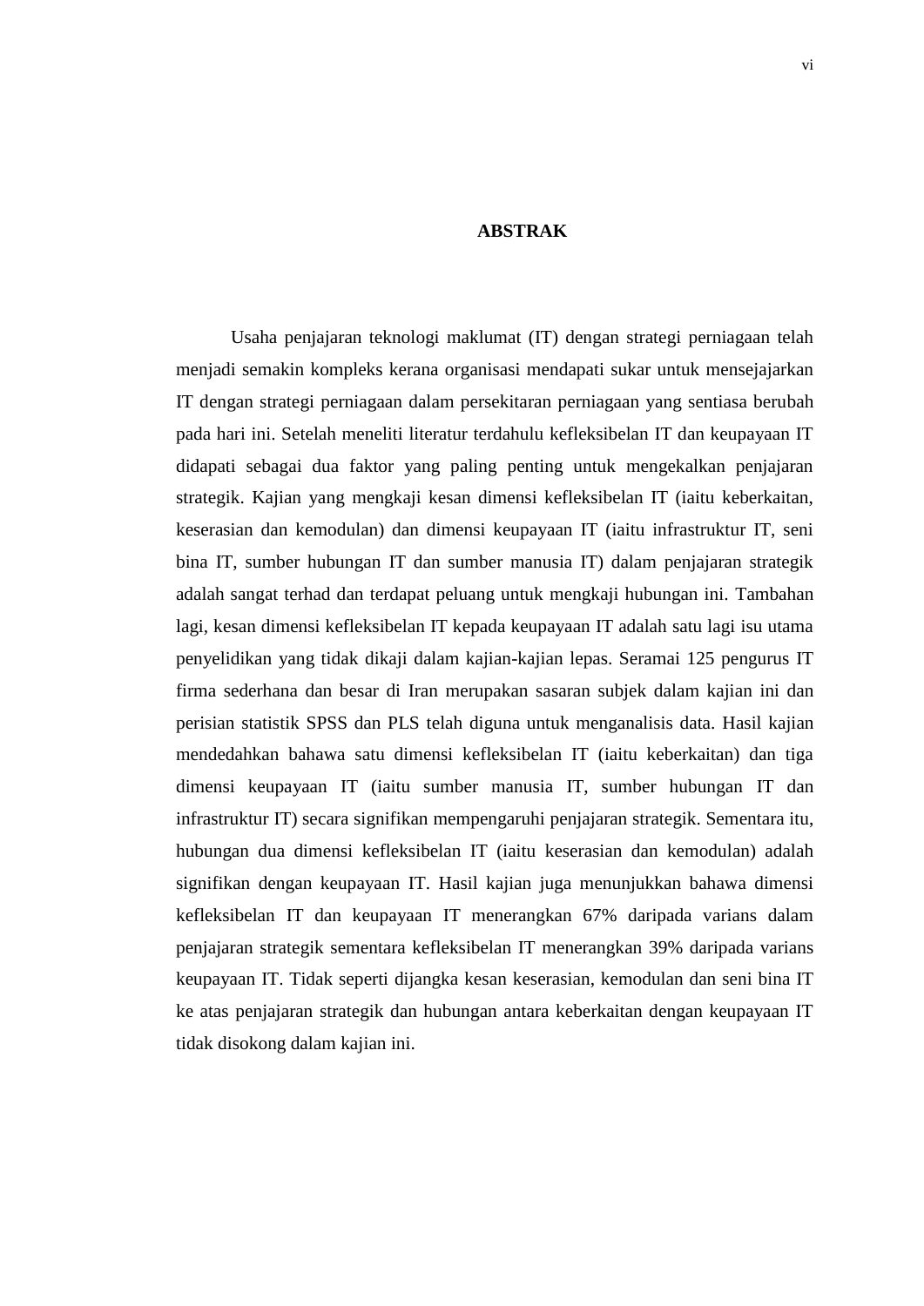# ABSTRAK

Usaha penjajaran teknologi maklumat (IT) dengan strategi perniagaan telah menjadi semakin kompleks kerana organisasi mendapati sukar untuk mensejajarkan IT dengan strategi perniagaan dalam persekitaran perniagaan yang sentiasa berubah pada hari ini. Setelah meneliti literatur terdahulu kefleksibelan IT dan keupayaan IT didapati sebagai dua faktor yang paling penting untuk mengekalkan penjajaran strategik. Kajian yang mengkaji kesan dimensi kefleksibelan IT (iaitu keberkaitan, keserasian dan kemodulan) dan dimensi keupayaan IT (iaitu infrastruktur IT, seni bina IT, sumber hubungan IT dan sumber manusia IT) dalam penjajaran strategik adalah sangat terhad dan terdapat peluang untuk mengkaji hubungan ini. Tambahan lagi, kesan dimensi kefleksibelan IT kepada keupayaan IT adalah satu lagi isu utama penyelidikan yang tidak dikaji dalam kajian-kajian lepas. Seramai 125 pengurus IT firma sederhana dan besar di Iran merupakan sasaran subjek dalam kajian ini dan perisian statistik SPSS dan PLS telah diguna untuk menganalisis data. Hasil kajian mendedahkan bahawa satu dimensi kefleksibelan IT (iaitu keberkaitan) dan tiga dimensi keupayaan IT (iaitu sumber manusia IT, sumber hubungan IT dan infrastruktur IT) secara signifikan mempengaruhi penjajaran strategik. Sementara itu, hubungan dua dimensi kefleksibelan IT (iaitu keserasian dan kemodulan) adalah signifikan dengan keupayaan IT. Hasil kajian juga menunjukkan bahawa dimensi kefleksibelan IT dan keupayaan IT menerangkan 67% daripada varians dalam penjajaran strategik sementara kefleksibelan IT menerangkan 39% daripada varians keupayaan IT. Tidak seperti dijangka kesan keserasian, kemodulan dan seni bina IT ke atas penjajaran strategik dan hubungan antara keberkaitan dengan keupayaan IT tidak disokong dalam kajian ini.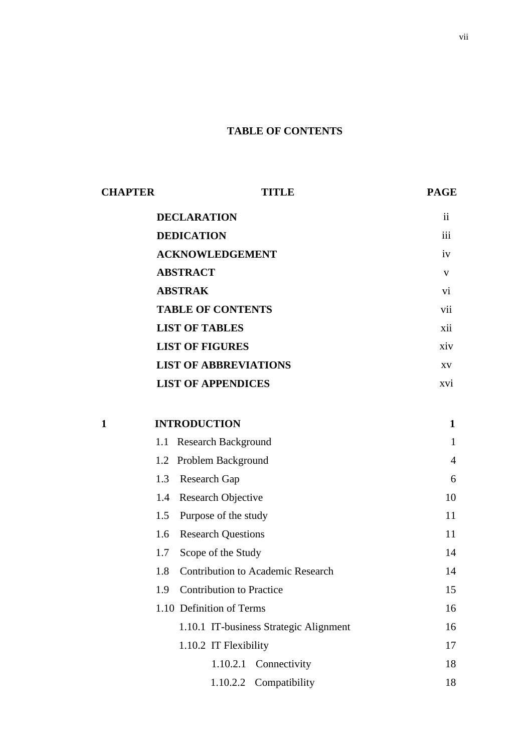# TABLE OF CONTENTS

| CHAPTER | TITLE | PAGE |
|---|---|---|
| | **DECLARATION** | ii |
| | **DEDICATION** | iii |
| | **ACKNOWLEDGEMENT** | iv |
| | **ABSTRACT** | v |
| | **ABSTRAK** | vi |
| | **TABLE OF CONTENTS** | vii |
| | **LIST OF TABLES** | xii |
| | **LIST OF FIGURES** | xiv |
| | **LIST OF ABBREVIATIONS** | xv |
| | **LIST OF APPENDICES** | xvi |
| **1** | **INTRODUCTION** | **1** |
| | 1.1 Research Background | 1 |
| | 1.2 Problem Background | 4 |
| | 1.3 Research Gap | 6 |
| | 1.4 Research Objective | 10 |
| | 1.5 Purpose of the study | 11 |
| | 1.6 Research Questions | 11 |
| | 1.7 Scope of the Study | 14 |
| | 1.8 Contribution to Academic Research | 14 |
| | 1.9 Contribution to Practice | 15 |
| | 1.10 Definition of Terms | 16 |
| | 1.10.1 IT-business Strategic Alignment | 16 |
| | 1.10.2 IT Flexibility | 17 |
| | 1.10.2.1 Connectivity | 18 |
| | 1.10.2.2 Compatibility | 18 |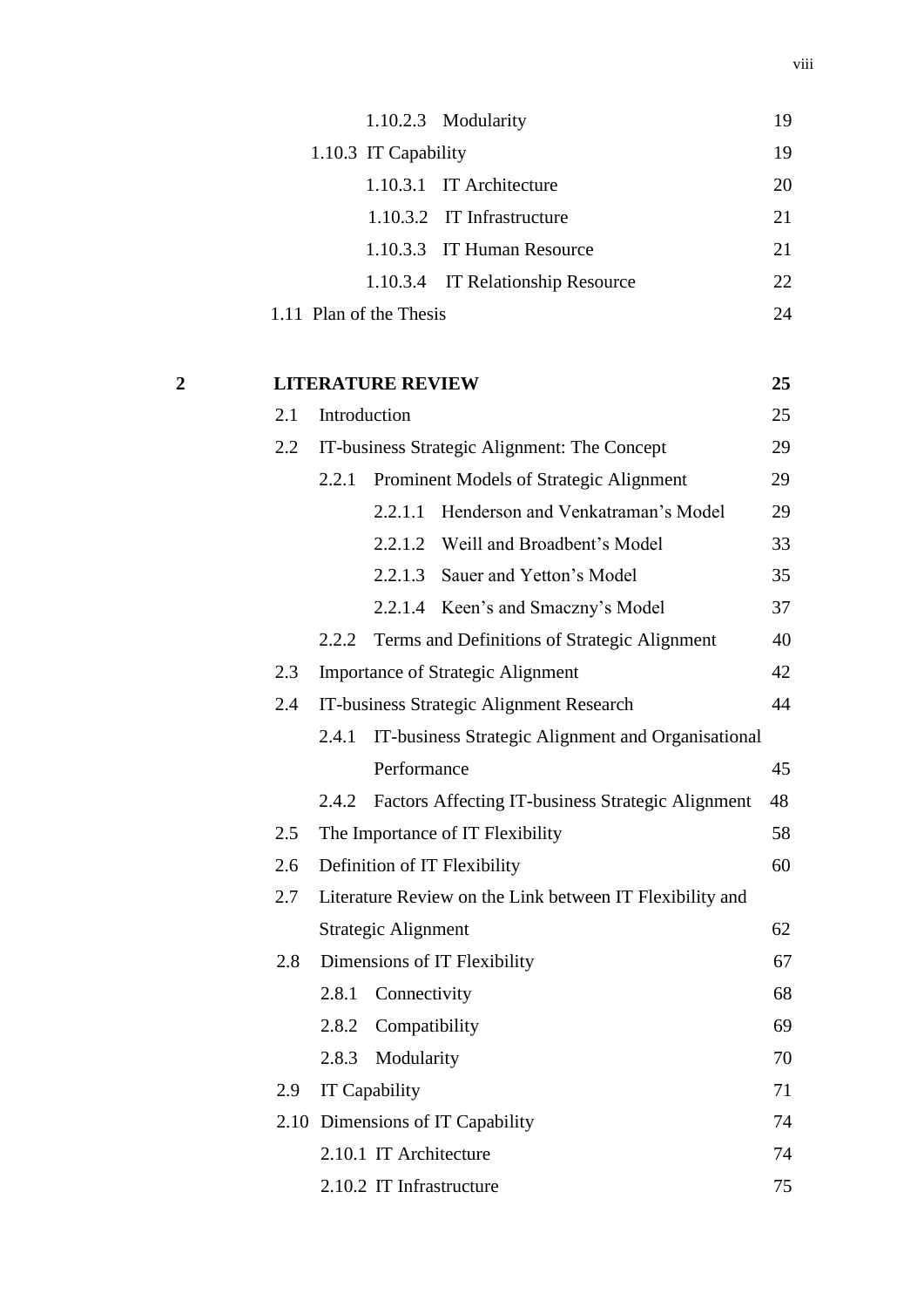1.10.2.3 Modularity 19

1.10.3 IT Capability 19

1.10.3.1 IT Architecture 20

1.10.3.2 IT Infrastructure 21

1.10.3.3 IT Human Resource 21

1.10.3.4 IT Relationship Resource 22

1.11 Plan of the Thesis 24

**2 LITERATURE REVIEW 25**

2.1 Introduction 25

2.2 IT-business Strategic Alignment: The Concept 29

2.2.1 Prominent Models of Strategic Alignment 29

2.2.1.1 Henderson and Venkatraman's Model 29

2.2.1.2 Weill and Broadbent's Model 33

2.2.1.3 Sauer and Yetton's Model 35

2.2.1.4 Keen's and Smaczny's Model 37

2.2.2 Terms and Definitions of Strategic Alignment 40

2.3 Importance of Strategic Alignment 42

2.4 IT-business Strategic Alignment Research 44

2.4.1 IT-business Strategic Alignment and Organisational Performance 45

2.4.2 Factors Affecting IT-business Strategic Alignment 48

2.5 The Importance of IT Flexibility 58

2.6 Definition of IT Flexibility 60

2.7 Literature Review on the Link between IT Flexibility and Strategic Alignment 62

2.8 Dimensions of IT Flexibility 67

2.8.1 Connectivity 68

2.8.2 Compatibility 69

2.8.3 Modularity 70

2.9 IT Capability 71

2.10 Dimensions of IT Capability 74

2.10.1 IT Architecture 74

2.10.2 IT Infrastructure 75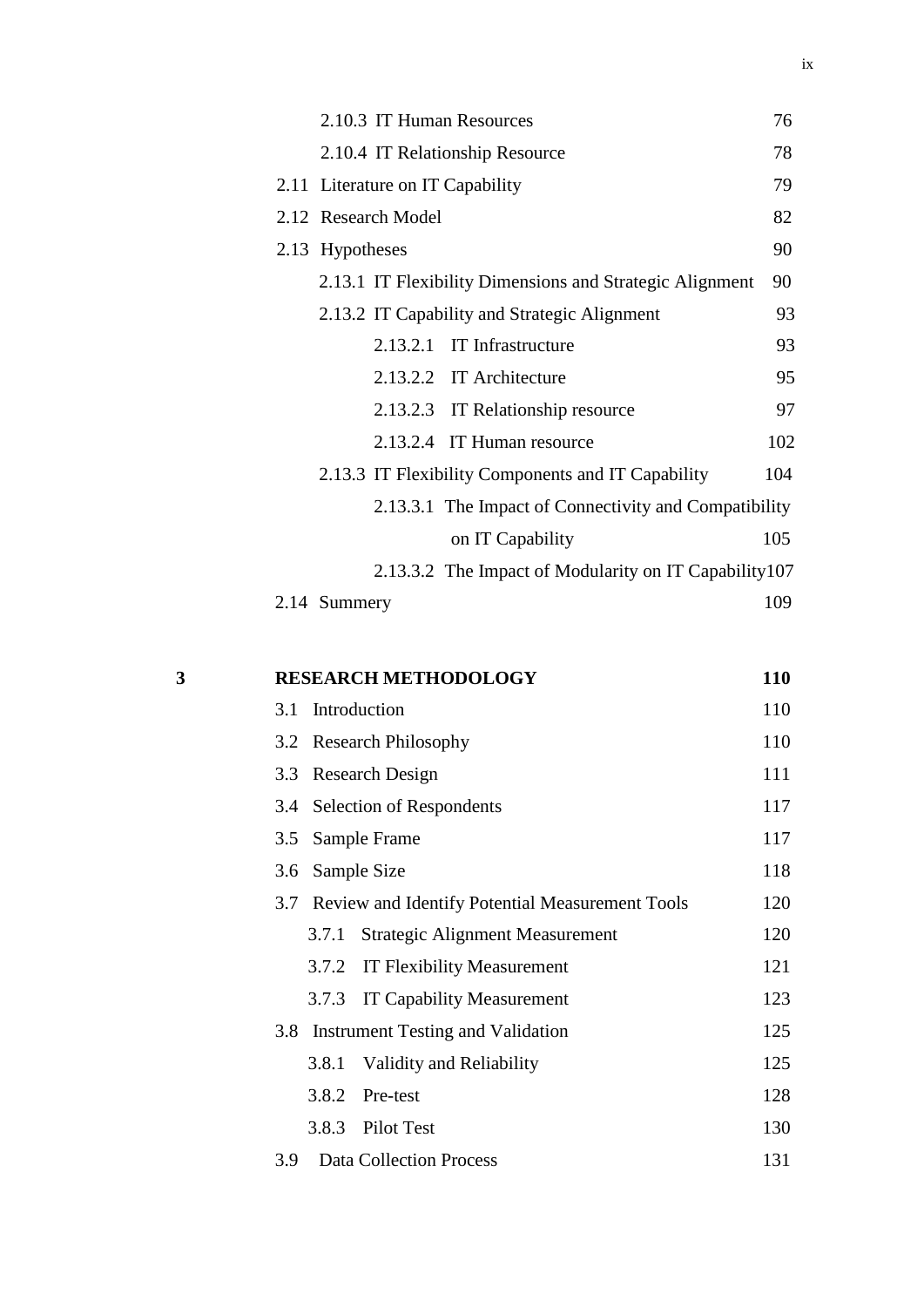| | | |
|---|---|---|
| | 2.10.3 IT Human Resources | 76 |
| | 2.10.4 IT Relationship Resource | 78 |
| | 2.11 Literature on IT Capability | 79 |
| | 2.12 Research Model | 82 |
| | 2.13 Hypotheses | 90 |
| | 2.13.1 IT Flexibility Dimensions and Strategic Alignment | 90 |
| | 2.13.2 IT Capability and Strategic Alignment | 93 |
| | 2.13.2.1 IT Infrastructure | 93 |
| | 2.13.2.2 IT Architecture | 95 |
| | 2.13.2.3 IT Relationship resource | 97 |
| | 2.13.2.4 IT Human resource | 102 |
| | 2.13.3 IT Flexibility Components and IT Capability | 104 |
| | 2.13.3.1 The Impact of Connectivity and Compatibility on IT Capability | 105 |
| | 2.13.3.2 The Impact of Modularity on IT Capability | 107 |
| | 2.14 Summery | 109 |
| **3** | **RESEARCH METHODOLOGY** | **110** |
| | 3.1 Introduction | 110 |
| | 3.2 Research Philosophy | 110 |
| | 3.3 Research Design | 111 |
| | 3.4 Selection of Respondents | 117 |
| | 3.5 Sample Frame | 117 |
| | 3.6 Sample Size | 118 |
| | 3.7 Review and Identify Potential Measurement Tools | 120 |
| | 3.7.1 Strategic Alignment Measurement | 120 |
| | 3.7.2 IT Flexibility Measurement | 121 |
| | 3.7.3 IT Capability Measurement | 123 |
| | 3.8 Instrument Testing and Validation | 125 |
| | 3.8.1 Validity and Reliability | 125 |
| | 3.8.2 Pre-test | 128 |
| | 3.8.3 Pilot Test | 130 |
| | 3.9 Data Collection Process | 131 |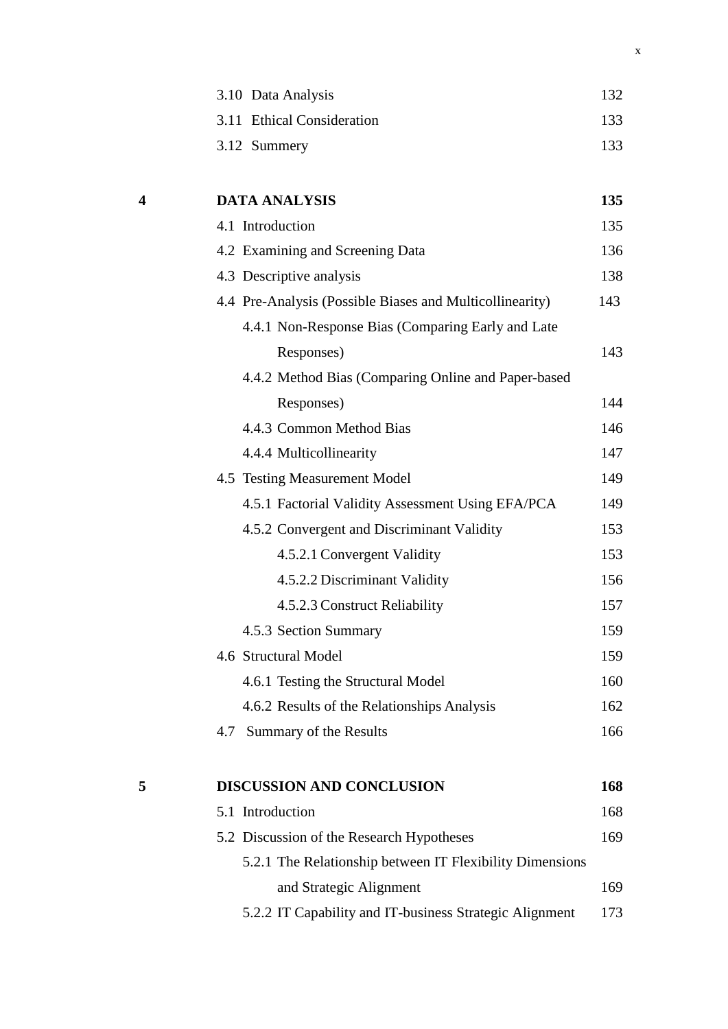| | | |
|---|---|---|
| | 3.10 Data Analysis | 132 |
| | 3.11 Ethical Consideration | 133 |
| | 3.12 Summery | 133 |
| | | |
| **4** | **DATA ANALYSIS** | **135** |
| | 4.1 Introduction | 135 |
| | 4.2 Examining and Screening Data | 136 |
| | 4.3 Descriptive analysis | 138 |
| | 4.4 Pre-Analysis (Possible Biases and Multicollinearity) | 143 |
| | 4.4.1 Non-Response Bias (Comparing Early and Late Responses) | 143 |
| | 4.4.2 Method Bias (Comparing Online and Paper-based Responses) | 144 |
| | 4.4.3 Common Method Bias | 146 |
| | 4.4.4 Multicollinearity | 147 |
| | 4.5 Testing Measurement Model | 149 |
| | 4.5.1 Factorial Validity Assessment Using EFA/PCA | 149 |
| | 4.5.2 Convergent and Discriminant Validity | 153 |
| | 4.5.2.1 Convergent Validity | 153 |
| | 4.5.2.2 Discriminant Validity | 156 |
| | 4.5.2.3 Construct Reliability | 157 |
| | 4.5.3 Section Summary | 159 |
| | 4.6 Structural Model | 159 |
| | 4.6.1 Testing the Structural Model | 160 |
| | 4.6.2 Results of the Relationships Analysis | 162 |
| | 4.7 Summary of the Results | 166 |
| | | |
| **5** | **DISCUSSION AND CONCLUSION** | **168** |
| | 5.1 Introduction | 168 |
| | 5.2 Discussion of the Research Hypotheses | 169 |
| | 5.2.1 The Relationship between IT Flexibility Dimensions and Strategic Alignment | 169 |
| | 5.2.2 IT Capability and IT-business Strategic Alignment | 173 |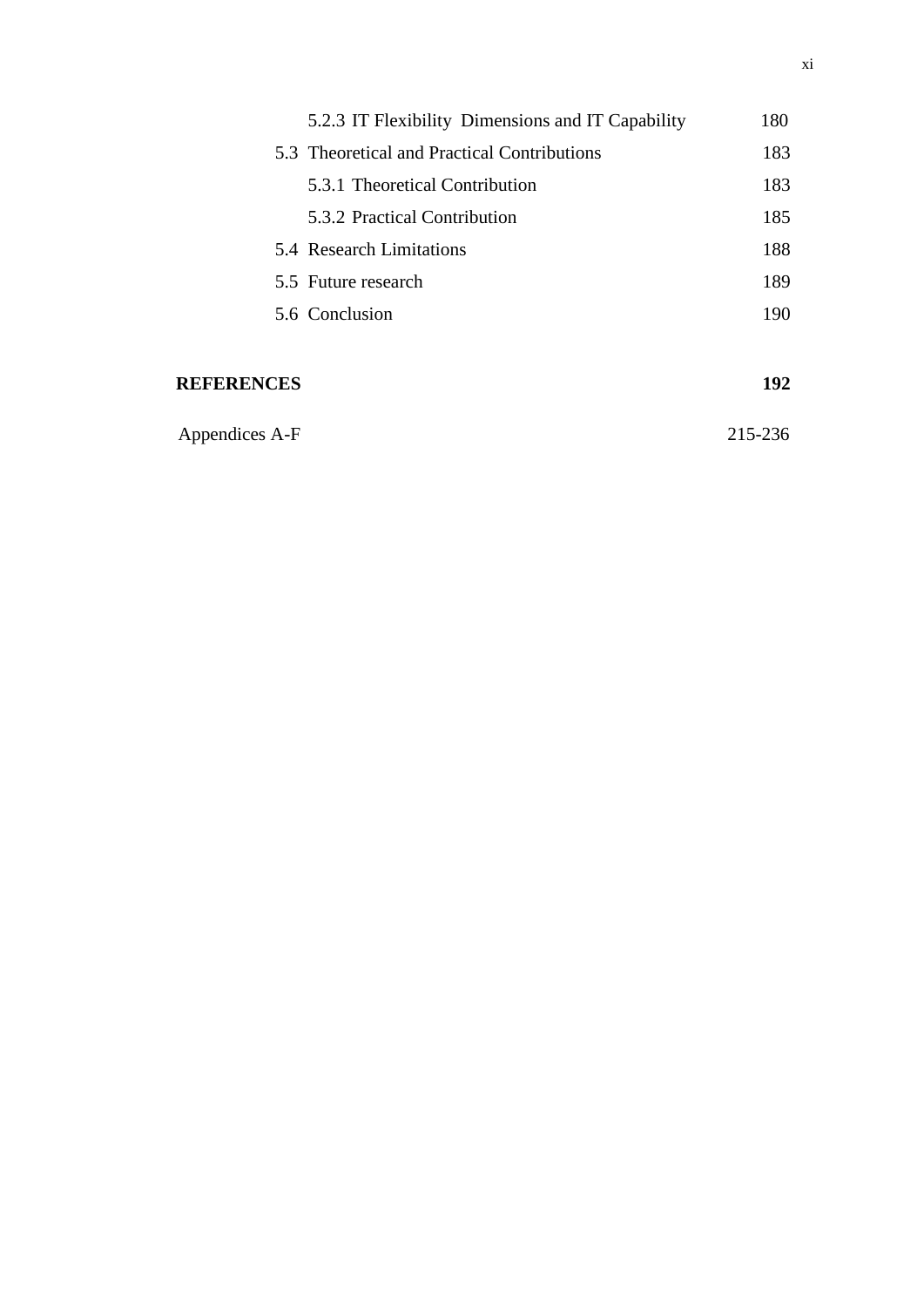| | |
|---|---|
| 5.2.3 IT Flexibility Dimensions and IT Capability | 180 |
| 5.3 Theoretical and Practical Contributions | 183 |
| 5.3.1 Theoretical Contribution | 183 |
| 5.3.2 Practical Contribution | 185 |
| 5.4 Research Limitations | 188 |
| 5.5 Future research | 189 |
| 5.6 Conclusion | 190 |
| **REFERENCES** | **192** |
| Appendices A-F | 215-236 |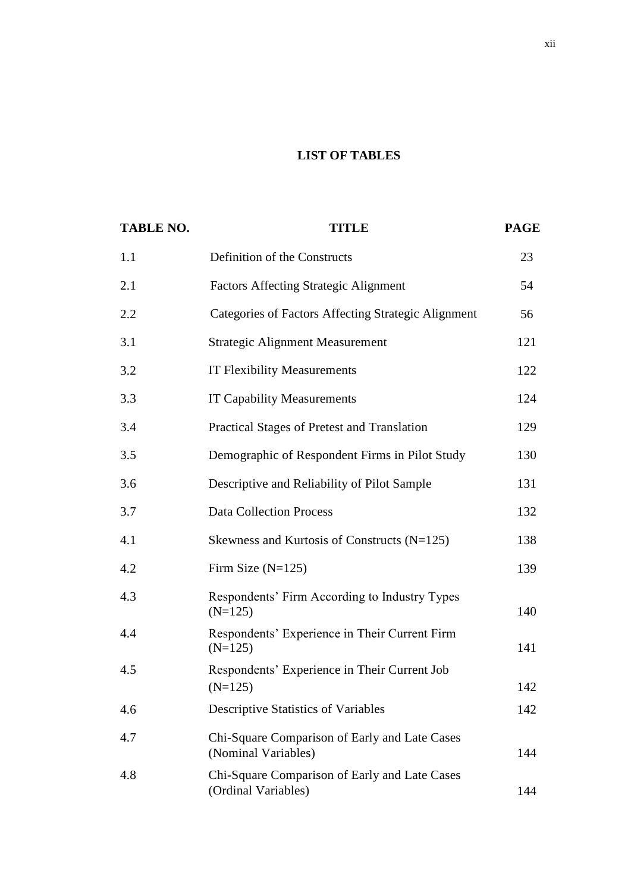# LIST OF TABLES

| TABLE NO. | TITLE | PAGE |
|---|---|---|
| 1.1 | Definition of the Constructs | 23 |
| 2.1 | Factors Affecting Strategic Alignment | 54 |
| 2.2 | Categories of Factors Affecting Strategic Alignment | 56 |
| 3.1 | Strategic Alignment Measurement | 121 |
| 3.2 | IT Flexibility Measurements | 122 |
| 3.3 | IT Capability Measurements | 124 |
| 3.4 | Practical Stages of Pretest and Translation | 129 |
| 3.5 | Demographic of Respondent Firms in Pilot Study | 130 |
| 3.6 | Descriptive and Reliability of Pilot Sample | 131 |
| 3.7 | Data Collection Process | 132 |
| 4.1 | Skewness and Kurtosis of Constructs (N=125) | 138 |
| 4.2 | Firm Size (N=125) | 139 |
| 4.3 | Respondents' Firm According to Industry Types (N=125) | 140 |
| 4.4 | Respondents' Experience in Their Current Firm (N=125) | 141 |
| 4.5 | Respondents' Experience in Their Current Job (N=125) | 142 |
| 4.6 | Descriptive Statistics of Variables | 142 |
| 4.7 | Chi-Square Comparison of Early and Late Cases (Nominal Variables) | 144 |
| 4.8 | Chi-Square Comparison of Early and Late Cases (Ordinal Variables) | 144 |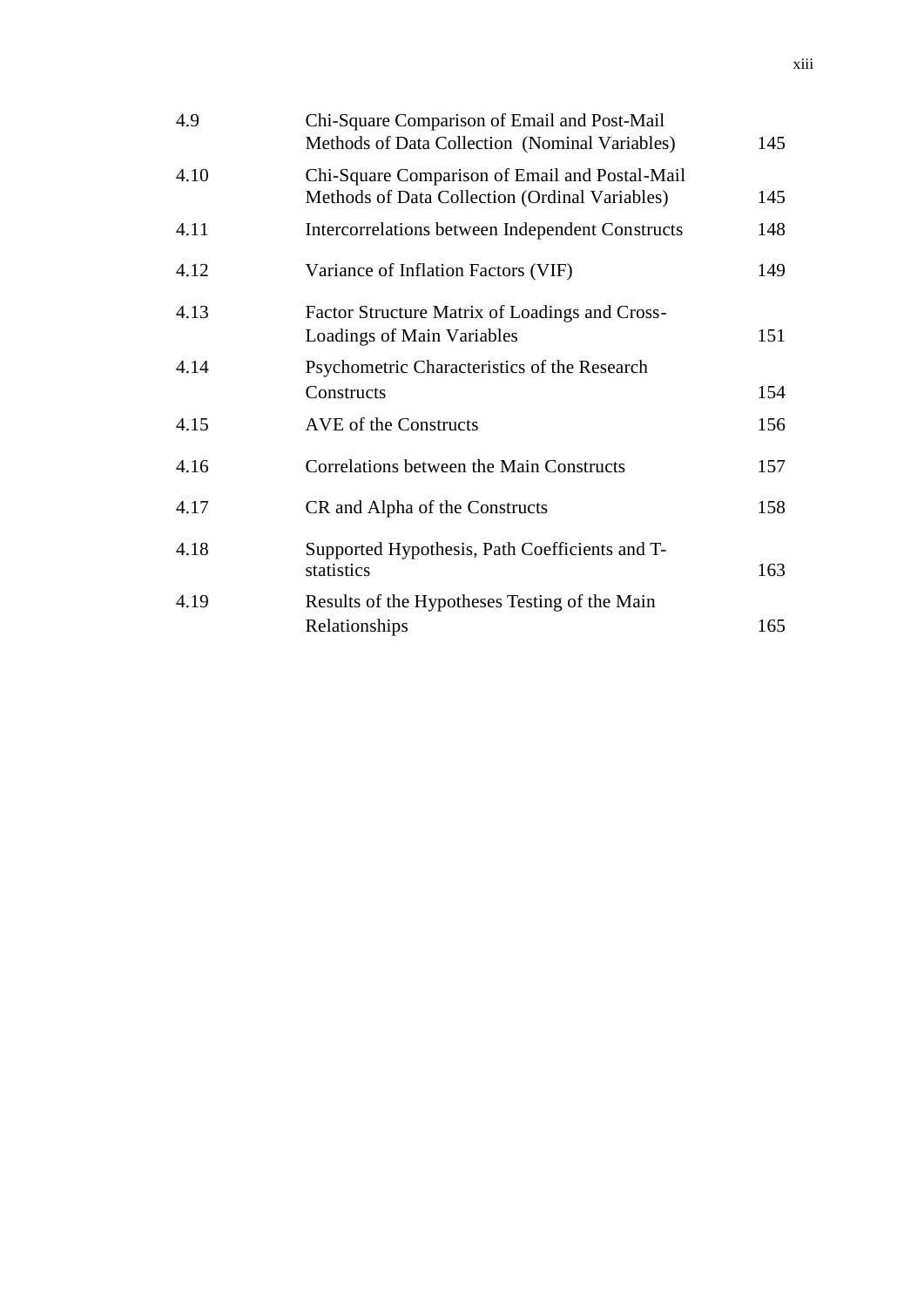| | | |
|---|---|---|
| 4.9 | Chi-Square Comparison of Email and Post-Mail Methods of Data Collection (Nominal Variables) | 145 |
| 4.10 | Chi-Square Comparison of Email and Postal-Mail Methods of Data Collection (Ordinal Variables) | 145 |
| 4.11 | Intercorrelations between Independent Constructs | 148 |
| 4.12 | Variance of Inflation Factors (VIF) | 149 |
| 4.13 | Factor Structure Matrix of Loadings and Cross-Loadings of Main Variables | 151 |
| 4.14 | Psychometric Characteristics of the Research Constructs | 154 |
| 4.15 | AVE of the Constructs | 156 |
| 4.16 | Correlations between the Main Constructs | 157 |
| 4.17 | CR and Alpha of the Constructs | 158 |
| 4.18 | Supported Hypothesis, Path Coefficients and T-statistics | 163 |
| 4.19 | Results of the Hypotheses Testing of the Main Relationships | 165 |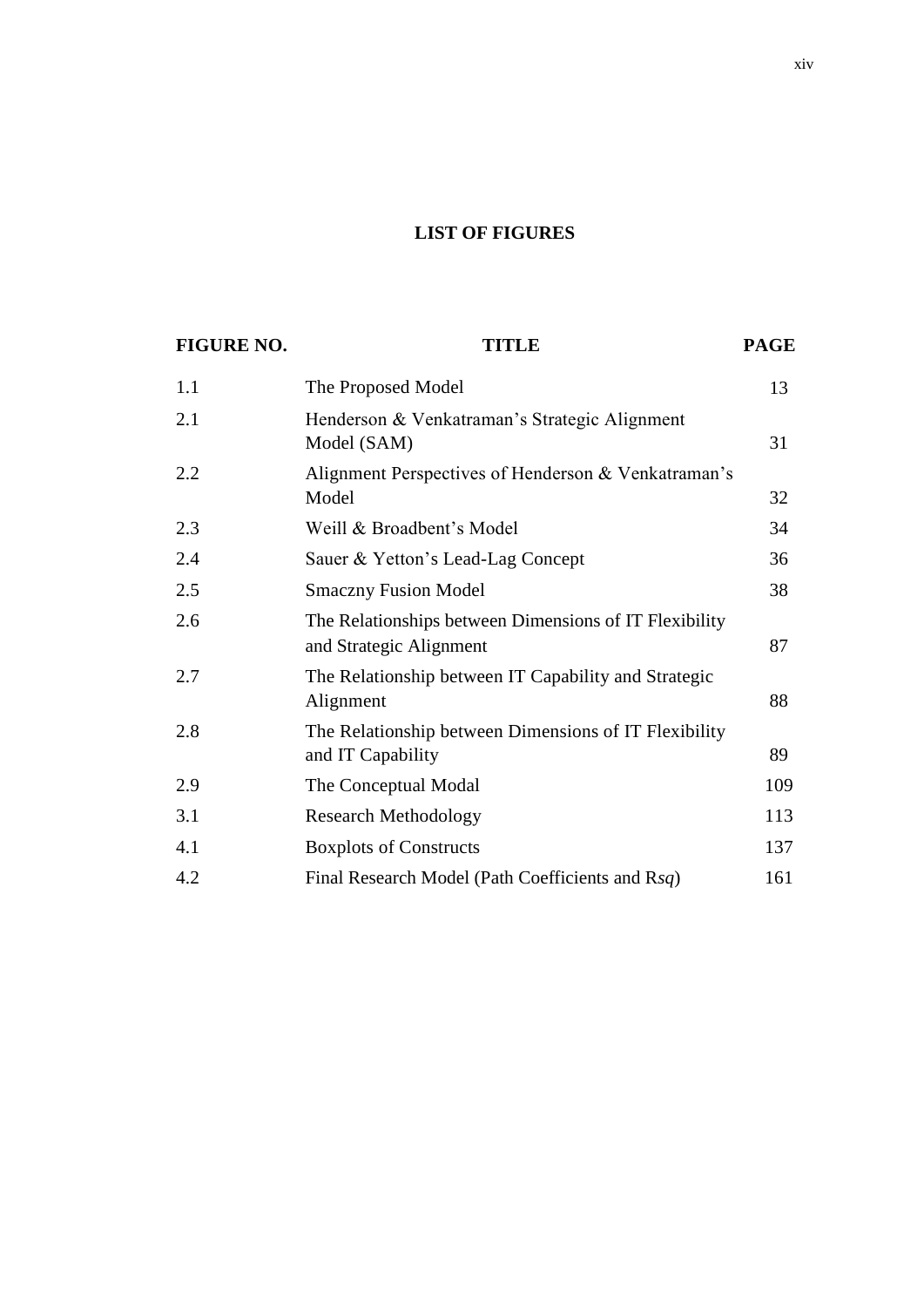# LIST OF FIGURES

| FIGURE NO. | TITLE | PAGE |
|---|---|---|
| 1.1 | The Proposed Model | 13 |
| 2.1 | Henderson & Venkatraman's Strategic Alignment Model (SAM) | 31 |
| 2.2 | Alignment Perspectives of Henderson & Venkatraman's Model | 32 |
| 2.3 | Weill & Broadbent's Model | 34 |
| 2.4 | Sauer & Yetton's Lead-Lag Concept | 36 |
| 2.5 | Smaczny Fusion Model | 38 |
| 2.6 | The Relationships between Dimensions of IT Flexibility and Strategic Alignment | 87 |
| 2.7 | The Relationship between IT Capability and Strategic Alignment | 88 |
| 2.8 | The Relationship between Dimensions of IT Flexibility and IT Capability | 89 |
| 2.9 | The Conceptual Modal | 109 |
| 3.1 | Research Methodology | 113 |
| 4.1 | Boxplots of Constructs | 137 |
| 4.2 | Final Research Model (Path Coefficients and R*sq*) | 161 |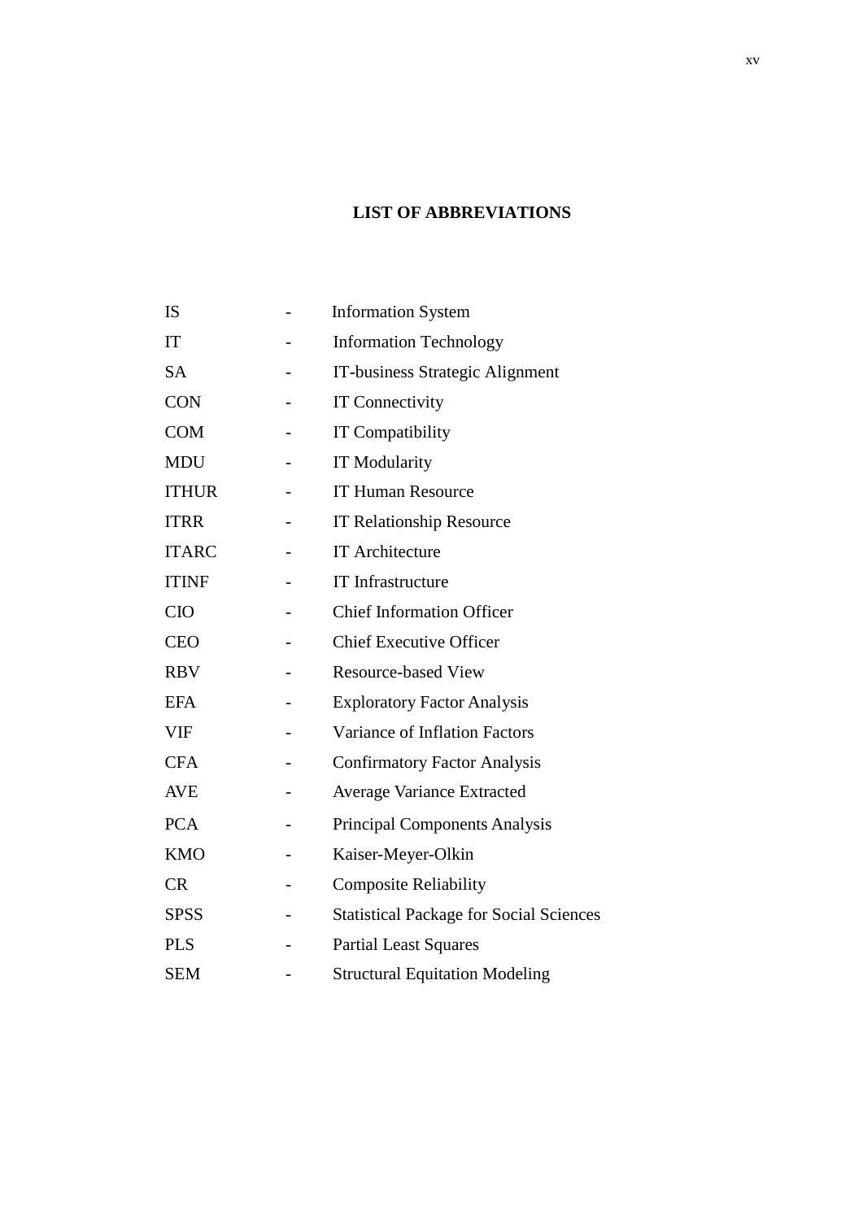# LIST OF ABBREVIATIONS

| | | |
|---|---|---|
| IS | - | Information System |
| IT | - | Information Technology |
| SA | - | IT-business Strategic Alignment |
| CON | - | IT Connectivity |
| COM | - | IT Compatibility |
| MDU | - | IT Modularity |
| ITHUR | - | IT Human Resource |
| ITRR | - | IT Relationship Resource |
| ITARC | - | IT Architecture |
| ITINF | - | IT Infrastructure |
| CIO | - | Chief Information Officer |
| CEO | - | Chief Executive Officer |
| RBV | - | Resource-based View |
| EFA | - | Exploratory Factor Analysis |
| VIF | - | Variance of Inflation Factors |
| CFA | - | Confirmatory Factor Analysis |
| AVE | - | Average Variance Extracted |
| PCA | - | Principal Components Analysis |
| KMO | - | Kaiser-Meyer-Olkin |
| CR | - | Composite Reliability |
| SPSS | - | Statistical Package for Social Sciences |
| PLS | - | Partial Least Squares |
| SEM | - | Structural Equitation Modeling |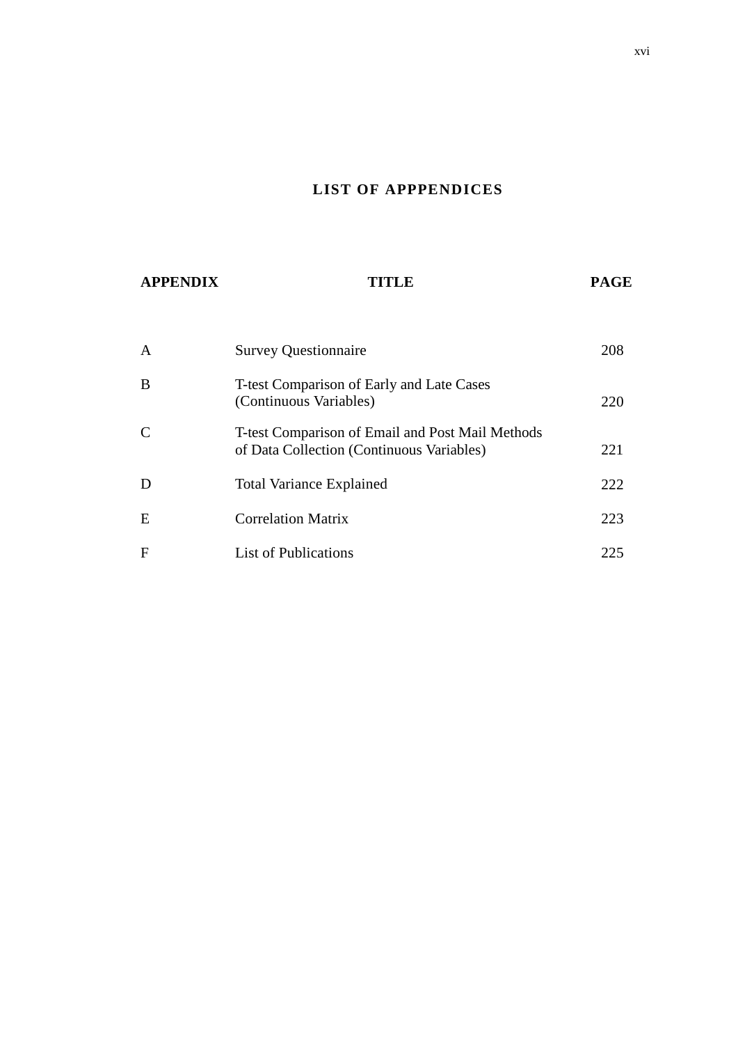# LIST OF APPPENDICES

| APPENDIX | TITLE | PAGE |
| --- | --- | --- |
| A | Survey Questionnaire | 208 |
| B | T-test Comparison of Early and Late Cases (Continuous Variables) | 220 |
| C | T-test Comparison of Email and Post Mail Methods of Data Collection (Continuous Variables) | 221 |
| D | Total Variance Explained | 222 |
| E | Correlation Matrix | 223 |
| F | List of Publications | 225 |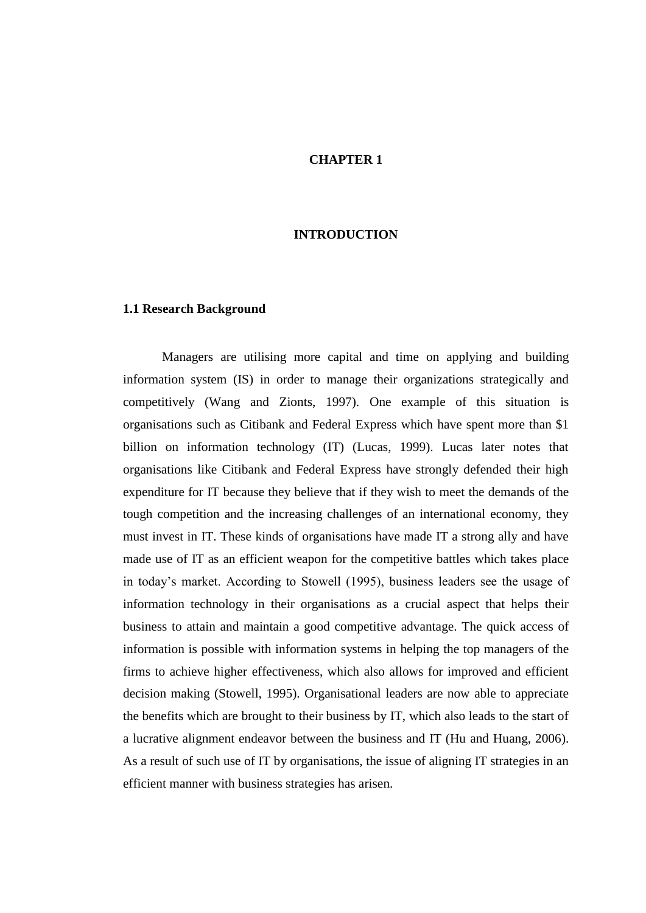# CHAPTER 1

# INTRODUCTION

## 1.1 Research Background

Managers are utilising more capital and time on applying and building information system (IS) in order to manage their organizations strategically and competitively (Wang and Zionts, 1997). One example of this situation is organisations such as Citibank and Federal Express which have spent more than $1 billion on information technology (IT) (Lucas, 1999). Lucas later notes that organisations like Citibank and Federal Express have strongly defended their high expenditure for IT because they believe that if they wish to meet the demands of the tough competition and the increasing challenges of an international economy, they must invest in IT. These kinds of organisations have made IT a strong ally and have made use of IT as an efficient weapon for the competitive battles which takes place in today's market. According to Stowell (1995), business leaders see the usage of information technology in their organisations as a crucial aspect that helps their business to attain and maintain a good competitive advantage. The quick access of information is possible with information systems in helping the top managers of the firms to achieve higher effectiveness, which also allows for improved and efficient decision making (Stowell, 1995). Organisational leaders are now able to appreciate the benefits which are brought to their business by IT, which also leads to the start of a lucrative alignment endeavor between the business and IT (Hu and Huang, 2006). As a result of such use of IT by organisations, the issue of aligning IT strategies in an efficient manner with business strategies has arisen.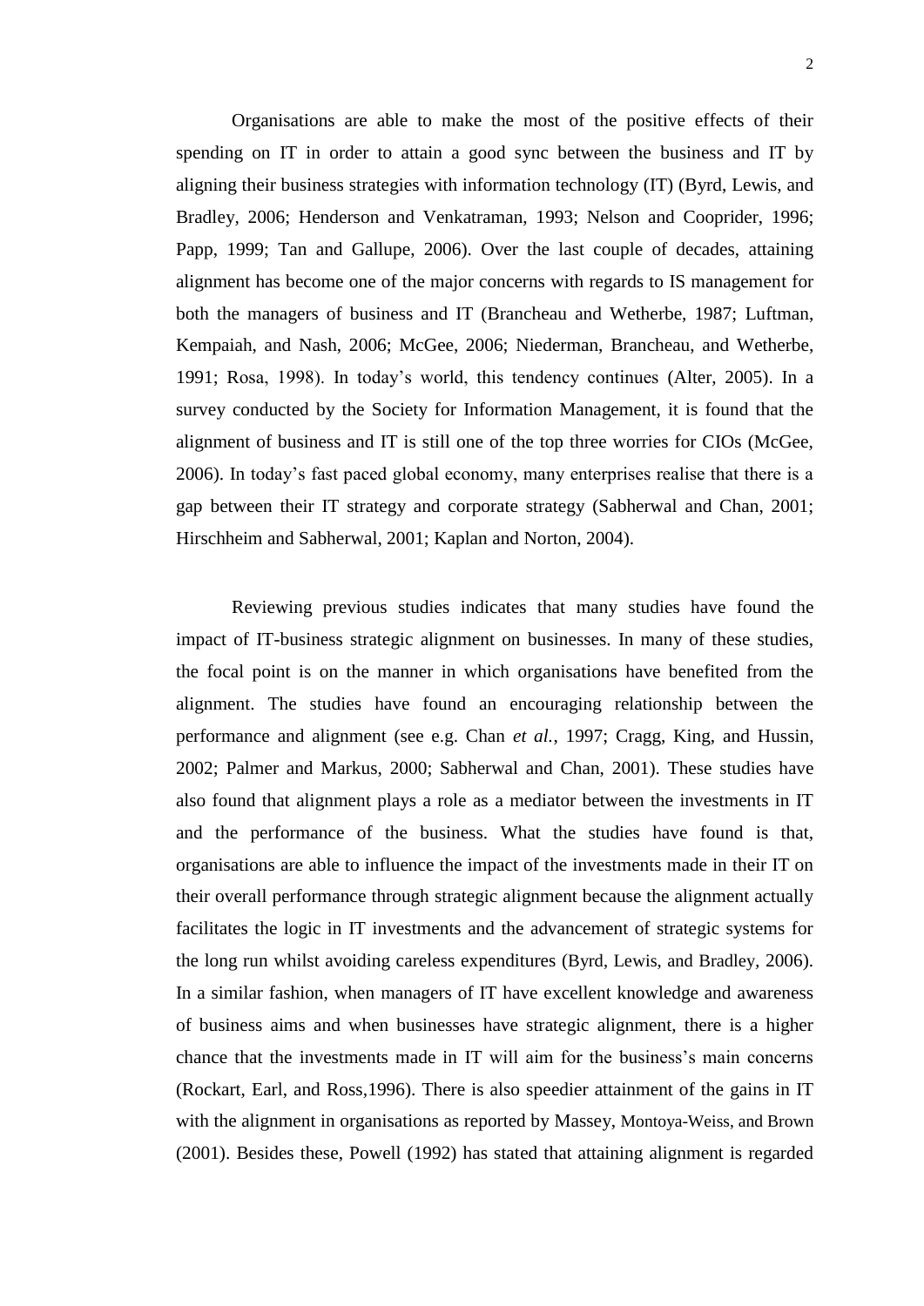Organisations are able to make the most of the positive effects of their spending on IT in order to attain a good sync between the business and IT by aligning their business strategies with information technology (IT) (Byrd, Lewis, and Bradley, 2006; Henderson and Venkatraman, 1993; Nelson and Cooprider, 1996; Papp, 1999; Tan and Gallupe, 2006). Over the last couple of decades, attaining alignment has become one of the major concerns with regards to IS management for both the managers of business and IT (Brancheau and Wetherbe, 1987; Luftman, Kempaiah, and Nash, 2006; McGee, 2006; Niederman, Brancheau, and Wetherbe, 1991; Rosa, 1998). In today's world, this tendency continues (Alter, 2005). In a survey conducted by the Society for Information Management, it is found that the alignment of business and IT is still one of the top three worries for CIOs (McGee, 2006). In today's fast paced global economy, many enterprises realise that there is a gap between their IT strategy and corporate strategy (Sabherwal and Chan, 2001; Hirschheim and Sabherwal, 2001; Kaplan and Norton, 2004).

Reviewing previous studies indicates that many studies have found the impact of IT-business strategic alignment on businesses. In many of these studies, the focal point is on the manner in which organisations have benefited from the alignment. The studies have found an encouraging relationship between the performance and alignment (see e.g. Chan *et al.*, 1997; Cragg, King, and Hussin, 2002; Palmer and Markus, 2000; Sabherwal and Chan, 2001). These studies have also found that alignment plays a role as a mediator between the investments in IT and the performance of the business. What the studies have found is that, organisations are able to influence the impact of the investments made in their IT on their overall performance through strategic alignment because the alignment actually facilitates the logic in IT investments and the advancement of strategic systems for the long run whilst avoiding careless expenditures (Byrd, Lewis, and Bradley, 2006). In a similar fashion, when managers of IT have excellent knowledge and awareness of business aims and when businesses have strategic alignment, there is a higher chance that the investments made in IT will aim for the business's main concerns (Rockart, Earl, and Ross,1996). There is also speedier attainment of the gains in IT with the alignment in organisations as reported by Massey, Montoya-Weiss, and Brown (2001). Besides these, Powell (1992) has stated that attaining alignment is regarded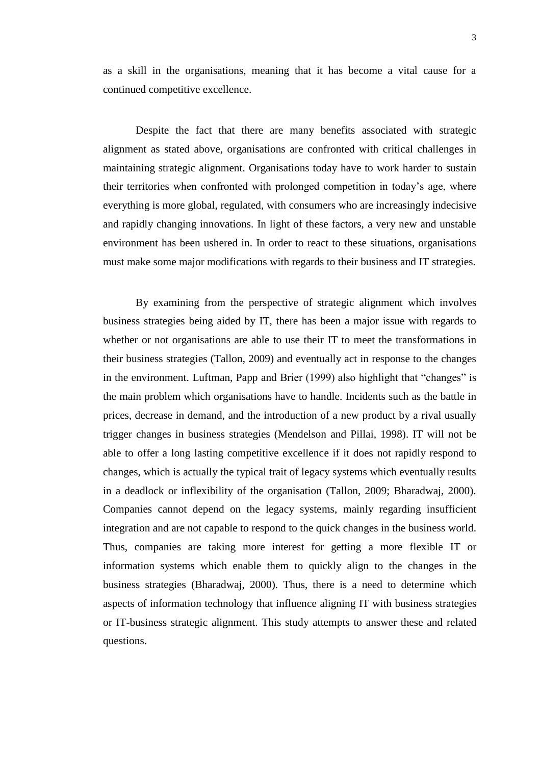as a skill in the organisations, meaning that it has become a vital cause for a continued competitive excellence.

Despite the fact that there are many benefits associated with strategic alignment as stated above, organisations are confronted with critical challenges in maintaining strategic alignment. Organisations today have to work harder to sustain their territories when confronted with prolonged competition in today's age, where everything is more global, regulated, with consumers who are increasingly indecisive and rapidly changing innovations. In light of these factors, a very new and unstable environment has been ushered in. In order to react to these situations, organisations must make some major modifications with regards to their business and IT strategies.

By examining from the perspective of strategic alignment which involves business strategies being aided by IT, there has been a major issue with regards to whether or not organisations are able to use their IT to meet the transformations in their business strategies (Tallon, 2009) and eventually act in response to the changes in the environment. Luftman, Papp and Brier (1999) also highlight that "changes" is the main problem which organisations have to handle. Incidents such as the battle in prices, decrease in demand, and the introduction of a new product by a rival usually trigger changes in business strategies (Mendelson and Pillai, 1998). IT will not be able to offer a long lasting competitive excellence if it does not rapidly respond to changes, which is actually the typical trait of legacy systems which eventually results in a deadlock or inflexibility of the organisation (Tallon, 2009; Bharadwaj, 2000). Companies cannot depend on the legacy systems, mainly regarding insufficient integration and are not capable to respond to the quick changes in the business world. Thus, companies are taking more interest for getting a more flexible IT or information systems which enable them to quickly align to the changes in the business strategies (Bharadwaj, 2000). Thus, there is a need to determine which aspects of information technology that influence aligning IT with business strategies or IT-business strategic alignment. This study attempts to answer these and related questions.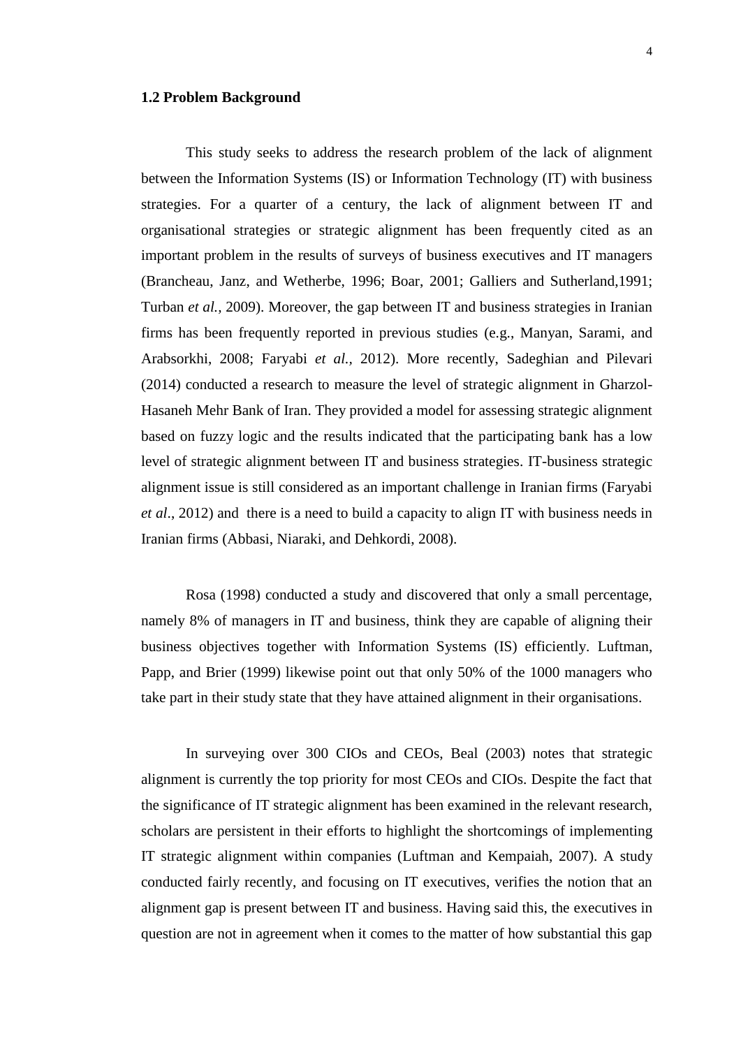### 1.2 Problem Background

This study seeks to address the research problem of the lack of alignment between the Information Systems (IS) or Information Technology (IT) with business strategies. For a quarter of a century, the lack of alignment between IT and organisational strategies or strategic alignment has been frequently cited as an important problem in the results of surveys of business executives and IT managers (Brancheau, Janz, and Wetherbe, 1996; Boar, 2001; Galliers and Sutherland,1991; Turban *et al.*, 2009). Moreover, the gap between IT and business strategies in Iranian firms has been frequently reported in previous studies (e.g., Manyan, Sarami, and Arabsorkhi, 2008; Faryabi *et al.*, 2012). More recently, Sadeghian and Pilevari (2014) conducted a research to measure the level of strategic alignment in Gharzol-Hasaneh Mehr Bank of Iran. They provided a model for assessing strategic alignment based on fuzzy logic and the results indicated that the participating bank has a low level of strategic alignment between IT and business strategies. IT-business strategic alignment issue is still considered as an important challenge in Iranian firms (Faryabi *et al*., 2012) and there is a need to build a capacity to align IT with business needs in Iranian firms (Abbasi, Niaraki, and Dehkordi, 2008).

Rosa (1998) conducted a study and discovered that only a small percentage, namely 8% of managers in IT and business, think they are capable of aligning their business objectives together with Information Systems (IS) efficiently. Luftman, Papp, and Brier (1999) likewise point out that only 50% of the 1000 managers who take part in their study state that they have attained alignment in their organisations.

In surveying over 300 CIOs and CEOs, Beal (2003) notes that strategic alignment is currently the top priority for most CEOs and CIOs. Despite the fact that the significance of IT strategic alignment has been examined in the relevant research, scholars are persistent in their efforts to highlight the shortcomings of implementing IT strategic alignment within companies (Luftman and Kempaiah, 2007). A study conducted fairly recently, and focusing on IT executives, verifies the notion that an alignment gap is present between IT and business. Having said this, the executives in question are not in agreement when it comes to the matter of how substantial this gap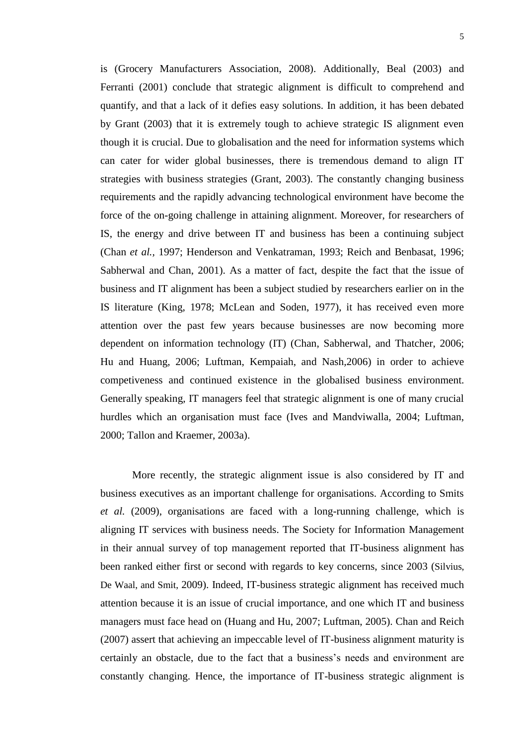is (Grocery Manufacturers Association, 2008). Additionally, Beal (2003) and Ferranti (2001) conclude that strategic alignment is difficult to comprehend and quantify, and that a lack of it defies easy solutions. In addition, it has been debated by Grant (2003) that it is extremely tough to achieve strategic IS alignment even though it is crucial. Due to globalisation and the need for information systems which can cater for wider global businesses, there is tremendous demand to align IT strategies with business strategies (Grant, 2003). The constantly changing business requirements and the rapidly advancing technological environment have become the force of the on-going challenge in attaining alignment. Moreover, for researchers of IS, the energy and drive between IT and business has been a continuing subject (Chan *et al.*, 1997; Henderson and Venkatraman, 1993; Reich and Benbasat, 1996; Sabherwal and Chan, 2001). As a matter of fact, despite the fact that the issue of business and IT alignment has been a subject studied by researchers earlier on in the IS literature (King, 1978; McLean and Soden, 1977), it has received even more attention over the past few years because businesses are now becoming more dependent on information technology (IT) (Chan, Sabherwal, and Thatcher, 2006; Hu and Huang, 2006; Luftman, Kempaiah, and Nash,2006) in order to achieve competiveness and continued existence in the globalised business environment. Generally speaking, IT managers feel that strategic alignment is one of many crucial hurdles which an organisation must face (Ives and Mandviwalla, 2004; Luftman, 2000; Tallon and Kraemer, 2003a).

More recently, the strategic alignment issue is also considered by IT and business executives as an important challenge for organisations. According to Smits *et al.* (2009), organisations are faced with a long-running challenge, which is aligning IT services with business needs. The Society for Information Management in their annual survey of top management reported that IT-business alignment has been ranked either first or second with regards to key concerns, since 2003 (Silvius, De Waal, and Smit, 2009). Indeed, IT-business strategic alignment has received much attention because it is an issue of crucial importance, and one which IT and business managers must face head on (Huang and Hu, 2007; Luftman, 2005). Chan and Reich (2007) assert that achieving an impeccable level of IT-business alignment maturity is certainly an obstacle, due to the fact that a business's needs and environment are constantly changing. Hence, the importance of IT-business strategic alignment is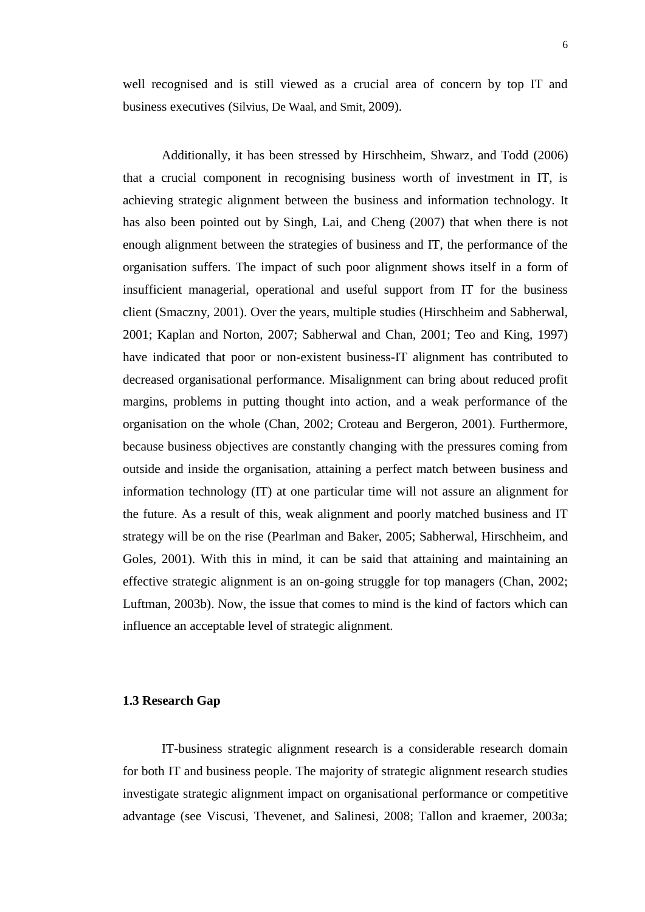well recognised and is still viewed as a crucial area of concern by top IT and business executives (Silvius, De Waal, and Smit, 2009).

Additionally, it has been stressed by Hirschheim, Shwarz, and Todd (2006) that a crucial component in recognising business worth of investment in IT, is achieving strategic alignment between the business and information technology. It has also been pointed out by Singh, Lai, and Cheng (2007) that when there is not enough alignment between the strategies of business and IT, the performance of the organisation suffers. The impact of such poor alignment shows itself in a form of insufficient managerial, operational and useful support from IT for the business client (Smaczny, 2001). Over the years, multiple studies (Hirschheim and Sabherwal, 2001; Kaplan and Norton, 2007; Sabherwal and Chan, 2001; Teo and King, 1997) have indicated that poor or non-existent business-IT alignment has contributed to decreased organisational performance. Misalignment can bring about reduced profit margins, problems in putting thought into action, and a weak performance of the organisation on the whole (Chan, 2002; Croteau and Bergeron, 2001). Furthermore, because business objectives are constantly changing with the pressures coming from outside and inside the organisation, attaining a perfect match between business and information technology (IT) at one particular time will not assure an alignment for the future. As a result of this, weak alignment and poorly matched business and IT strategy will be on the rise (Pearlman and Baker, 2005; Sabherwal, Hirschheim, and Goles, 2001). With this in mind, it can be said that attaining and maintaining an effective strategic alignment is an on-going struggle for top managers (Chan, 2002; Luftman, 2003b). Now, the issue that comes to mind is the kind of factors which can influence an acceptable level of strategic alignment.

### 1.3 Research Gap

IT-business strategic alignment research is a considerable research domain for both IT and business people. The majority of strategic alignment research studies investigate strategic alignment impact on organisational performance or competitive advantage (see Viscusi, Thevenet, and Salinesi, 2008; Tallon and kraemer, 2003a;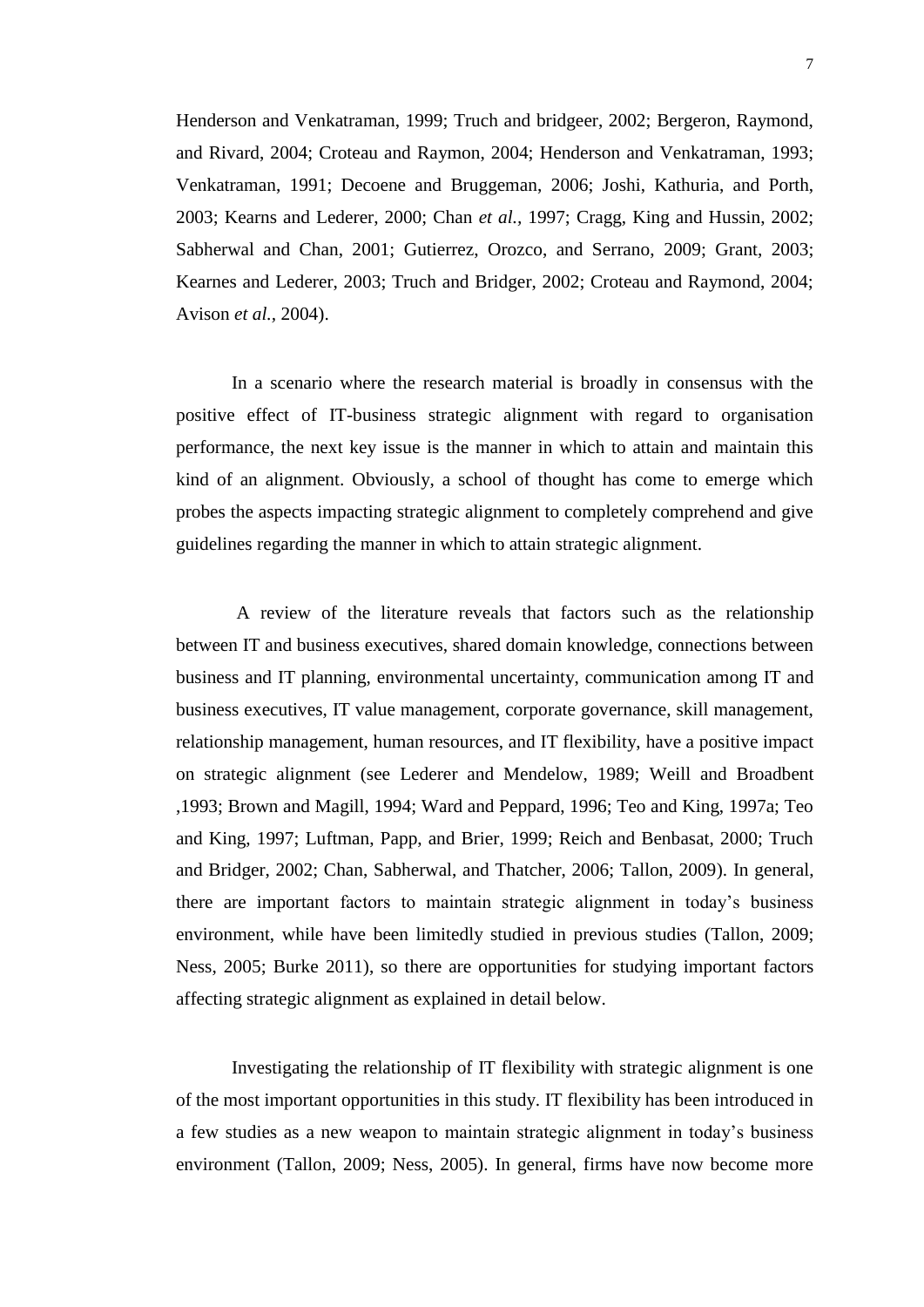Henderson and Venkatraman, 1999; Truch and bridgeer, 2002; Bergeron, Raymond, and Rivard, 2004; Croteau and Raymon, 2004; Henderson and Venkatraman, 1993; Venkatraman, 1991; Decoene and Bruggeman, 2006; Joshi, Kathuria, and Porth, 2003; Kearns and Lederer, 2000; Chan *et al.*, 1997; Cragg, King and Hussin, 2002; Sabherwal and Chan, 2001; Gutierrez, Orozco, and Serrano, 2009; Grant, 2003; Kearnes and Lederer, 2003; Truch and Bridger, 2002; Croteau and Raymond, 2004; Avison *et al.*, 2004).

In a scenario where the research material is broadly in consensus with the positive effect of IT-business strategic alignment with regard to organisation performance, the next key issue is the manner in which to attain and maintain this kind of an alignment. Obviously, a school of thought has come to emerge which probes the aspects impacting strategic alignment to completely comprehend and give guidelines regarding the manner in which to attain strategic alignment.

A review of the literature reveals that factors such as the relationship between IT and business executives, shared domain knowledge, connections between business and IT planning, environmental uncertainty, communication among IT and business executives, IT value management, corporate governance, skill management, relationship management, human resources, and IT flexibility, have a positive impact on strategic alignment (see Lederer and Mendelow, 1989; Weill and Broadbent ,1993; Brown and Magill, 1994; Ward and Peppard, 1996; Teo and King, 1997a; Teo and King, 1997; Luftman, Papp, and Brier, 1999; Reich and Benbasat, 2000; Truch and Bridger, 2002; Chan, Sabherwal, and Thatcher, 2006; Tallon, 2009). In general, there are important factors to maintain strategic alignment in today's business environment, while have been limitedly studied in previous studies (Tallon, 2009; Ness, 2005; Burke 2011), so there are opportunities for studying important factors affecting strategic alignment as explained in detail below.

Investigating the relationship of IT flexibility with strategic alignment is one of the most important opportunities in this study. IT flexibility has been introduced in a few studies as a new weapon to maintain strategic alignment in today's business environment (Tallon, 2009; Ness, 2005). In general, firms have now become more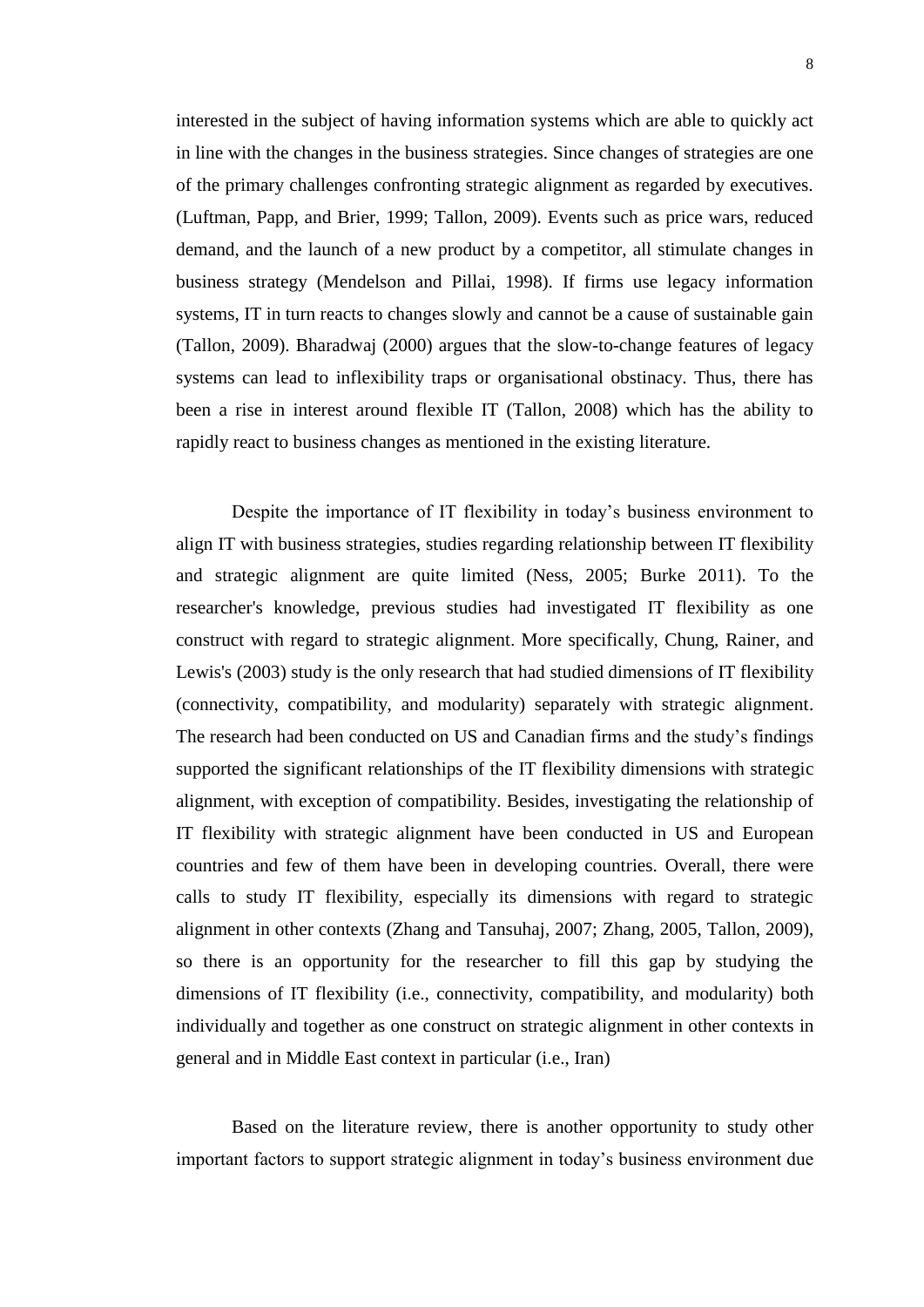interested in the subject of having information systems which are able to quickly act in line with the changes in the business strategies. Since changes of strategies are one of the primary challenges confronting strategic alignment as regarded by executives. (Luftman, Papp, and Brier, 1999; Tallon, 2009). Events such as price wars, reduced demand, and the launch of a new product by a competitor, all stimulate changes in business strategy (Mendelson and Pillai, 1998). If firms use legacy information systems, IT in turn reacts to changes slowly and cannot be a cause of sustainable gain (Tallon, 2009). Bharadwaj (2000) argues that the slow-to-change features of legacy systems can lead to inflexibility traps or organisational obstinacy. Thus, there has been a rise in interest around flexible IT (Tallon, 2008) which has the ability to rapidly react to business changes as mentioned in the existing literature.

Despite the importance of IT flexibility in today's business environment to align IT with business strategies, studies regarding relationship between IT flexibility and strategic alignment are quite limited (Ness, 2005; Burke 2011). To the researcher's knowledge, previous studies had investigated IT flexibility as one construct with regard to strategic alignment. More specifically, Chung, Rainer, and Lewis's (2003) study is the only research that had studied dimensions of IT flexibility (connectivity, compatibility, and modularity) separately with strategic alignment. The research had been conducted on US and Canadian firms and the study's findings supported the significant relationships of the IT flexibility dimensions with strategic alignment, with exception of compatibility. Besides, investigating the relationship of IT flexibility with strategic alignment have been conducted in US and European countries and few of them have been in developing countries. Overall, there were calls to study IT flexibility, especially its dimensions with regard to strategic alignment in other contexts (Zhang and Tansuhaj, 2007; Zhang, 2005, Tallon, 2009), so there is an opportunity for the researcher to fill this gap by studying the dimensions of IT flexibility (i.e., connectivity, compatibility, and modularity) both individually and together as one construct on strategic alignment in other contexts in general and in Middle East context in particular (i.e., Iran)

Based on the literature review, there is another opportunity to study other important factors to support strategic alignment in today's business environment due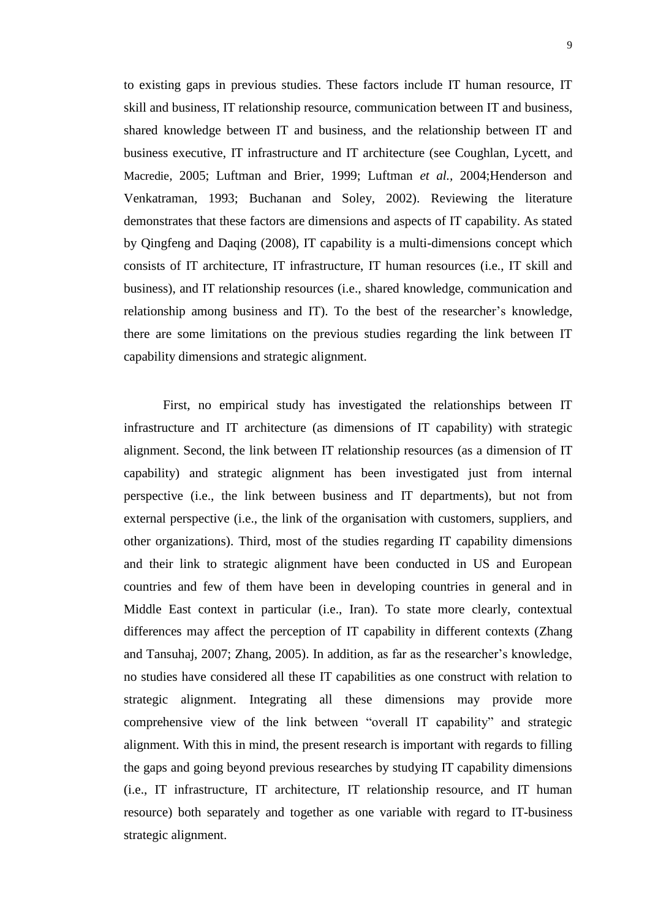to existing gaps in previous studies. These factors include IT human resource, IT skill and business, IT relationship resource, communication between IT and business, shared knowledge between IT and business, and the relationship between IT and business executive, IT infrastructure and IT architecture (see Coughlan, Lycett, and Macredie, 2005; Luftman and Brier, 1999; Luftman *et al.,* 2004;Henderson and Venkatraman, 1993; Buchanan and Soley, 2002). Reviewing the literature demonstrates that these factors are dimensions and aspects of IT capability. As stated by Qingfeng and Daqing (2008), IT capability is a multi-dimensions concept which consists of IT architecture, IT infrastructure, IT human resources (i.e., IT skill and business), and IT relationship resources (i.e., shared knowledge, communication and relationship among business and IT). To the best of the researcher's knowledge, there are some limitations on the previous studies regarding the link between IT capability dimensions and strategic alignment.

First, no empirical study has investigated the relationships between IT infrastructure and IT architecture (as dimensions of IT capability) with strategic alignment. Second, the link between IT relationship resources (as a dimension of IT capability) and strategic alignment has been investigated just from internal perspective (i.e., the link between business and IT departments), but not from external perspective (i.e., the link of the organisation with customers, suppliers, and other organizations). Third, most of the studies regarding IT capability dimensions and their link to strategic alignment have been conducted in US and European countries and few of them have been in developing countries in general and in Middle East context in particular (i.e., Iran). To state more clearly, contextual differences may affect the perception of IT capability in different contexts (Zhang and Tansuhaj, 2007; Zhang, 2005). In addition, as far as the researcher's knowledge, no studies have considered all these IT capabilities as one construct with relation to strategic alignment. Integrating all these dimensions may provide more comprehensive view of the link between "overall IT capability" and strategic alignment. With this in mind, the present research is important with regards to filling the gaps and going beyond previous researches by studying IT capability dimensions (i.e., IT infrastructure, IT architecture, IT relationship resource, and IT human resource) both separately and together as one variable with regard to IT-business strategic alignment.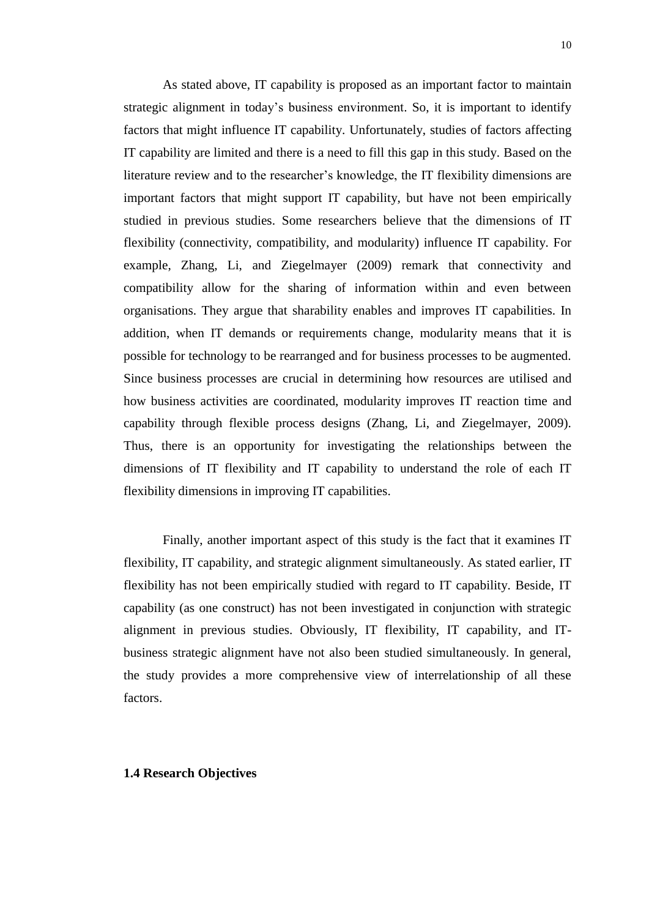As stated above, IT capability is proposed as an important factor to maintain strategic alignment in today's business environment. So, it is important to identify factors that might influence IT capability. Unfortunately, studies of factors affecting IT capability are limited and there is a need to fill this gap in this study. Based on the literature review and to the researcher's knowledge, the IT flexibility dimensions are important factors that might support IT capability, but have not been empirically studied in previous studies. Some researchers believe that the dimensions of IT flexibility (connectivity, compatibility, and modularity) influence IT capability. For example, Zhang, Li, and Ziegelmayer (2009) remark that connectivity and compatibility allow for the sharing of information within and even between organisations. They argue that sharability enables and improves IT capabilities. In addition, when IT demands or requirements change, modularity means that it is possible for technology to be rearranged and for business processes to be augmented. Since business processes are crucial in determining how resources are utilised and how business activities are coordinated, modularity improves IT reaction time and capability through flexible process designs (Zhang, Li, and Ziegelmayer, 2009). Thus, there is an opportunity for investigating the relationships between the dimensions of IT flexibility and IT capability to understand the role of each IT flexibility dimensions in improving IT capabilities.

Finally, another important aspect of this study is the fact that it examines IT flexibility, IT capability, and strategic alignment simultaneously. As stated earlier, IT flexibility has not been empirically studied with regard to IT capability. Beside, IT capability (as one construct) has not been investigated in conjunction with strategic alignment in previous studies. Obviously, IT flexibility, IT capability, and IT-business strategic alignment have not also been studied simultaneously. In general, the study provides a more comprehensive view of interrelationship of all these factors.

## 1.4 Research Objectives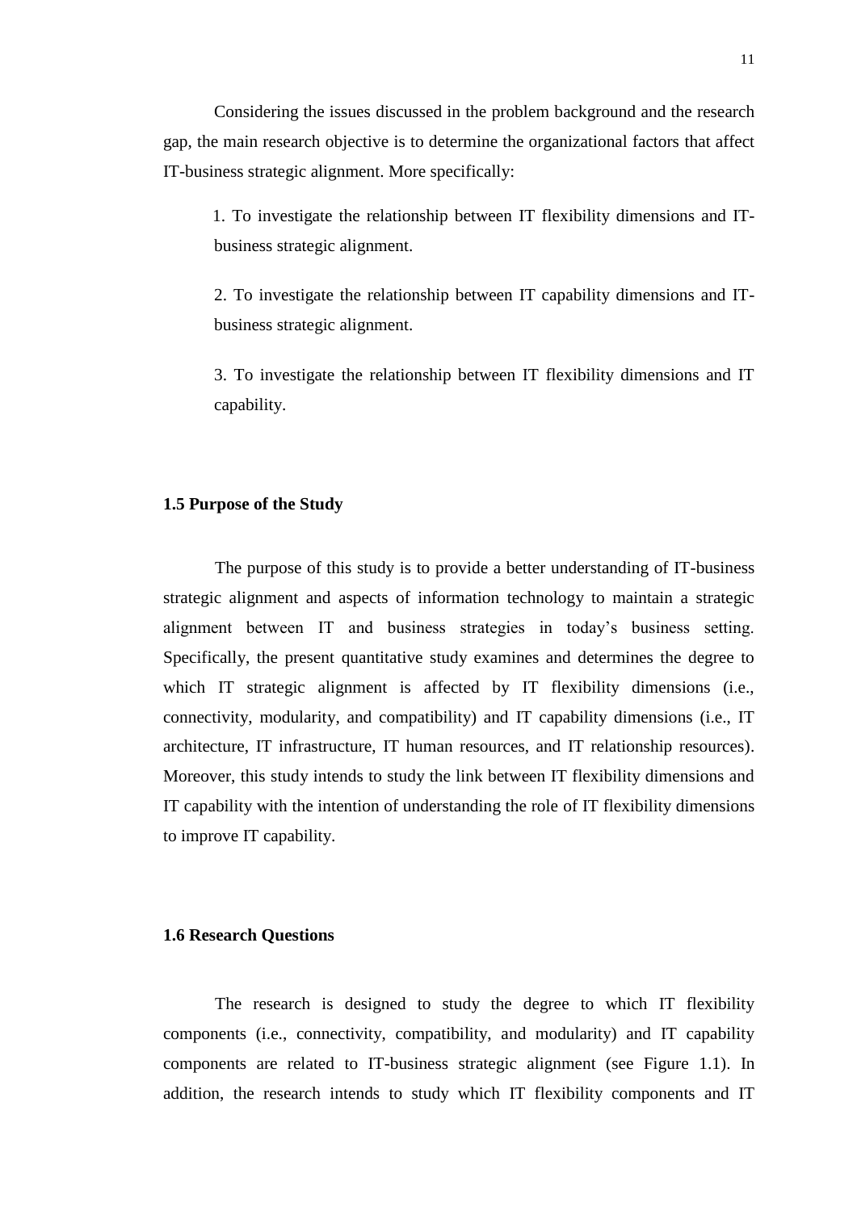Considering the issues discussed in the problem background and the research gap, the main research objective is to determine the organizational factors that affect IT-business strategic alignment. More specifically:

1. To investigate the relationship between IT flexibility dimensions and IT-business strategic alignment.

2. To investigate the relationship between IT capability dimensions and IT-business strategic alignment.

3. To investigate the relationship between IT flexibility dimensions and IT capability.

## 1.5 Purpose of the Study

The purpose of this study is to provide a better understanding of IT-business strategic alignment and aspects of information technology to maintain a strategic alignment between IT and business strategies in today's business setting. Specifically, the present quantitative study examines and determines the degree to which IT strategic alignment is affected by IT flexibility dimensions (i.e., connectivity, modularity, and compatibility) and IT capability dimensions (i.e., IT architecture, IT infrastructure, IT human resources, and IT relationship resources). Moreover, this study intends to study the link between IT flexibility dimensions and IT capability with the intention of understanding the role of IT flexibility dimensions to improve IT capability.

## 1.6 Research Questions

The research is designed to study the degree to which IT flexibility components (i.e., connectivity, compatibility, and modularity) and IT capability components are related to IT-business strategic alignment (see Figure 1.1). In addition, the research intends to study which IT flexibility components and IT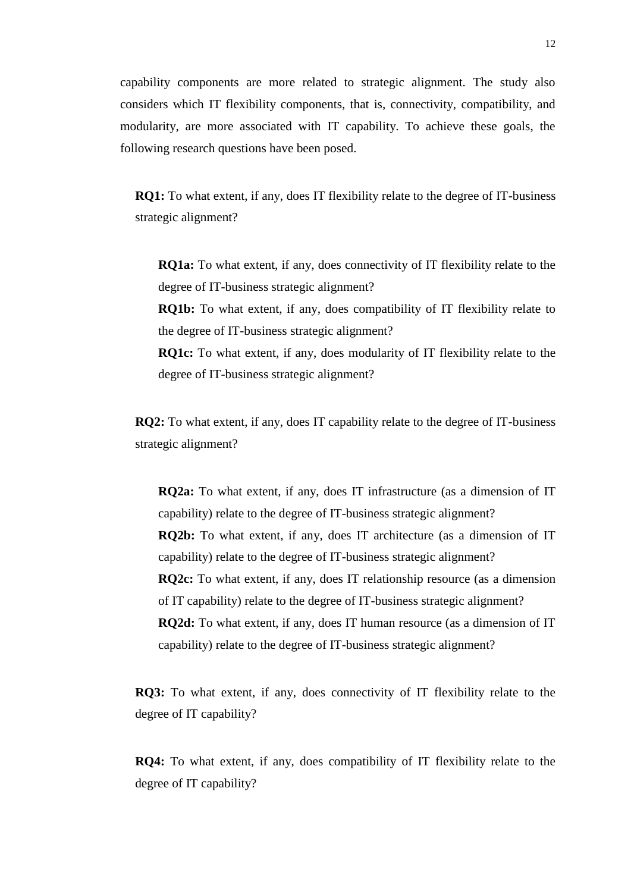capability components are more related to strategic alignment. The study also considers which IT flexibility components, that is, connectivity, compatibility, and modularity, are more associated with IT capability. To achieve these goals, the following research questions have been posed.

**RQ1:** To what extent, if any, does IT flexibility relate to the degree of IT-business strategic alignment?

> **RQ1a:** To what extent, if any, does connectivity of IT flexibility relate to the degree of IT-business strategic alignment?
>
> **RQ1b:** To what extent, if any, does compatibility of IT flexibility relate to the degree of IT-business strategic alignment?
>
> **RQ1c:** To what extent, if any, does modularity of IT flexibility relate to the degree of IT-business strategic alignment?

**RQ2:** To what extent, if any, does IT capability relate to the degree of IT-business strategic alignment?

> **RQ2a:** To what extent, if any, does IT infrastructure (as a dimension of IT capability) relate to the degree of IT-business strategic alignment?
>
> **RQ2b:** To what extent, if any, does IT architecture (as a dimension of IT capability) relate to the degree of IT-business strategic alignment?
>
> **RQ2c:** To what extent, if any, does IT relationship resource (as a dimension of IT capability) relate to the degree of IT-business strategic alignment?
>
> **RQ2d:** To what extent, if any, does IT human resource (as a dimension of IT capability) relate to the degree of IT-business strategic alignment?

**RQ3:** To what extent, if any, does connectivity of IT flexibility relate to the degree of IT capability?

**RQ4:** To what extent, if any, does compatibility of IT flexibility relate to the degree of IT capability?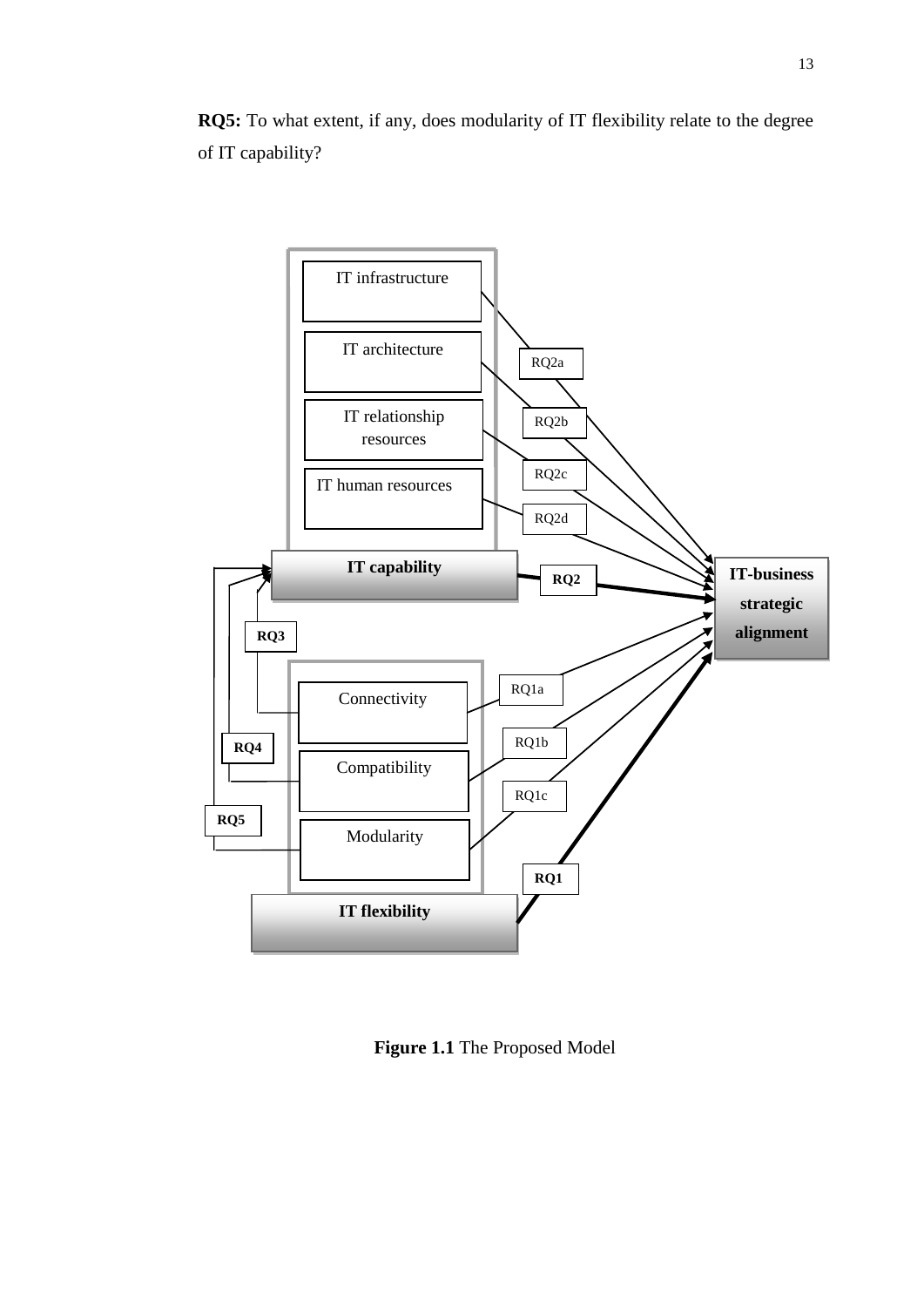**RQ5:** To what extent, if any, does modularity of IT flexibility relate to the degree of IT capability?

**Figure 1.1** The Proposed Model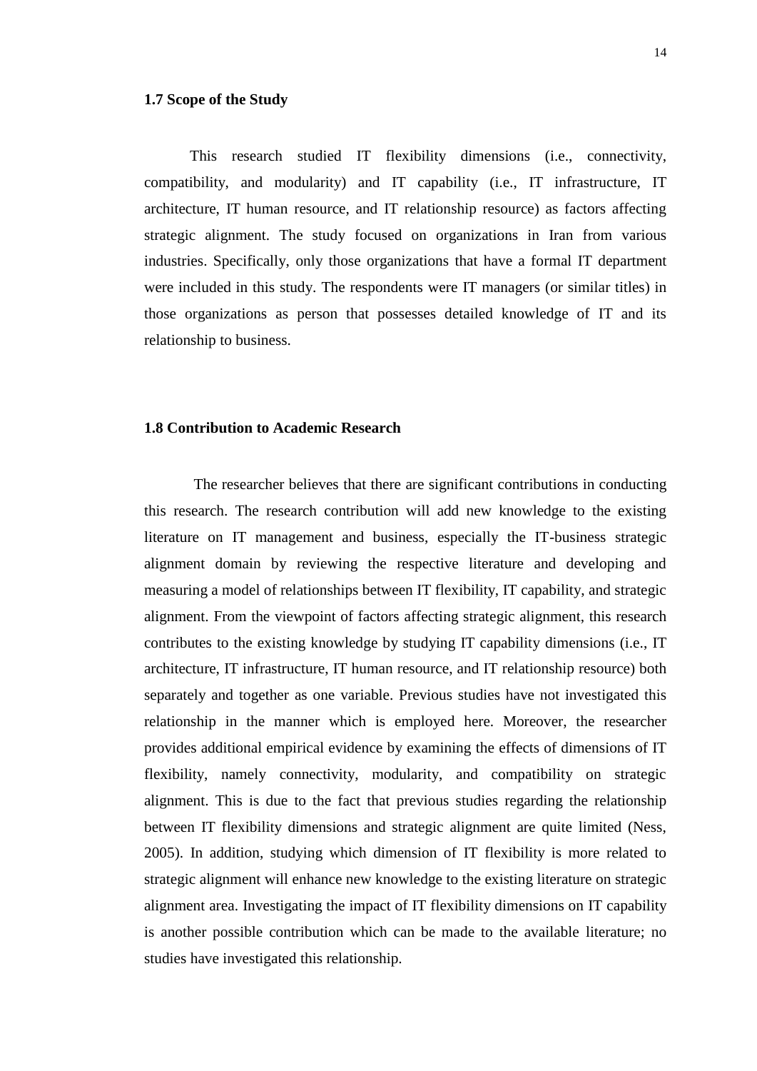### 1.7 Scope of the Study

This research studied IT flexibility dimensions (i.e., connectivity, compatibility, and modularity) and IT capability (i.e., IT infrastructure, IT architecture, IT human resource, and IT relationship resource) as factors affecting strategic alignment. The study focused on organizations in Iran from various industries. Specifically, only those organizations that have a formal IT department were included in this study. The respondents were IT managers (or similar titles) in those organizations as person that possesses detailed knowledge of IT and its relationship to business.

### 1.8 Contribution to Academic Research

The researcher believes that there are significant contributions in conducting this research. The research contribution will add new knowledge to the existing literature on IT management and business, especially the IT-business strategic alignment domain by reviewing the respective literature and developing and measuring a model of relationships between IT flexibility, IT capability, and strategic alignment. From the viewpoint of factors affecting strategic alignment, this research contributes to the existing knowledge by studying IT capability dimensions (i.e., IT architecture, IT infrastructure, IT human resource, and IT relationship resource) both separately and together as one variable. Previous studies have not investigated this relationship in the manner which is employed here. Moreover, the researcher provides additional empirical evidence by examining the effects of dimensions of IT flexibility, namely connectivity, modularity, and compatibility on strategic alignment. This is due to the fact that previous studies regarding the relationship between IT flexibility dimensions and strategic alignment are quite limited (Ness, 2005). In addition, studying which dimension of IT flexibility is more related to strategic alignment will enhance new knowledge to the existing literature on strategic alignment area. Investigating the impact of IT flexibility dimensions on IT capability is another possible contribution which can be made to the available literature; no studies have investigated this relationship.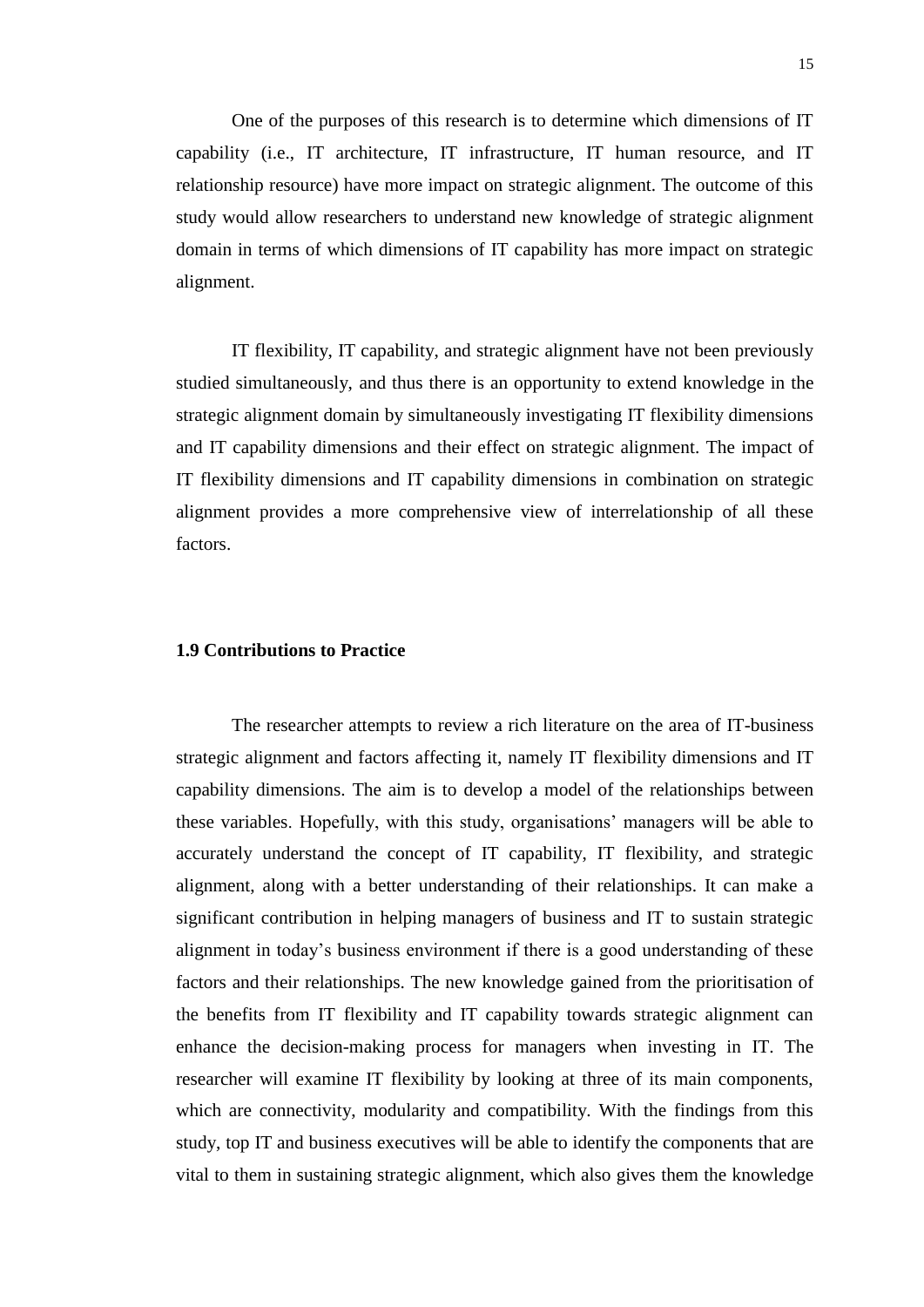One of the purposes of this research is to determine which dimensions of IT capability (i.e., IT architecture, IT infrastructure, IT human resource, and IT relationship resource) have more impact on strategic alignment. The outcome of this study would allow researchers to understand new knowledge of strategic alignment domain in terms of which dimensions of IT capability has more impact on strategic alignment.

IT flexibility, IT capability, and strategic alignment have not been previously studied simultaneously, and thus there is an opportunity to extend knowledge in the strategic alignment domain by simultaneously investigating IT flexibility dimensions and IT capability dimensions and their effect on strategic alignment. The impact of IT flexibility dimensions and IT capability dimensions in combination on strategic alignment provides a more comprehensive view of interrelationship of all these factors.

### 1.9 Contributions to Practice

The researcher attempts to review a rich literature on the area of IT-business strategic alignment and factors affecting it, namely IT flexibility dimensions and IT capability dimensions. The aim is to develop a model of the relationships between these variables. Hopefully, with this study, organisations' managers will be able to accurately understand the concept of IT capability, IT flexibility, and strategic alignment, along with a better understanding of their relationships. It can make a significant contribution in helping managers of business and IT to sustain strategic alignment in today's business environment if there is a good understanding of these factors and their relationships. The new knowledge gained from the prioritisation of the benefits from IT flexibility and IT capability towards strategic alignment can enhance the decision-making process for managers when investing in IT. The researcher will examine IT flexibility by looking at three of its main components, which are connectivity, modularity and compatibility. With the findings from this study, top IT and business executives will be able to identify the components that are vital to them in sustaining strategic alignment, which also gives them the knowledge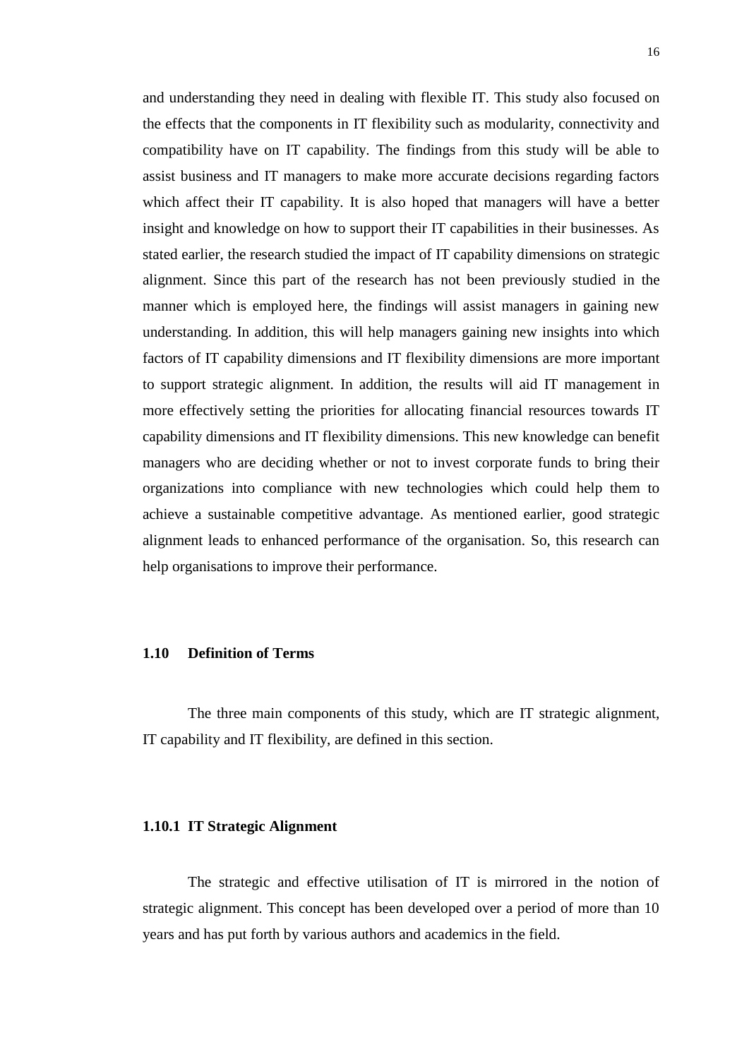and understanding they need in dealing with flexible IT. This study also focused on the effects that the components in IT flexibility such as modularity, connectivity and compatibility have on IT capability. The findings from this study will be able to assist business and IT managers to make more accurate decisions regarding factors which affect their IT capability. It is also hoped that managers will have a better insight and knowledge on how to support their IT capabilities in their businesses. As stated earlier, the research studied the impact of IT capability dimensions on strategic alignment. Since this part of the research has not been previously studied in the manner which is employed here, the findings will assist managers in gaining new understanding. In addition, this will help managers gaining new insights into which factors of IT capability dimensions and IT flexibility dimensions are more important to support strategic alignment. In addition, the results will aid IT management in more effectively setting the priorities for allocating financial resources towards IT capability dimensions and IT flexibility dimensions. This new knowledge can benefit managers who are deciding whether or not to invest corporate funds to bring their organizations into compliance with new technologies which could help them to achieve a sustainable competitive advantage. As mentioned earlier, good strategic alignment leads to enhanced performance of the organisation. So, this research can help organisations to improve their performance.

## 1.10 Definition of Terms

The three main components of this study, which are IT strategic alignment, IT capability and IT flexibility, are defined in this section.

### 1.10.1 IT Strategic Alignment

The strategic and effective utilisation of IT is mirrored in the notion of strategic alignment. This concept has been developed over a period of more than 10 years and has put forth by various authors and academics in the field.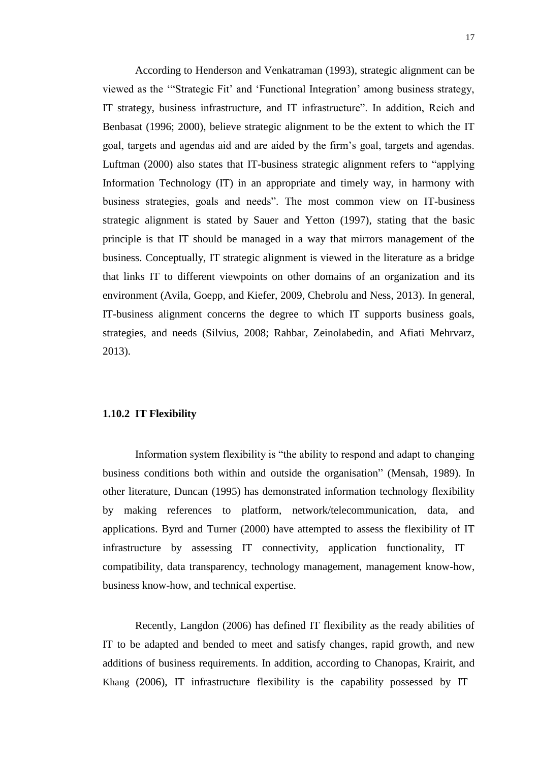According to Henderson and Venkatraman (1993), strategic alignment can be viewed as the '"Strategic Fit' and 'Functional Integration' among business strategy, IT strategy, business infrastructure, and IT infrastructure". In addition, Reich and Benbasat (1996; 2000), believe strategic alignment to be the extent to which the IT goal, targets and agendas aid and are aided by the firm's goal, targets and agendas. Luftman (2000) also states that IT-business strategic alignment refers to "applying Information Technology (IT) in an appropriate and timely way, in harmony with business strategies, goals and needs". The most common view on IT-business strategic alignment is stated by Sauer and Yetton (1997), stating that the basic principle is that IT should be managed in a way that mirrors management of the business. Conceptually, IT strategic alignment is viewed in the literature as a bridge that links IT to different viewpoints on other domains of an organization and its environment (Avila, Goepp, and Kiefer, 2009, Chebrolu and Ness, 2013). In general, IT-business alignment concerns the degree to which IT supports business goals, strategies, and needs (Silvius, 2008; Rahbar, Zeinolabedin, and Afiati Mehrvarz, 2013).

### 1.10.2 IT Flexibility

Information system flexibility is "the ability to respond and adapt to changing business conditions both within and outside the organisation" (Mensah, 1989). In other literature, Duncan (1995) has demonstrated information technology flexibility by making references to platform, network/telecommunication, data, and applications. Byrd and Turner (2000) have attempted to assess the flexibility of IT infrastructure by assessing IT connectivity, application functionality, IT compatibility, data transparency, technology management, management know-how, business know-how, and technical expertise.

Recently, Langdon (2006) has defined IT flexibility as the ready abilities of IT to be adapted and bended to meet and satisfy changes, rapid growth, and new additions of business requirements. In addition, according to Chanopas, Krairit, and Khang (2006), IT infrastructure flexibility is the capability possessed by IT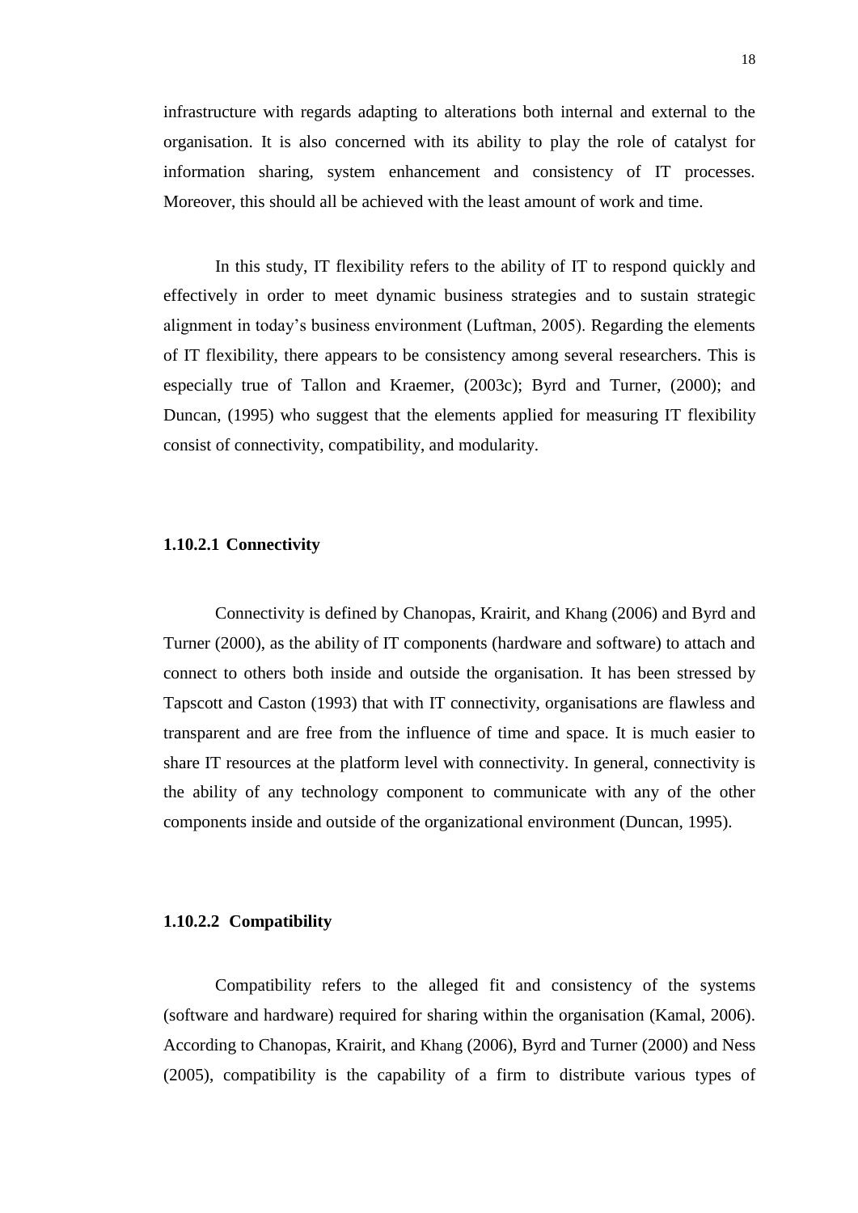infrastructure with regards adapting to alterations both internal and external to the organisation. It is also concerned with its ability to play the role of catalyst for information sharing, system enhancement and consistency of IT processes. Moreover, this should all be achieved with the least amount of work and time.

In this study, IT flexibility refers to the ability of IT to respond quickly and effectively in order to meet dynamic business strategies and to sustain strategic alignment in today's business environment (Luftman, 2005). Regarding the elements of IT flexibility, there appears to be consistency among several researchers. This is especially true of Tallon and Kraemer, (2003c); Byrd and Turner, (2000); and Duncan, (1995) who suggest that the elements applied for measuring IT flexibility consist of connectivity, compatibility, and modularity.

#### 1.10.2.1 Connectivity

Connectivity is defined by Chanopas, Krairit, and Khang (2006) and Byrd and Turner (2000), as the ability of IT components (hardware and software) to attach and connect to others both inside and outside the organisation. It has been stressed by Tapscott and Caston (1993) that with IT connectivity, organisations are flawless and transparent and are free from the influence of time and space. It is much easier to share IT resources at the platform level with connectivity. In general, connectivity is the ability of any technology component to communicate with any of the other components inside and outside of the organizational environment (Duncan, 1995).

#### 1.10.2.2 Compatibility

Compatibility refers to the alleged fit and consistency of the systems (software and hardware) required for sharing within the organisation (Kamal, 2006). According to Chanopas, Krairit, and Khang (2006), Byrd and Turner (2000) and Ness (2005), compatibility is the capability of a firm to distribute various types of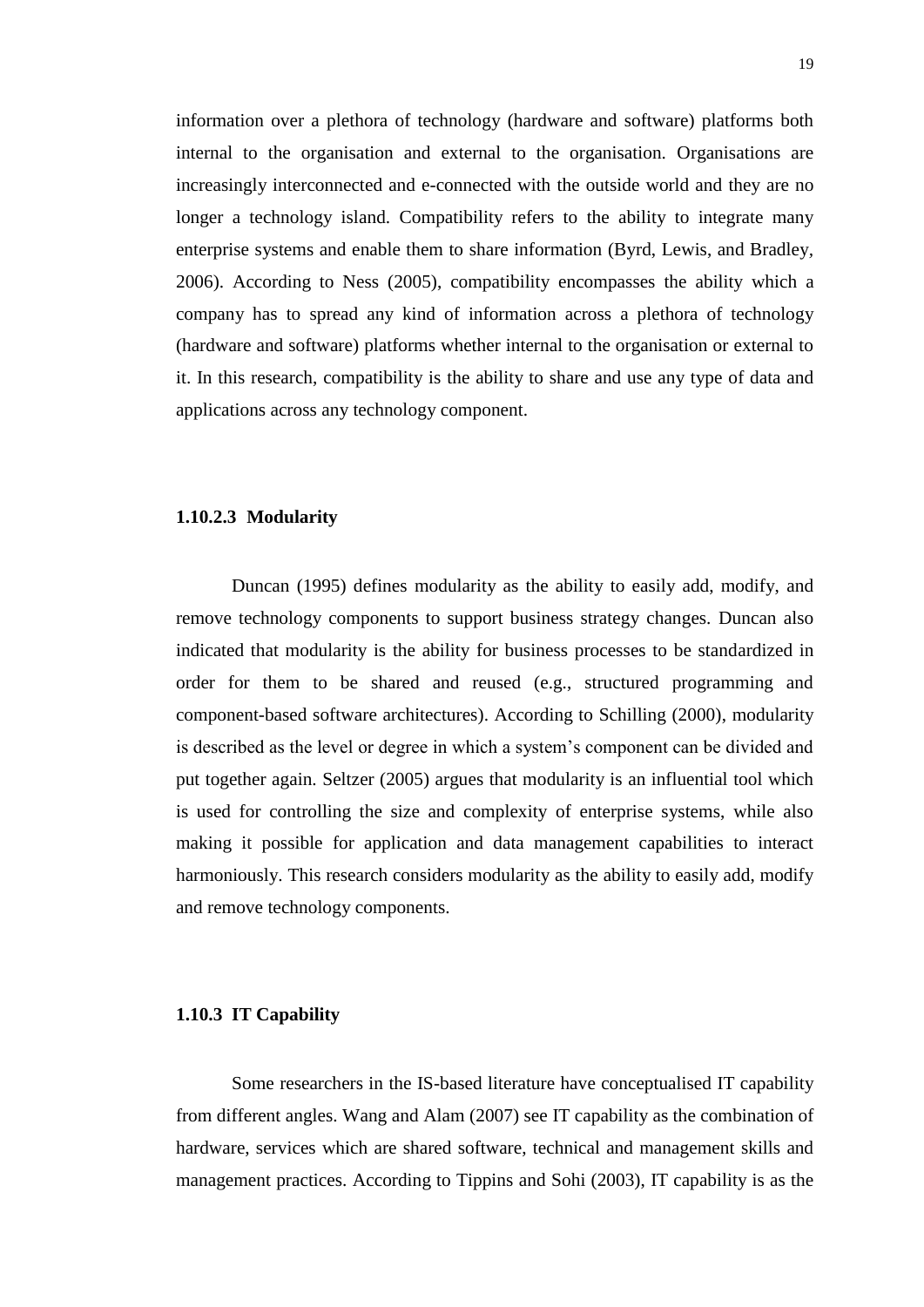information over a plethora of technology (hardware and software) platforms both internal to the organisation and external to the organisation. Organisations are increasingly interconnected and e-connected with the outside world and they are no longer a technology island. Compatibility refers to the ability to integrate many enterprise systems and enable them to share information (Byrd, Lewis, and Bradley, 2006). According to Ness (2005), compatibility encompasses the ability which a company has to spread any kind of information across a plethora of technology (hardware and software) platforms whether internal to the organisation or external to it. In this research, compatibility is the ability to share and use any type of data and applications across any technology component.

#### 1.10.2.3 Modularity

Duncan (1995) defines modularity as the ability to easily add, modify, and remove technology components to support business strategy changes. Duncan also indicated that modularity is the ability for business processes to be standardized in order for them to be shared and reused (e.g., structured programming and component-based software architectures). According to Schilling (2000), modularity is described as the level or degree in which a system's component can be divided and put together again. Seltzer (2005) argues that modularity is an influential tool which is used for controlling the size and complexity of enterprise systems, while also making it possible for application and data management capabilities to interact harmoniously. This research considers modularity as the ability to easily add, modify and remove technology components.

### 1.10.3 IT Capability

Some researchers in the IS-based literature have conceptualised IT capability from different angles. Wang and Alam (2007) see IT capability as the combination of hardware, services which are shared software, technical and management skills and management practices. According to Tippins and Sohi (2003), IT capability is as the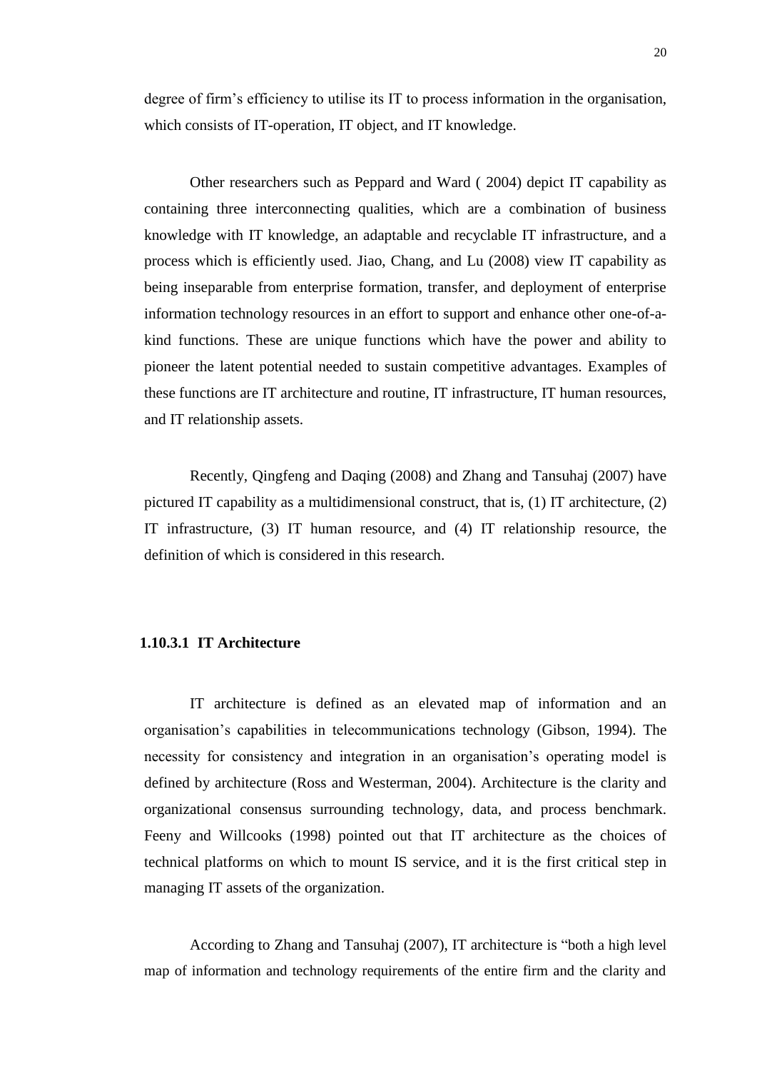degree of firm's efficiency to utilise its IT to process information in the organisation, which consists of IT-operation, IT object, and IT knowledge.

Other researchers such as Peppard and Ward ( 2004) depict IT capability as containing three interconnecting qualities, which are a combination of business knowledge with IT knowledge, an adaptable and recyclable IT infrastructure, and a process which is efficiently used. Jiao, Chang, and Lu (2008) view IT capability as being inseparable from enterprise formation, transfer, and deployment of enterprise information technology resources in an effort to support and enhance other one-of-a-kind functions. These are unique functions which have the power and ability to pioneer the latent potential needed to sustain competitive advantages. Examples of these functions are IT architecture and routine, IT infrastructure, IT human resources, and IT relationship assets.

Recently, Qingfeng and Daqing (2008) and Zhang and Tansuhaj (2007) have pictured IT capability as a multidimensional construct, that is, (1) IT architecture, (2) IT infrastructure, (3) IT human resource, and (4) IT relationship resource, the definition of which is considered in this research.

#### 1.10.3.1 IT Architecture

IT architecture is defined as an elevated map of information and an organisation's capabilities in telecommunications technology (Gibson, 1994). The necessity for consistency and integration in an organisation's operating model is defined by architecture (Ross and Westerman, 2004). Architecture is the clarity and organizational consensus surrounding technology, data, and process benchmark. Feeny and Willcooks (1998) pointed out that IT architecture as the choices of technical platforms on which to mount IS service, and it is the first critical step in managing IT assets of the organization.

According to Zhang and Tansuhaj (2007), IT architecture is "both a high level map of information and technology requirements of the entire firm and the clarity and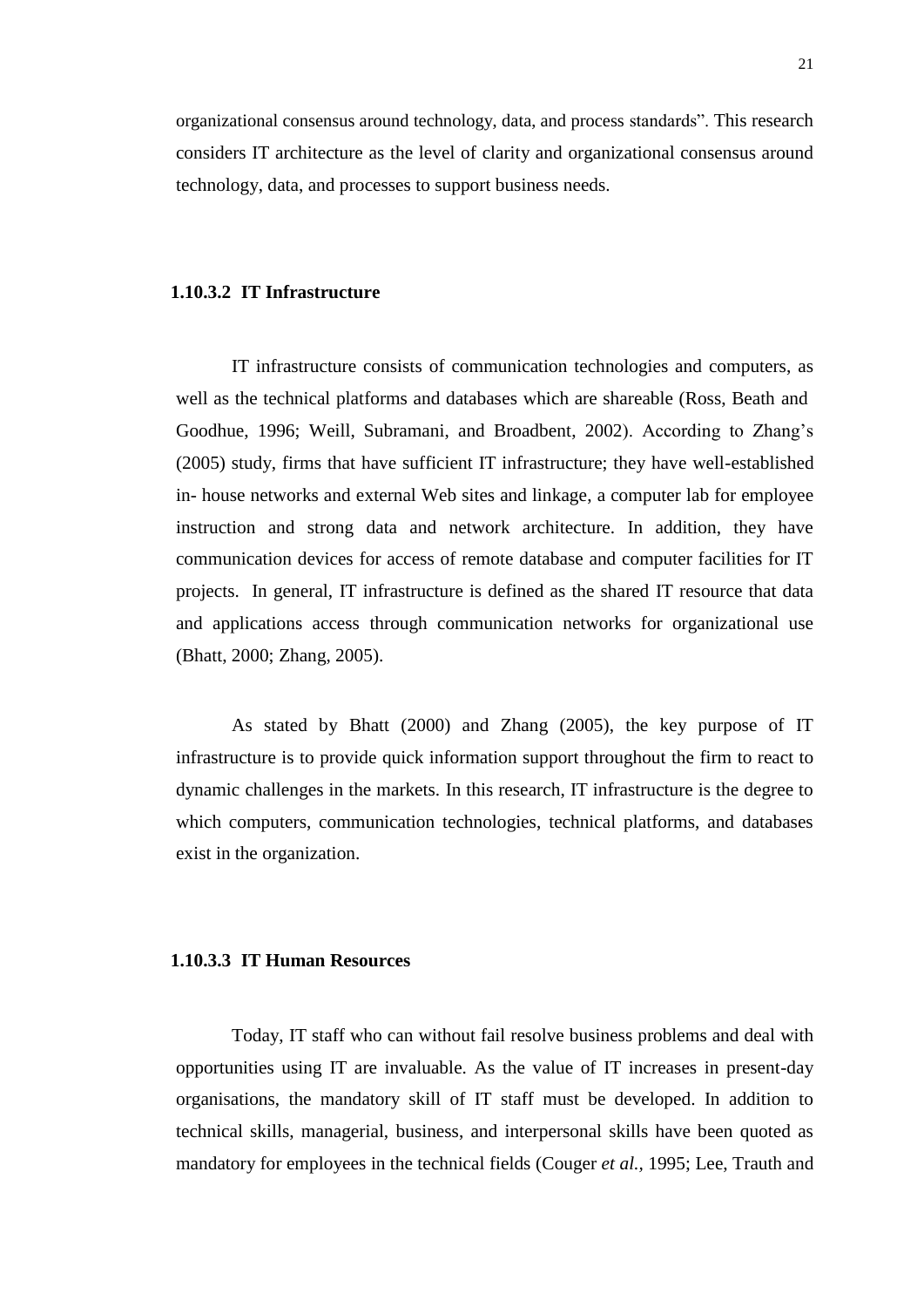organizational consensus around technology, data, and process standards". This research considers IT architecture as the level of clarity and organizational consensus around technology, data, and processes to support business needs.

#### 1.10.3.2 IT Infrastructure

IT infrastructure consists of communication technologies and computers, as well as the technical platforms and databases which are shareable (Ross, Beath and Goodhue, 1996; Weill, Subramani, and Broadbent, 2002). According to Zhang's (2005) study, firms that have sufficient IT infrastructure; they have well-established in- house networks and external Web sites and linkage, a computer lab for employee instruction and strong data and network architecture. In addition, they have communication devices for access of remote database and computer facilities for IT projects. In general, IT infrastructure is defined as the shared IT resource that data and applications access through communication networks for organizational use (Bhatt, 2000; Zhang, 2005).

As stated by Bhatt (2000) and Zhang (2005), the key purpose of IT infrastructure is to provide quick information support throughout the firm to react to dynamic challenges in the markets. In this research, IT infrastructure is the degree to which computers, communication technologies, technical platforms, and databases exist in the organization.

#### 1.10.3.3 IT Human Resources

Today, IT staff who can without fail resolve business problems and deal with opportunities using IT are invaluable. As the value of IT increases in present-day organisations, the mandatory skill of IT staff must be developed. In addition to technical skills, managerial, business, and interpersonal skills have been quoted as mandatory for employees in the technical fields (Couger *et al.*, 1995; Lee, Trauth and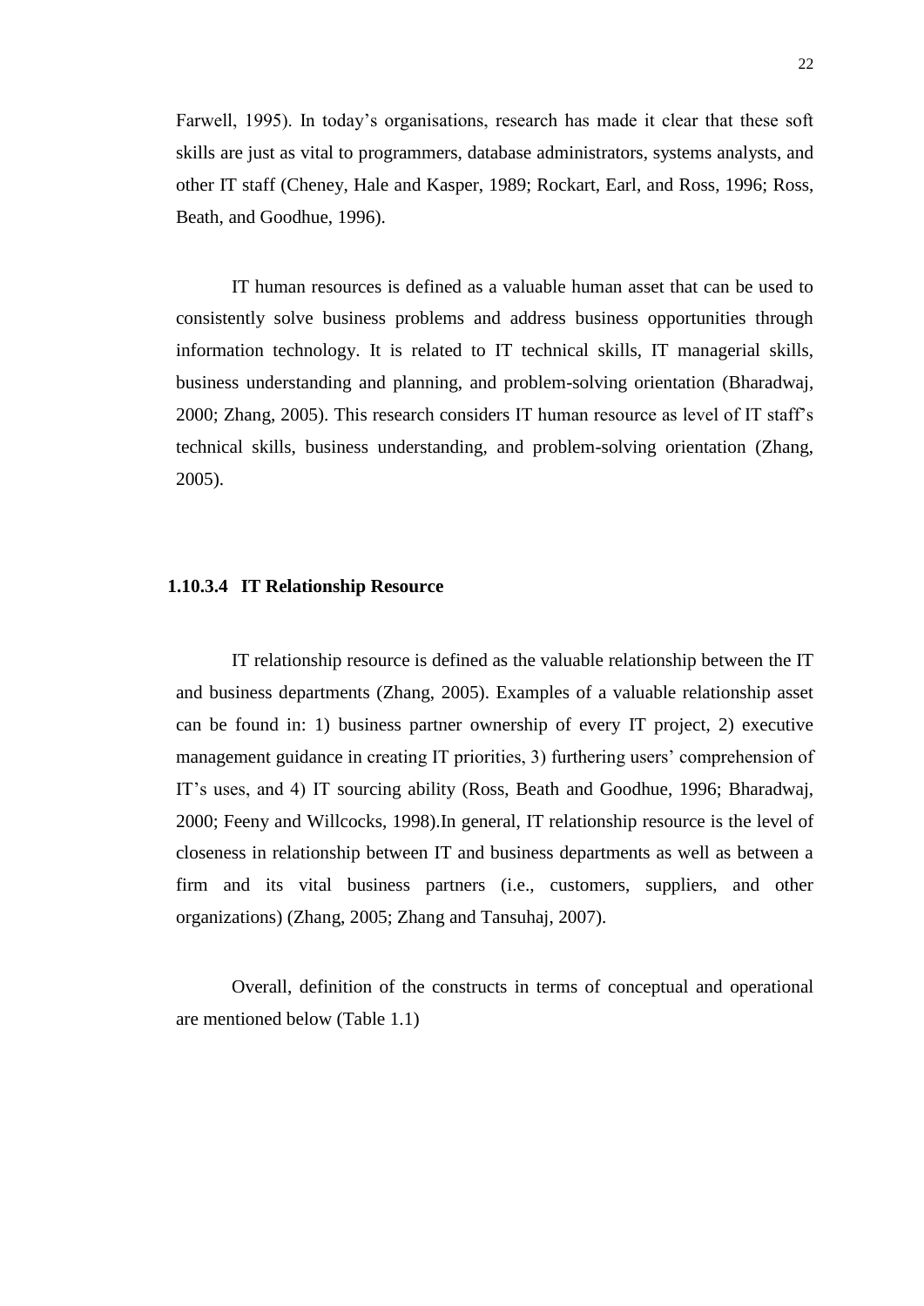Farwell, 1995). In today's organisations, research has made it clear that these soft skills are just as vital to programmers, database administrators, systems analysts, and other IT staff (Cheney, Hale and Kasper, 1989; Rockart, Earl, and Ross, 1996; Ross, Beath, and Goodhue, 1996).

IT human resources is defined as a valuable human asset that can be used to consistently solve business problems and address business opportunities through information technology. It is related to IT technical skills, IT managerial skills, business understanding and planning, and problem-solving orientation (Bharadwaj, 2000; Zhang, 2005). This research considers IT human resource as level of IT staff's technical skills, business understanding, and problem-solving orientation (Zhang, 2005).

#### 1.10.3.4 IT Relationship Resource

IT relationship resource is defined as the valuable relationship between the IT and business departments (Zhang, 2005). Examples of a valuable relationship asset can be found in: 1) business partner ownership of every IT project, 2) executive management guidance in creating IT priorities, 3) furthering users' comprehension of IT's uses, and 4) IT sourcing ability (Ross, Beath and Goodhue, 1996; Bharadwaj, 2000; Feeny and Willcocks, 1998).In general, IT relationship resource is the level of closeness in relationship between IT and business departments as well as between a firm and its vital business partners (i.e., customers, suppliers, and other organizations) (Zhang, 2005; Zhang and Tansuhaj, 2007).

Overall, definition of the constructs in terms of conceptual and operational are mentioned below (Table 1.1)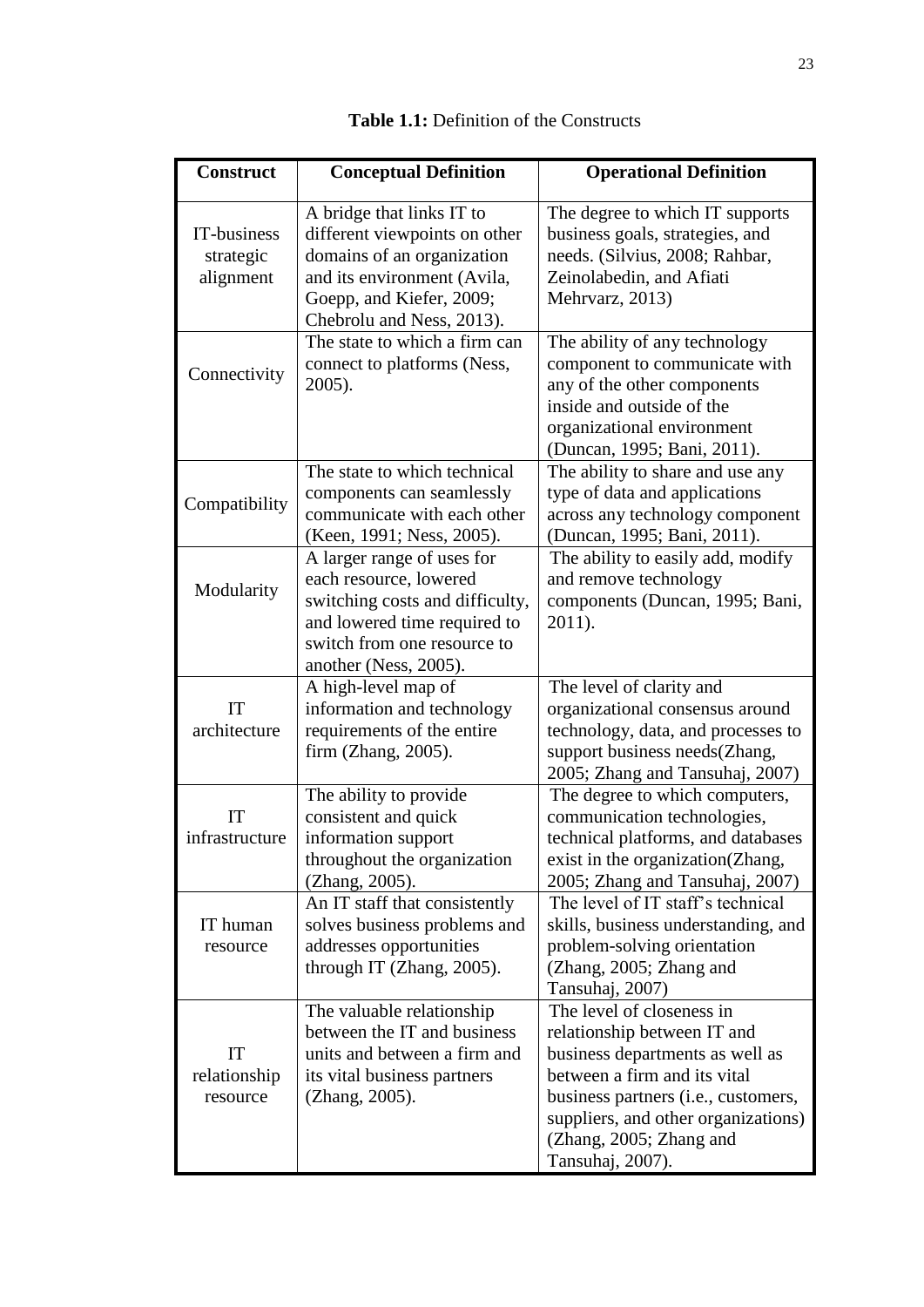**Table 1.1:** Definition of the Constructs

| Construct | Conceptual Definition | Operational Definition |
|---|---|---|
| IT-business strategic alignment | A bridge that links IT to different viewpoints on other domains of an organization and its environment (Avila, Goepp, and Kiefer, 2009; Chebrolu and Ness, 2013). | The degree to which IT supports business goals, strategies, and needs. (Silvius, 2008; Rahbar, Zeinolabedin, and Afiati Mehrvarz, 2013) |
| Connectivity | The state to which a firm can connect to platforms (Ness, 2005). | The ability of any technology component to communicate with any of the other components inside and outside of the organizational environment (Duncan, 1995; Bani, 2011). |
| Compatibility | The state to which technical components can seamlessly communicate with each other (Keen, 1991; Ness, 2005). | The ability to share and use any type of data and applications across any technology component (Duncan, 1995; Bani, 2011). |
| Modularity | A larger range of uses for each resource, lowered switching costs and difficulty, and lowered time required to switch from one resource to another (Ness, 2005). | The ability to easily add, modify and remove technology components (Duncan, 1995; Bani, 2011). |
| IT architecture | A high-level map of information and technology requirements of the entire firm (Zhang, 2005). | The level of clarity and organizational consensus around technology, data, and processes to support business needs(Zhang, 2005; Zhang and Tansuhaj, 2007) |
| IT infrastructure | The ability to provide consistent and quick information support throughout the organization (Zhang, 2005). | The degree to which computers, communication technologies, technical platforms, and databases exist in the organization(Zhang, 2005; Zhang and Tansuhaj, 2007) |
| IT human resource | An IT staff that consistently solves business problems and addresses opportunities through IT (Zhang, 2005). | The level of IT staff's technical skills, business understanding, and problem-solving orientation (Zhang, 2005; Zhang and Tansuhaj, 2007) |
| IT relationship resource | The valuable relationship between the IT and business units and between a firm and its vital business partners (Zhang, 2005). | The level of closeness in relationship between IT and business departments as well as between a firm and its vital business partners (i.e., customers, suppliers, and other organizations) (Zhang, 2005; Zhang and Tansuhaj, 2007). |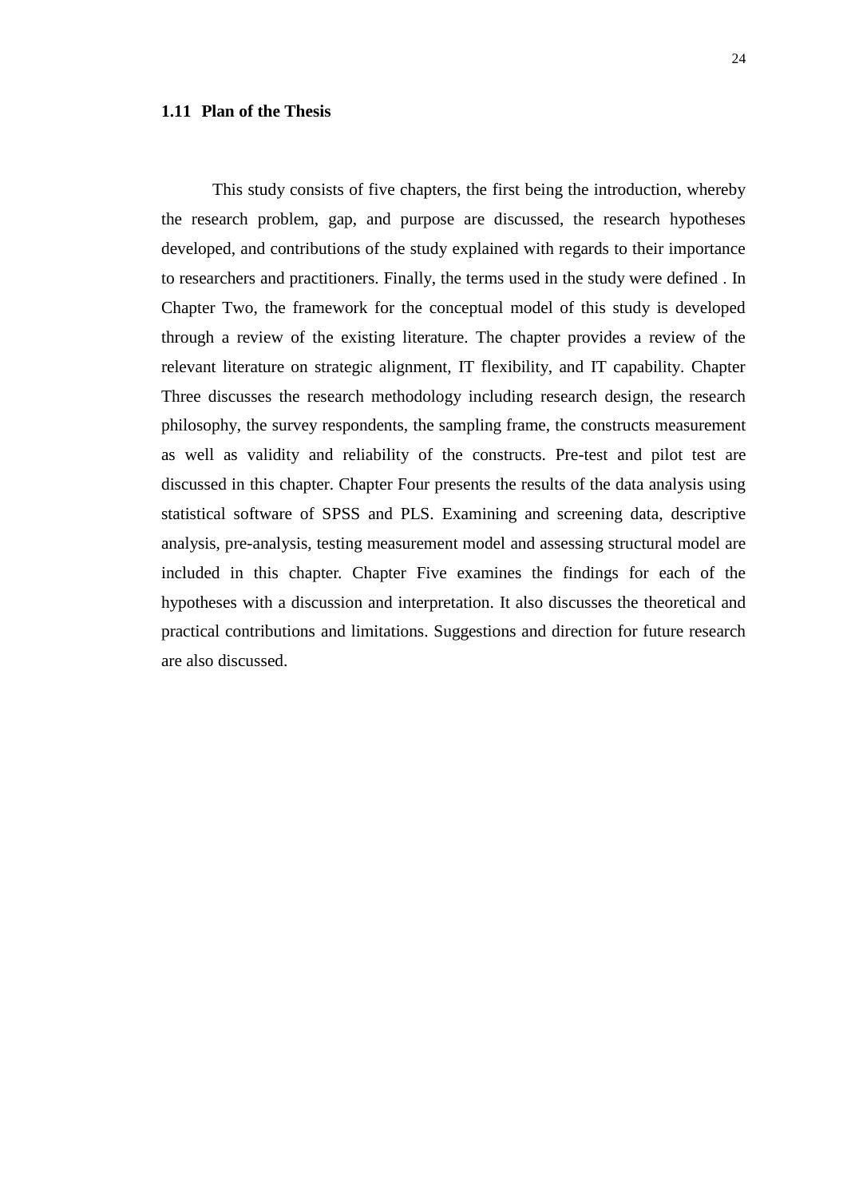### 1.11 Plan of the Thesis

This study consists of five chapters, the first being the introduction, whereby the research problem, gap, and purpose are discussed, the research hypotheses developed, and contributions of the study explained with regards to their importance to researchers and practitioners. Finally, the terms used in the study were defined . In Chapter Two, the framework for the conceptual model of this study is developed through a review of the existing literature. The chapter provides a review of the relevant literature on strategic alignment, IT flexibility, and IT capability. Chapter Three discusses the research methodology including research design, the research philosophy, the survey respondents, the sampling frame, the constructs measurement as well as validity and reliability of the constructs. Pre-test and pilot test are discussed in this chapter. Chapter Four presents the results of the data analysis using statistical software of SPSS and PLS. Examining and screening data, descriptive analysis, pre-analysis, testing measurement model and assessing structural model are included in this chapter. Chapter Five examines the findings for each of the hypotheses with a discussion and interpretation. It also discusses the theoretical and practical contributions and limitations. Suggestions and direction for future research are also discussed.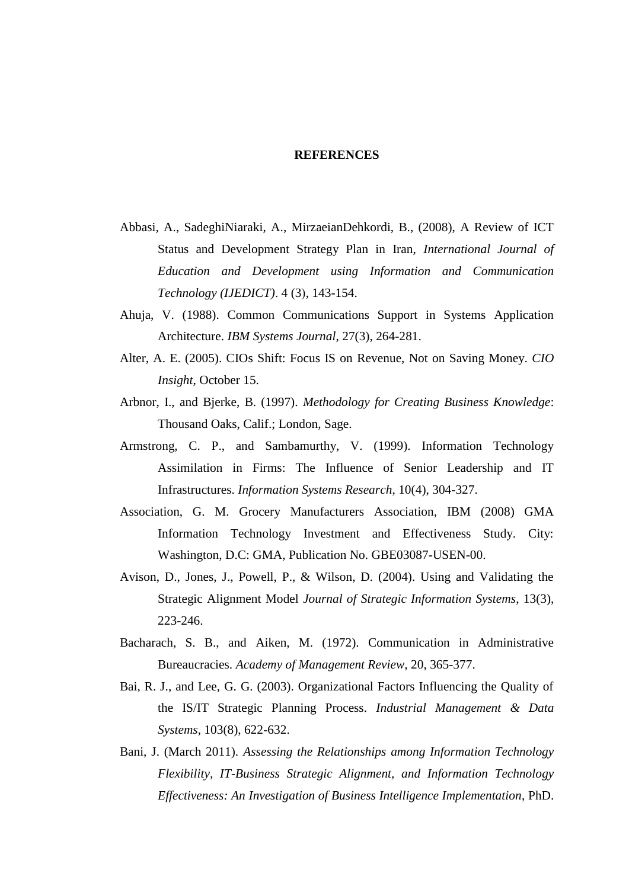# REFERENCES

Abbasi, A., SadeghiNiaraki, A., MirzaeianDehkordi, B., (2008), A Review of ICT Status and Development Strategy Plan in Iran, *International Journal of Education and Development using Information and Communication Technology (IJEDICT)*. 4 (3), 143-154.

Ahuja, V. (1988). Common Communications Support in Systems Application Architecture. *IBM Systems Journal,* 27(3), 264-281.

Alter, A. E. (2005). CIOs Shift: Focus IS on Revenue, Not on Saving Money. *CIO Insight*, October 15.

Arbnor, I., and Bjerke, B. (1997). *Methodology for Creating Business Knowledge*: Thousand Oaks, Calif.; London, Sage.

Armstrong, C. P., and Sambamurthy, V. (1999). Information Technology Assimilation in Firms: The Influence of Senior Leadership and IT Infrastructures. *Information Systems Research*, 10(4), 304-327.

Association, G. M. Grocery Manufacturers Association, IBM (2008) GMA Information Technology Investment and Effectiveness Study. City: Washington, D.C: GMA, Publication No. GBE03087-USEN-00.

Avison, D., Jones, J., Powell, P., & Wilson, D. (2004). Using and Validating the Strategic Alignment Model *Journal of Strategic Information Systems*, 13(3), 223-246.

Bacharach, S. B., and Aiken, M. (1972). Communication in Administrative Bureaucracies. *Academy of Management Review*, 20, 365-377.

Bai, R. J., and Lee, G. G. (2003). Organizational Factors Influencing the Quality of the IS/IT Strategic Planning Process. *Industrial Management & Data Systems*, 103(8), 622-632.

Bani, J. (March 2011). *Assessing the Relationships among Information Technology Flexibility, IT-Business Strategic Alignment, and Information Technology Effectiveness: An Investigation of Business Intelligence Implementation*, PhD.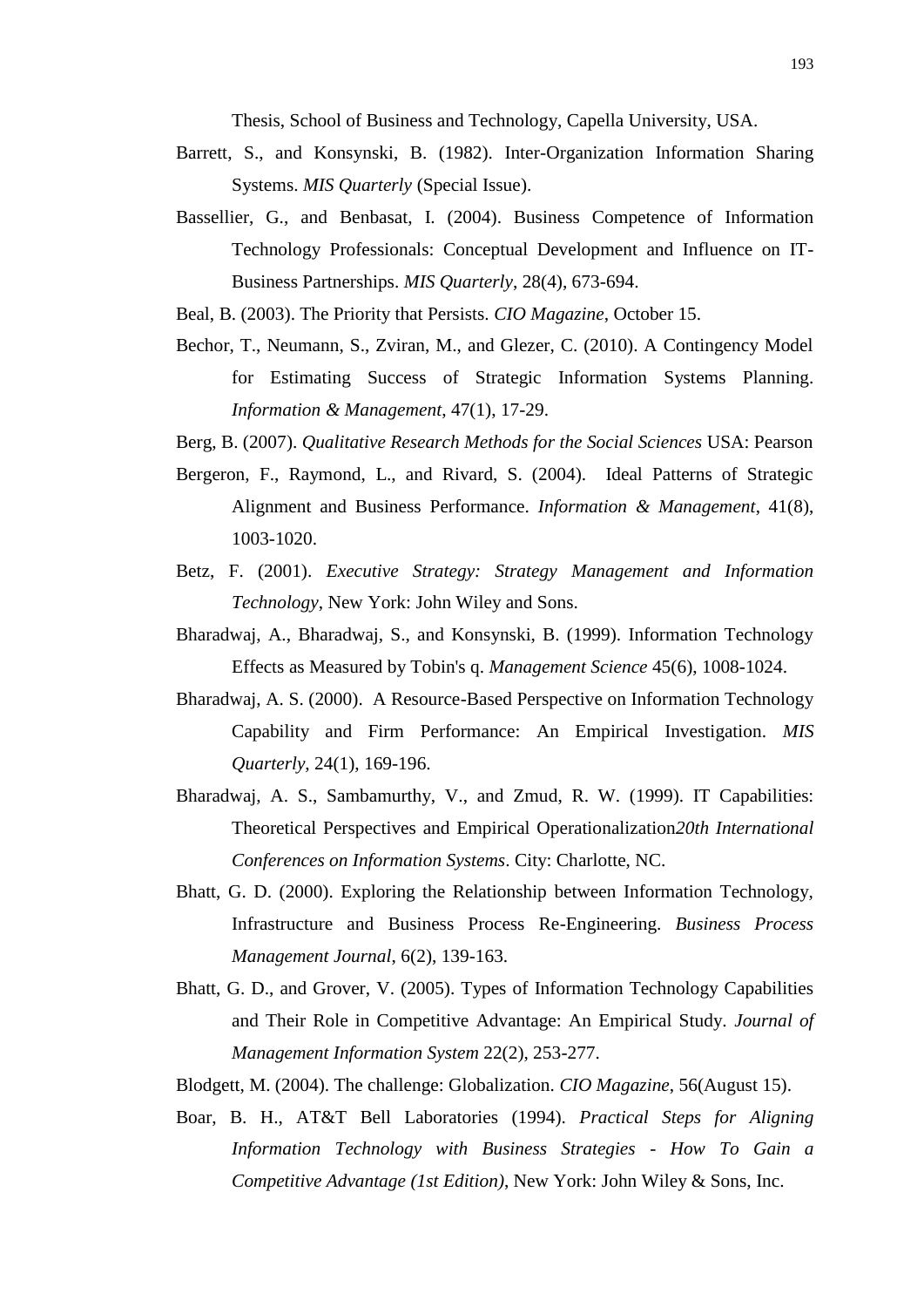Thesis, School of Business and Technology, Capella University, USA.

Barrett, S., and Konsynski, B. (1982). Inter-Organization Information Sharing Systems. *MIS Quarterly* (Special Issue).

Bassellier, G., and Benbasat, I. (2004). Business Competence of Information Technology Professionals: Conceptual Development and Influence on IT-Business Partnerships. *MIS Quarterly*, 28(4), 673-694.

Beal, B. (2003). The Priority that Persists. *CIO Magazine*, October 15.

Bechor, T., Neumann, S., Zviran, M., and Glezer, C. (2010). A Contingency Model for Estimating Success of Strategic Information Systems Planning. *Information & Management*, 47(1), 17-29.

Berg, B. (2007). *Qualitative Research Methods for the Social Sciences* USA: Pearson

Bergeron, F., Raymond, L., and Rivard, S. (2004). Ideal Patterns of Strategic Alignment and Business Performance. *Information & Management*, 41(8), 1003-1020.

Betz, F. (2001). *Executive Strategy: Strategy Management and Information Technology*, New York: John Wiley and Sons.

Bharadwaj, A., Bharadwaj, S., and Konsynski, B. (1999). Information Technology Effects as Measured by Tobin's q. *Management Science* 45(6), 1008-1024.

Bharadwaj, A. S. (2000). A Resource-Based Perspective on Information Technology Capability and Firm Performance: An Empirical Investigation. *MIS Quarterly*, 24(1), 169-196.

Bharadwaj, A. S., Sambamurthy, V., and Zmud, R. W. (1999). IT Capabilities: Theoretical Perspectives and Empirical Operationalization*20th International Conferences on Information Systems*. City: Charlotte, NC.

Bhatt, G. D. (2000). Exploring the Relationship between Information Technology, Infrastructure and Business Process Re-Engineering. *Business Process Management Journal*, 6(2), 139-163.

Bhatt, G. D., and Grover, V. (2005). Types of Information Technology Capabilities and Their Role in Competitive Advantage: An Empirical Study. *Journal of Management Information System* 22(2), 253-277.

Blodgett, M. (2004). The challenge: Globalization. *CIO Magazine*, 56(August 15).

Boar, B. H., AT&T Bell Laboratories (1994). *Practical Steps for Aligning Information Technology with Business Strategies - How To Gain a Competitive Advantage (1st Edition)*, New York: John Wiley & Sons, Inc.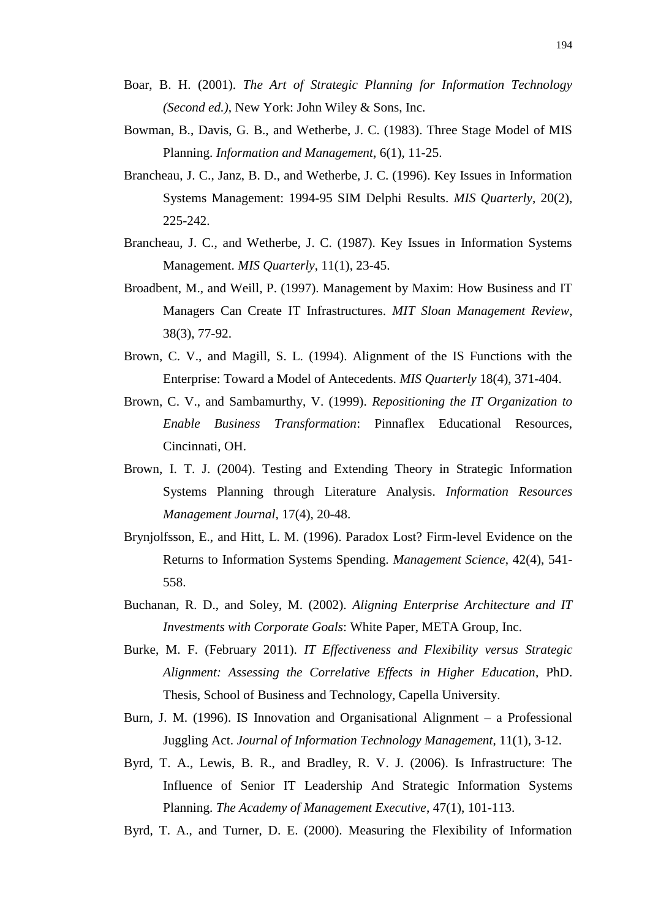Boar, B. H. (2001). *The Art of Strategic Planning for Information Technology (Second ed.)*, New York: John Wiley & Sons, Inc.

Bowman, B., Davis, G. B., and Wetherbe, J. C. (1983). Three Stage Model of MIS Planning. *Information and Management*, 6(1), 11-25.

Brancheau, J. C., Janz, B. D., and Wetherbe, J. C. (1996). Key Issues in Information Systems Management: 1994-95 SIM Delphi Results. *MIS Quarterly*, 20(2), 225-242.

Brancheau, J. C., and Wetherbe, J. C. (1987). Key Issues in Information Systems Management. *MIS Quarterly*, 11(1), 23-45.

Broadbent, M., and Weill, P. (1997). Management by Maxim: How Business and IT Managers Can Create IT Infrastructures. *MIT Sloan Management Review*, 38(3), 77-92.

Brown, C. V., and Magill, S. L. (1994). Alignment of the IS Functions with the Enterprise: Toward a Model of Antecedents. *MIS Quarterly* 18(4), 371-404.

Brown, C. V., and Sambamurthy, V. (1999). *Repositioning the IT Organization to Enable Business Transformation*: Pinnaflex Educational Resources, Cincinnati, OH.

Brown, I. T. J. (2004). Testing and Extending Theory in Strategic Information Systems Planning through Literature Analysis. *Information Resources Management Journal*, 17(4), 20-48.

Brynjolfsson, E., and Hitt, L. M. (1996). Paradox Lost? Firm-level Evidence on the Returns to Information Systems Spending. *Management Science*, 42(4), 541-558.

Buchanan, R. D., and Soley, M. (2002). *Aligning Enterprise Architecture and IT Investments with Corporate Goals*: White Paper, META Group, Inc.

Burke, M. F. (February 2011). *IT Effectiveness and Flexibility versus Strategic Alignment: Assessing the Correlative Effects in Higher Education*, PhD. Thesis, School of Business and Technology, Capella University.

Burn, J. M. (1996). IS Innovation and Organisational Alignment – a Professional Juggling Act. *Journal of Information Technology Management*, 11(1), 3-12.

Byrd, T. A., Lewis, B. R., and Bradley, R. V. J. (2006). Is Infrastructure: The Influence of Senior IT Leadership And Strategic Information Systems Planning. *The Academy of Management Executive*, 47(1), 101-113.

Byrd, T. A., and Turner, D. E. (2000). Measuring the Flexibility of Information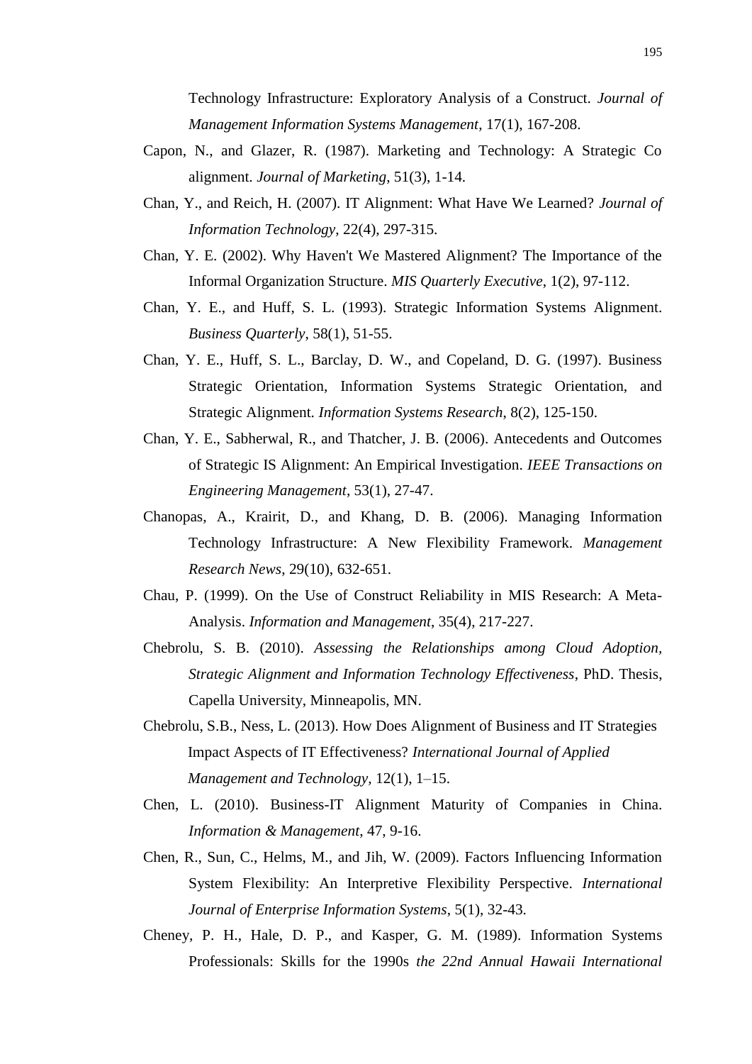Technology Infrastructure: Exploratory Analysis of a Construct. *Journal of Management Information Systems Management*, 17(1), 167-208.

Capon, N., and Glazer, R. (1987). Marketing and Technology: A Strategic Co alignment. *Journal of Marketing*, 51(3), 1-14.

Chan, Y., and Reich, H. (2007). IT Alignment: What Have We Learned? *Journal of Information Technology*, 22(4), 297-315.

Chan, Y. E. (2002). Why Haven't We Mastered Alignment? The Importance of the Informal Organization Structure. *MIS Quarterly Executive*, 1(2), 97-112.

Chan, Y. E., and Huff, S. L. (1993). Strategic Information Systems Alignment. *Business Quarterly*, 58(1), 51-55.

Chan, Y. E., Huff, S. L., Barclay, D. W., and Copeland, D. G. (1997). Business Strategic Orientation, Information Systems Strategic Orientation, and Strategic Alignment. *Information Systems Research*, 8(2), 125-150.

Chan, Y. E., Sabherwal, R., and Thatcher, J. B. (2006). Antecedents and Outcomes of Strategic IS Alignment: An Empirical Investigation. *IEEE Transactions on Engineering Management*, 53(1), 27-47.

Chanopas, A., Krairit, D., and Khang, D. B. (2006). Managing Information Technology Infrastructure: A New Flexibility Framework. *Management Research News*, 29(10), 632-651.

Chau, P. (1999). On the Use of Construct Reliability in MIS Research: A Meta-Analysis. *Information and Management*, 35(4), 217-227.

Chebrolu, S. B. (2010). *Assessing the Relationships among Cloud Adoption, Strategic Alignment and Information Technology Effectiveness*, PhD. Thesis, Capella University, Minneapolis, MN.

Chebrolu, S.B., Ness, L. (2013). How Does Alignment of Business and IT Strategies Impact Aspects of IT Effectiveness? *International Journal of Applied Management and Technology*, 12(1), 1–15.

Chen, L. (2010). Business-IT Alignment Maturity of Companies in China. *Information & Management*, 47, 9-16.

Chen, R., Sun, C., Helms, M., and Jih, W. (2009). Factors Influencing Information System Flexibility: An Interpretive Flexibility Perspective. *International Journal of Enterprise Information Systems*, 5(1), 32-43.

Cheney, P. H., Hale, D. P., and Kasper, G. M. (1989). Information Systems Professionals: Skills for the 1990s *the 22nd Annual Hawaii International*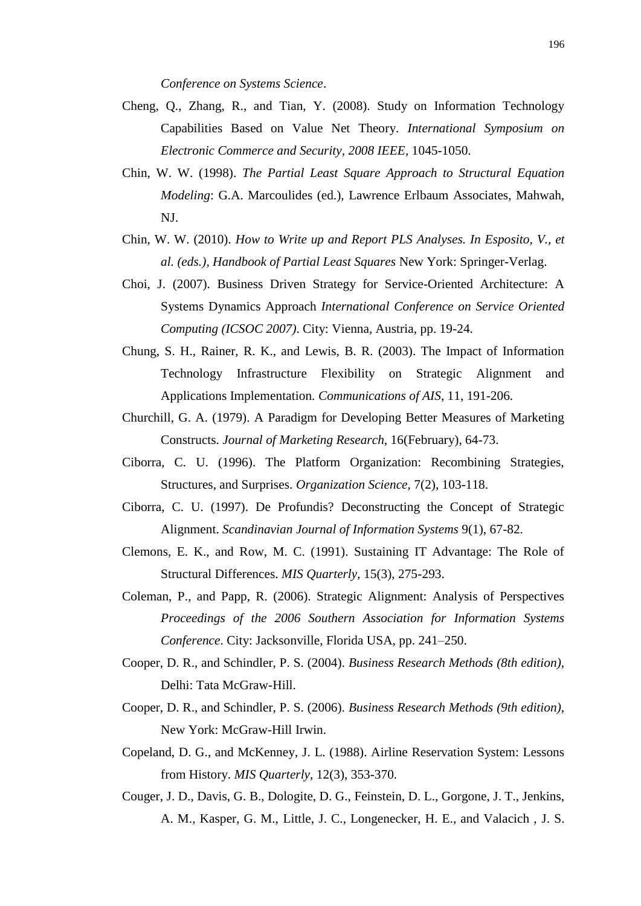*Conference on Systems Science*.

Cheng, Q., Zhang, R., and Tian, Y. (2008). Study on Information Technology Capabilities Based on Value Net Theory. *International Symposium on Electronic Commerce and Security, 2008 IEEE*, 1045-1050.

Chin, W. W. (1998). *The Partial Least Square Approach to Structural Equation Modeling*: G.A. Marcoulides (ed.), Lawrence Erlbaum Associates, Mahwah, NJ.

Chin, W. W. (2010). *How to Write up and Report PLS Analyses. In Esposito, V., et al. (eds.), Handbook of Partial Least Squares* New York: Springer-Verlag.

Choi, J. (2007). Business Driven Strategy for Service-Oriented Architecture: A Systems Dynamics Approach *International Conference on Service Oriented Computing (ICSOC 2007)*. City: Vienna, Austria, pp. 19-24.

Chung, S. H., Rainer, R. K., and Lewis, B. R. (2003). The Impact of Information Technology Infrastructure Flexibility on Strategic Alignment and Applications Implementation. *Communications of AIS*, 11, 191-206.

Churchill, G. A. (1979). A Paradigm for Developing Better Measures of Marketing Constructs. *Journal of Marketing Research*, 16(February), 64-73.

Ciborra, C. U. (1996). The Platform Organization: Recombining Strategies, Structures, and Surprises. *Organization Science*, 7(2), 103-118.

Ciborra, C. U. (1997). De Profundis? Deconstructing the Concept of Strategic Alignment. *Scandinavian Journal of Information Systems* 9(1), 67-82.

Clemons, E. K., and Row, M. C. (1991). Sustaining IT Advantage: The Role of Structural Differences. *MIS Quarterly*, 15(3), 275-293.

Coleman, P., and Papp, R. (2006). Strategic Alignment: Analysis of Perspectives *Proceedings of the 2006 Southern Association for Information Systems Conference*. City: Jacksonville, Florida USA, pp. 241–250.

Cooper, D. R., and Schindler, P. S. (2004). *Business Research Methods (8th edition)*, Delhi: Tata McGraw-Hill.

Cooper, D. R., and Schindler, P. S. (2006). *Business Research Methods (9th edition)*, New York: McGraw-Hill Irwin.

Copeland, D. G., and McKenney, J. L. (1988). Airline Reservation System: Lessons from History. *MIS Quarterly*, 12(3), 353-370.

Couger, J. D., Davis, G. B., Dologite, D. G., Feinstein, D. L., Gorgone, J. T., Jenkins, A. M., Kasper, G. M., Little, J. C., Longenecker, H. E., and Valacich , J. S.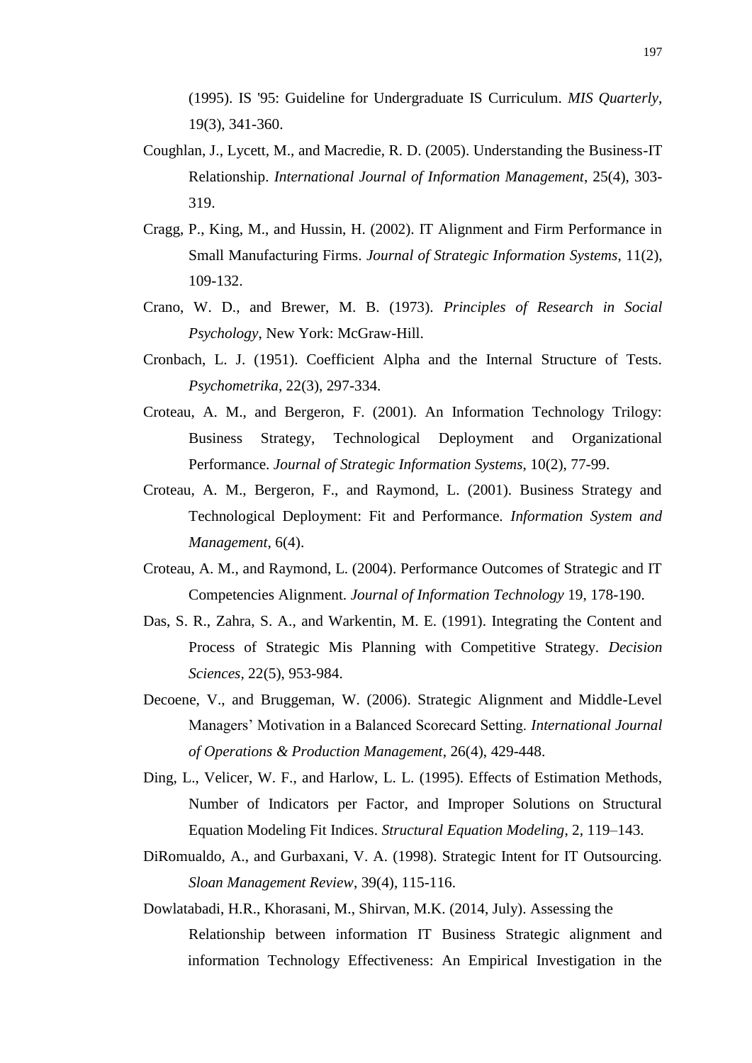(1995). IS '95: Guideline for Undergraduate IS Curriculum. *MIS Quarterly*, 19(3), 341-360.

Coughlan, J., Lycett, M., and Macredie, R. D. (2005). Understanding the Business-IT Relationship. *International Journal of Information Management*, 25(4), 303-319.

Cragg, P., King, M., and Hussin, H. (2002). IT Alignment and Firm Performance in Small Manufacturing Firms. *Journal of Strategic Information Systems*, 11(2), 109-132.

Crano, W. D., and Brewer, M. B. (1973). *Principles of Research in Social Psychology*, New York: McGraw-Hill.

Cronbach, L. J. (1951). Coefficient Alpha and the Internal Structure of Tests. *Psychometrika*, 22(3), 297-334.

Croteau, A. M., and Bergeron, F. (2001). An Information Technology Trilogy: Business Strategy, Technological Deployment and Organizational Performance. *Journal of Strategic Information Systems*, 10(2), 77-99.

Croteau, A. M., Bergeron, F., and Raymond, L. (2001). Business Strategy and Technological Deployment: Fit and Performance. *Information System and Management*, 6(4).

Croteau, A. M., and Raymond, L. (2004). Performance Outcomes of Strategic and IT Competencies Alignment. *Journal of Information Technology* 19, 178-190.

Das, S. R., Zahra, S. A., and Warkentin, M. E. (1991). Integrating the Content and Process of Strategic Mis Planning with Competitive Strategy. *Decision Sciences*, 22(5), 953-984.

Decoene, V., and Bruggeman, W. (2006). Strategic Alignment and Middle-Level Managers' Motivation in a Balanced Scorecard Setting. *International Journal of Operations & Production Management*, 26(4), 429-448.

Ding, L., Velicer, W. F., and Harlow, L. L. (1995). Effects of Estimation Methods, Number of Indicators per Factor, and Improper Solutions on Structural Equation Modeling Fit Indices. *Structural Equation Modeling*, 2, 119–143.

DiRomualdo, A., and Gurbaxani, V. A. (1998). Strategic Intent for IT Outsourcing. *Sloan Management Review*, 39(4), 115-116.

Dowlatabadi, H.R., Khorasani, M., Shirvan, M.K. (2014, July). Assessing the Relationship between information IT Business Strategic alignment and information Technology Effectiveness: An Empirical Investigation in the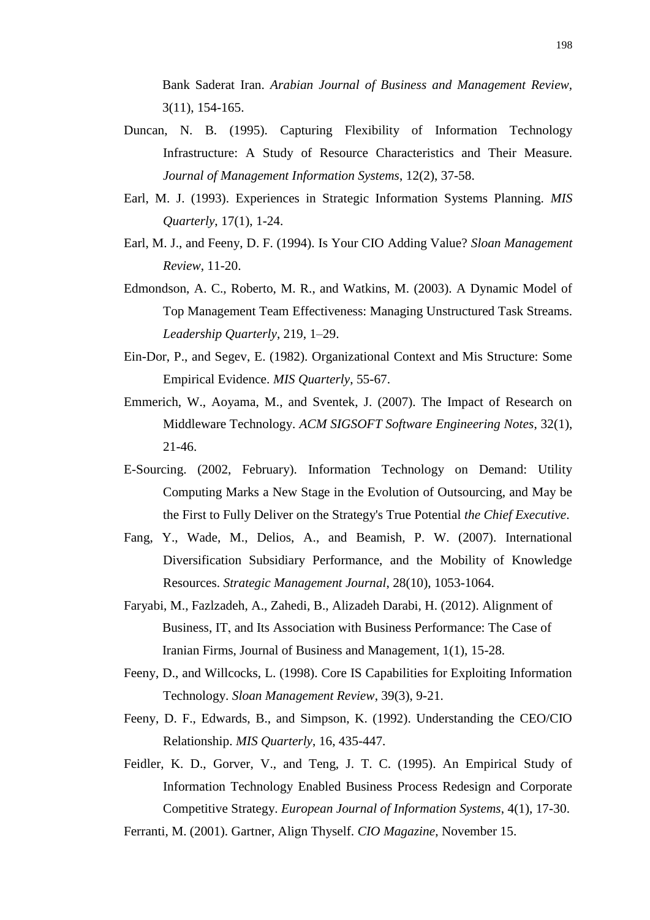Bank Saderat Iran. *Arabian Journal of Business and Management Review*, 3(11), 154-165.

Duncan, N. B. (1995). Capturing Flexibility of Information Technology Infrastructure: A Study of Resource Characteristics and Their Measure. *Journal of Management Information Systems*, 12(2), 37-58.

Earl, M. J. (1993). Experiences in Strategic Information Systems Planning. *MIS Quarterly*, 17(1), 1-24.

Earl, M. J., and Feeny, D. F. (1994). Is Your CIO Adding Value? *Sloan Management Review*, 11-20.

Edmondson, A. C., Roberto, M. R., and Watkins, M. (2003). A Dynamic Model of Top Management Team Effectiveness: Managing Unstructured Task Streams. *Leadership Quarterly*, 219, 1–29.

Ein-Dor, P., and Segev, E. (1982). Organizational Context and Mis Structure: Some Empirical Evidence. *MIS Quarterly*, 55-67.

Emmerich, W., Aoyama, M., and Sventek, J. (2007). The Impact of Research on Middleware Technology. *ACM SIGSOFT Software Engineering Notes*, 32(1), 21-46.

E-Sourcing. (2002, February). Information Technology on Demand: Utility Computing Marks a New Stage in the Evolution of Outsourcing, and May be the First to Fully Deliver on the Strategy's True Potential *the Chief Executive*.

Fang, Y., Wade, M., Delios, A., and Beamish, P. W. (2007). International Diversification Subsidiary Performance, and the Mobility of Knowledge Resources. *Strategic Management Journal*, 28(10), 1053-1064.

Faryabi, M., Fazlzadeh, A., Zahedi, B., Alizadeh Darabi, H. (2012). Alignment of Business, IT, and Its Association with Business Performance: The Case of Iranian Firms, Journal of Business and Management, 1(1), 15-28.

Feeny, D., and Willcocks, L. (1998). Core IS Capabilities for Exploiting Information Technology. *Sloan Management Review*, 39(3), 9-21.

Feeny, D. F., Edwards, B., and Simpson, K. (1992). Understanding the CEO/CIO Relationship. *MIS Quarterly*, 16, 435-447.

Feidler, K. D., Gorver, V., and Teng, J. T. C. (1995). An Empirical Study of Information Technology Enabled Business Process Redesign and Corporate Competitive Strategy. *European Journal of Information Systems*, 4(1), 17-30.

Ferranti, M. (2001). Gartner, Align Thyself. *CIO Magazine*, November 15.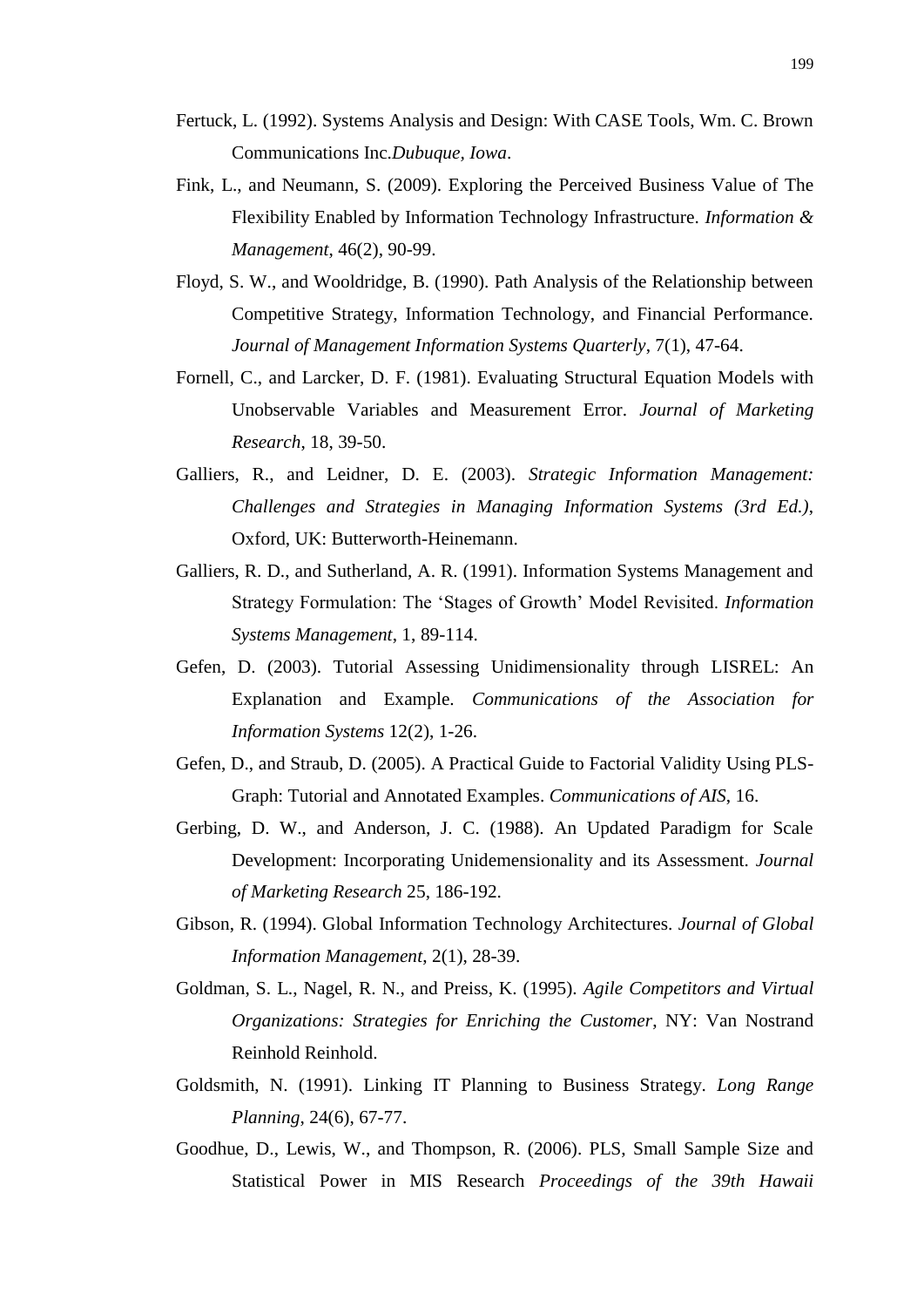Fertuck, L. (1992). Systems Analysis and Design: With CASE Tools, Wm. C. Brown Communications Inc.*Dubuque, Iowa*.

Fink, L., and Neumann, S. (2009). Exploring the Perceived Business Value of The Flexibility Enabled by Information Technology Infrastructure. *Information & Management*, 46(2), 90-99.

Floyd, S. W., and Wooldridge, B. (1990). Path Analysis of the Relationship between Competitive Strategy, Information Technology, and Financial Performance. *Journal of Management Information Systems Quarterly*, 7(1), 47-64.

Fornell, C., and Larcker, D. F. (1981). Evaluating Structural Equation Models with Unobservable Variables and Measurement Error. *Journal of Marketing Research*, 18, 39-50.

Galliers, R., and Leidner, D. E. (2003). *Strategic Information Management: Challenges and Strategies in Managing Information Systems (3rd Ed.)*, Oxford, UK: Butterworth-Heinemann.

Galliers, R. D., and Sutherland, A. R. (1991). Information Systems Management and Strategy Formulation: The 'Stages of Growth' Model Revisited. *Information Systems Management*, 1, 89-114.

Gefen, D. (2003). Tutorial Assessing Unidimensionality through LISREL: An Explanation and Example. *Communications of the Association for Information Systems* 12(2), 1-26.

Gefen, D., and Straub, D. (2005). A Practical Guide to Factorial Validity Using PLS-Graph: Tutorial and Annotated Examples. *Communications of AIS*, 16.

Gerbing, D. W., and Anderson, J. C. (1988). An Updated Paradigm for Scale Development: Incorporating Unidemensionality and its Assessment. *Journal of Marketing Research* 25, 186-192.

Gibson, R. (1994). Global Information Technology Architectures. *Journal of Global Information Management*, 2(1), 28-39.

Goldman, S. L., Nagel, R. N., and Preiss, K. (1995). *Agile Competitors and Virtual Organizations: Strategies for Enriching the Customer*, NY: Van Nostrand Reinhold Reinhold.

Goldsmith, N. (1991). Linking IT Planning to Business Strategy. *Long Range Planning*, 24(6), 67-77.

Goodhue, D., Lewis, W., and Thompson, R. (2006). PLS, Small Sample Size and Statistical Power in MIS Research *Proceedings of the 39th Hawaii*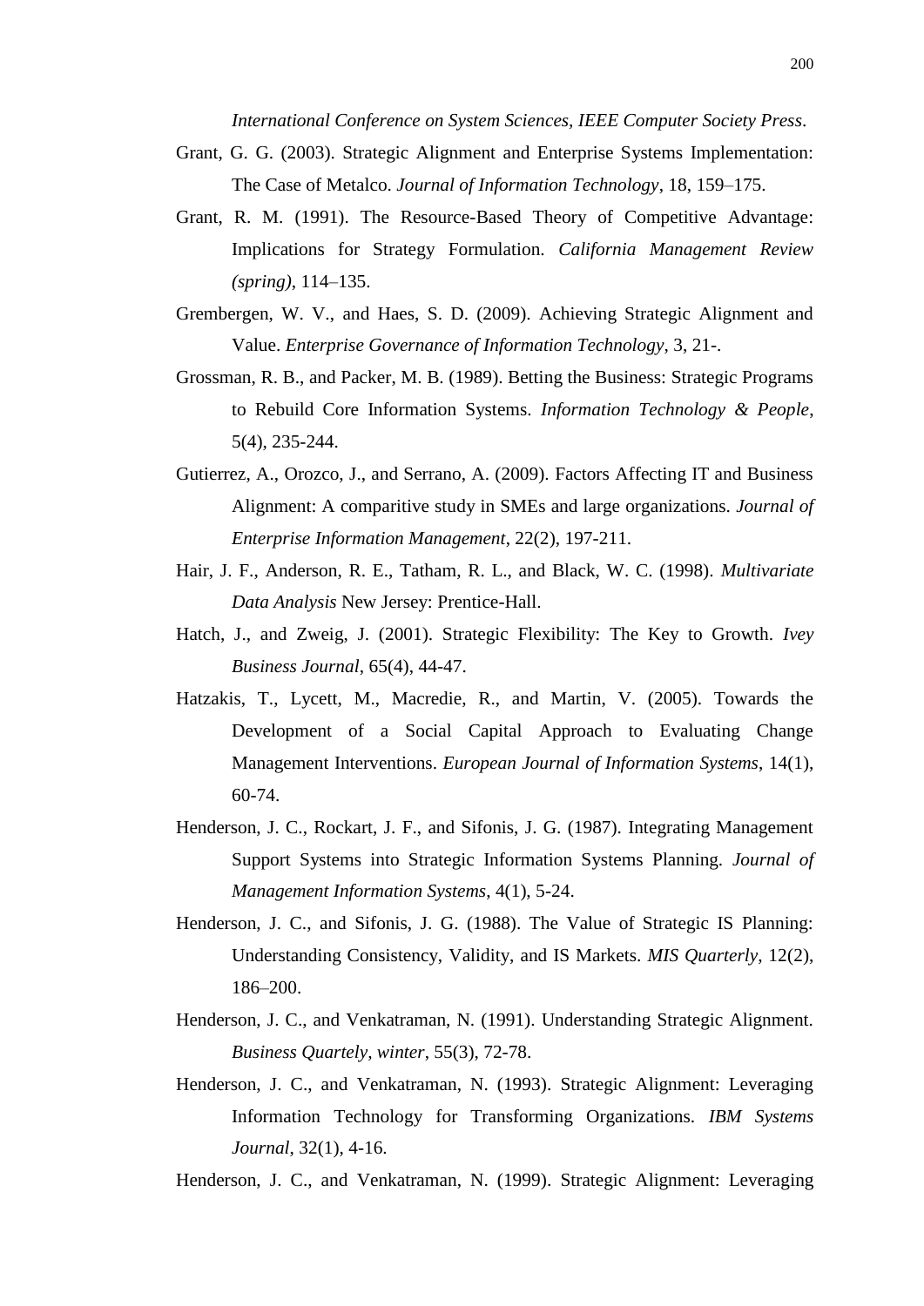*International Conference on System Sciences, IEEE Computer Society Press*.

Grant, G. G. (2003). Strategic Alignment and Enterprise Systems Implementation: The Case of Metalco. *Journal of Information Technology*, 18, 159–175.

Grant, R. M. (1991). The Resource-Based Theory of Competitive Advantage: Implications for Strategy Formulation. *California Management Review (spring)*, 114–135.

Grembergen, W. V., and Haes, S. D. (2009). Achieving Strategic Alignment and Value. *Enterprise Governance of Information Technology*, 3, 21-.

Grossman, R. B., and Packer, M. B. (1989). Betting the Business: Strategic Programs to Rebuild Core Information Systems. *Information Technology & People*, 5(4), 235-244.

Gutierrez, A., Orozco, J., and Serrano, A. (2009). Factors Affecting IT and Business Alignment: A comparitive study in SMEs and large organizations. *Journal of Enterprise Information Management*, 22(2), 197-211.

Hair, J. F., Anderson, R. E., Tatham, R. L., and Black, W. C. (1998). *Multivariate Data Analysis* New Jersey: Prentice-Hall.

Hatch, J., and Zweig, J. (2001). Strategic Flexibility: The Key to Growth. *Ivey Business Journal*, 65(4), 44-47.

Hatzakis, T., Lycett, M., Macredie, R., and Martin, V. (2005). Towards the Development of a Social Capital Approach to Evaluating Change Management Interventions. *European Journal of Information Systems*, 14(1), 60-74.

Henderson, J. C., Rockart, J. F., and Sifonis, J. G. (1987). Integrating Management Support Systems into Strategic Information Systems Planning. *Journal of Management Information Systems*, 4(1), 5-24.

Henderson, J. C., and Sifonis, J. G. (1988). The Value of Strategic IS Planning: Understanding Consistency, Validity, and IS Markets. *MIS Quarterly*, 12(2), 186–200.

Henderson, J. C., and Venkatraman, N. (1991). Understanding Strategic Alignment. *Business Quartely, winter*, 55(3), 72-78.

Henderson, J. C., and Venkatraman, N. (1993). Strategic Alignment: Leveraging Information Technology for Transforming Organizations. *IBM Systems Journal*, 32(1), 4-16.

Henderson, J. C., and Venkatraman, N. (1999). Strategic Alignment: Leveraging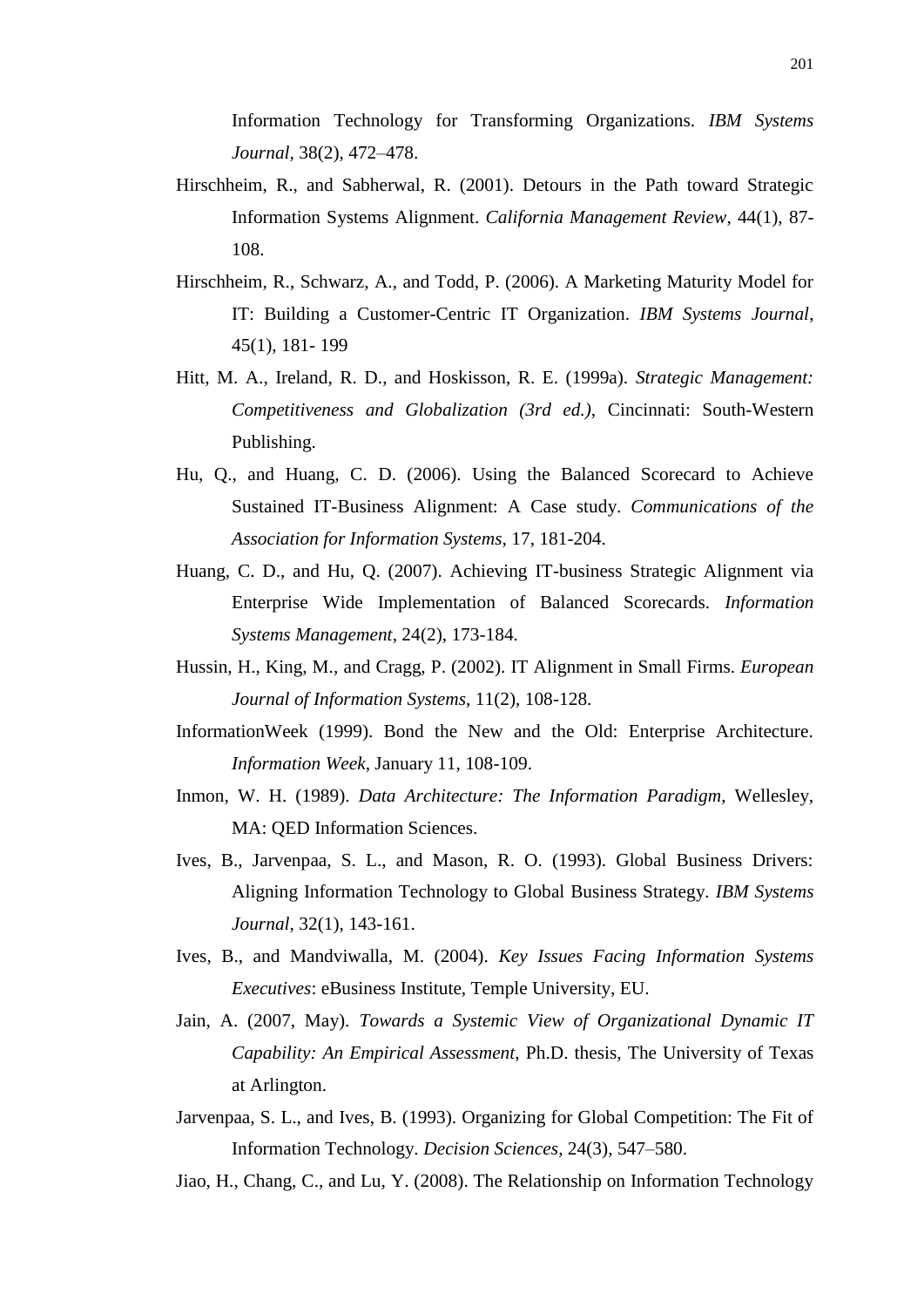Information Technology for Transforming Organizations. *IBM Systems Journal*, 38(2), 472–478.

Hirschheim, R., and Sabherwal, R. (2001). Detours in the Path toward Strategic Information Systems Alignment. *California Management Review*, 44(1), 87-108.

Hirschheim, R., Schwarz, A., and Todd, P. (2006). A Marketing Maturity Model for IT: Building a Customer-Centric IT Organization. *IBM Systems Journal*, 45(1), 181- 199

Hitt, M. A., Ireland, R. D., and Hoskisson, R. E. (1999a). *Strategic Management: Competitiveness and Globalization (3rd ed.)*, Cincinnati: South-Western Publishing.

Hu, Q., and Huang, C. D. (2006). Using the Balanced Scorecard to Achieve Sustained IT-Business Alignment: A Case study. *Communications of the Association for Information Systems*, 17, 181-204.

Huang, C. D., and Hu, Q. (2007). Achieving IT-business Strategic Alignment via Enterprise Wide Implementation of Balanced Scorecards. *Information Systems Management*, 24(2), 173-184.

Hussin, H., King, M., and Cragg, P. (2002). IT Alignment in Small Firms. *European Journal of Information Systems*, 11(2), 108-128.

InformationWeek (1999). Bond the New and the Old: Enterprise Architecture. *Information Week*, January 11, 108-109.

Inmon, W. H. (1989). *Data Architecture: The Information Paradigm*, Wellesley, MA: QED Information Sciences.

Ives, B., Jarvenpaa, S. L., and Mason, R. O. (1993). Global Business Drivers: Aligning Information Technology to Global Business Strategy. *IBM Systems Journal*, 32(1), 143-161.

Ives, B., and Mandviwalla, M. (2004). *Key Issues Facing Information Systems Executives*: eBusiness Institute, Temple University, EU.

Jain, A. (2007, May). *Towards a Systemic View of Organizational Dynamic IT Capability: An Empirical Assessment*, Ph.D. thesis, The University of Texas at Arlington.

Jarvenpaa, S. L., and Ives, B. (1993). Organizing for Global Competition: The Fit of Information Technology. *Decision Sciences*, 24(3), 547–580.

Jiao, H., Chang, C., and Lu, Y. (2008). The Relationship on Information Technology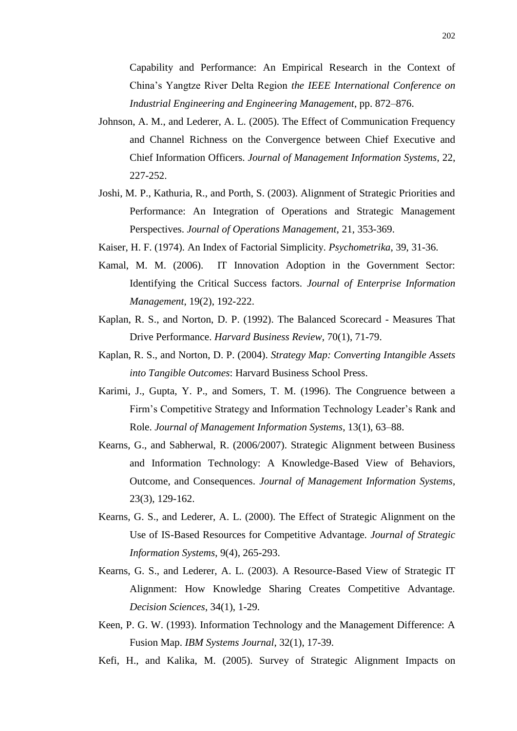Capability and Performance: An Empirical Research in the Context of China's Yangtze River Delta Region *the IEEE International Conference on Industrial Engineering and Engineering Management*, pp. 872–876.

Johnson, A. M., and Lederer, A. L. (2005). The Effect of Communication Frequency and Channel Richness on the Convergence between Chief Executive and Chief Information Officers. *Journal of Management Information Systems*, 22, 227-252.

Joshi, M. P., Kathuria, R., and Porth, S. (2003). Alignment of Strategic Priorities and Performance: An Integration of Operations and Strategic Management Perspectives. *Journal of Operations Management*, 21, 353-369.

Kaiser, H. F. (1974). An Index of Factorial Simplicity. *Psychometrika*, 39, 31-36.

Kamal, M. M. (2006). IT Innovation Adoption in the Government Sector: Identifying the Critical Success factors. *Journal of Enterprise Information Management*, 19(2), 192-222.

Kaplan, R. S., and Norton, D. P. (1992). The Balanced Scorecard - Measures That Drive Performance. *Harvard Business Review*, 70(1), 71-79.

Kaplan, R. S., and Norton, D. P. (2004). *Strategy Map: Converting Intangible Assets into Tangible Outcomes*: Harvard Business School Press.

Karimi, J., Gupta, Y. P., and Somers, T. M. (1996). The Congruence between a Firm's Competitive Strategy and Information Technology Leader's Rank and Role. *Journal of Management Information Systems*, 13(1), 63–88.

Kearns, G., and Sabherwal, R. (2006/2007). Strategic Alignment between Business and Information Technology: A Knowledge-Based View of Behaviors, Outcome, and Consequences. *Journal of Management Information Systems*, 23(3), 129-162.

Kearns, G. S., and Lederer, A. L. (2000). The Effect of Strategic Alignment on the Use of IS-Based Resources for Competitive Advantage. *Journal of Strategic Information Systems*, 9(4), 265-293.

Kearns, G. S., and Lederer, A. L. (2003). A Resource-Based View of Strategic IT Alignment: How Knowledge Sharing Creates Competitive Advantage. *Decision Sciences*, 34(1), 1-29.

Keen, P. G. W. (1993). Information Technology and the Management Difference: A Fusion Map. *IBM Systems Journal*, 32(1), 17-39.

Kefi, H., and Kalika, M. (2005). Survey of Strategic Alignment Impacts on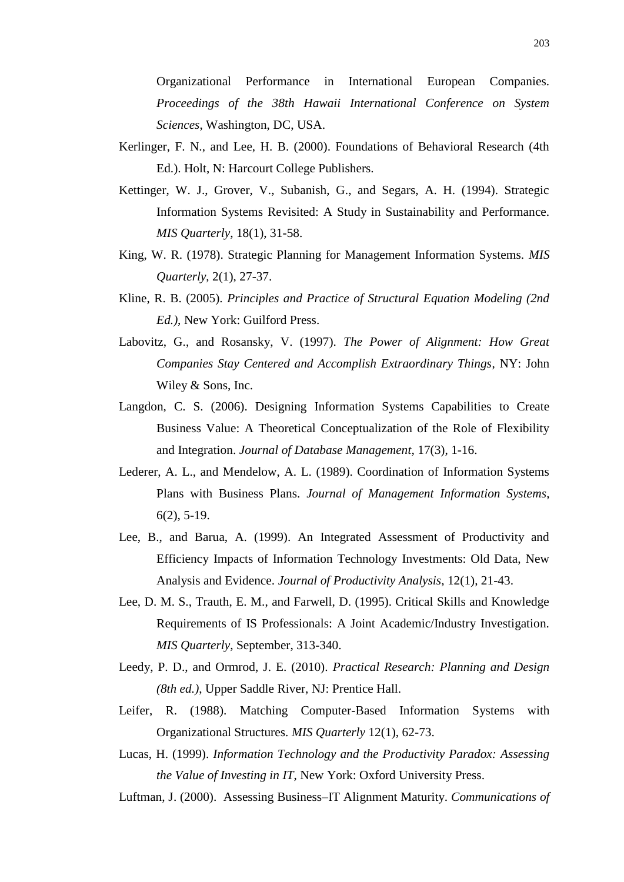Organizational Performance in International European Companies. *Proceedings of the 38th Hawaii International Conference on System Sciences*, Washington, DC, USA.

Kerlinger, F. N., and Lee, H. B. (2000). Foundations of Behavioral Research (4th Ed.). Holt, N: Harcourt College Publishers.

Kettinger, W. J., Grover, V., Subanish, G., and Segars, A. H. (1994). Strategic Information Systems Revisited: A Study in Sustainability and Performance. *MIS Quarterly*, 18(1), 31-58.

King, W. R. (1978). Strategic Planning for Management Information Systems. *MIS Quarterly*, 2(1), 27-37.

Kline, R. B. (2005). *Principles and Practice of Structural Equation Modeling (2nd Ed.)*, New York: Guilford Press.

Labovitz, G., and Rosansky, V. (1997). *The Power of Alignment: How Great Companies Stay Centered and Accomplish Extraordinary Things*, NY: John Wiley & Sons, Inc.

Langdon, C. S. (2006). Designing Information Systems Capabilities to Create Business Value: A Theoretical Conceptualization of the Role of Flexibility and Integration. *Journal of Database Management*, 17(3), 1-16.

Lederer, A. L., and Mendelow, A. L. (1989). Coordination of Information Systems Plans with Business Plans. *Journal of Management Information Systems*, 6(2), 5-19.

Lee, B., and Barua, A. (1999). An Integrated Assessment of Productivity and Efficiency Impacts of Information Technology Investments: Old Data, New Analysis and Evidence. *Journal of Productivity Analysis*, 12(1), 21-43.

Lee, D. M. S., Trauth, E. M., and Farwell, D. (1995). Critical Skills and Knowledge Requirements of IS Professionals: A Joint Academic/Industry Investigation. *MIS Quarterly*, September, 313-340.

Leedy, P. D., and Ormrod, J. E. (2010). *Practical Research: Planning and Design (8th ed.)*, Upper Saddle River, NJ: Prentice Hall.

Leifer, R. (1988). Matching Computer-Based Information Systems with Organizational Structures. *MIS Quarterly* 12(1), 62-73.

Lucas, H. (1999). *Information Technology and the Productivity Paradox: Assessing the Value of Investing in IT*, New York: Oxford University Press.

Luftman, J. (2000). Assessing Business–IT Alignment Maturity. *Communications of*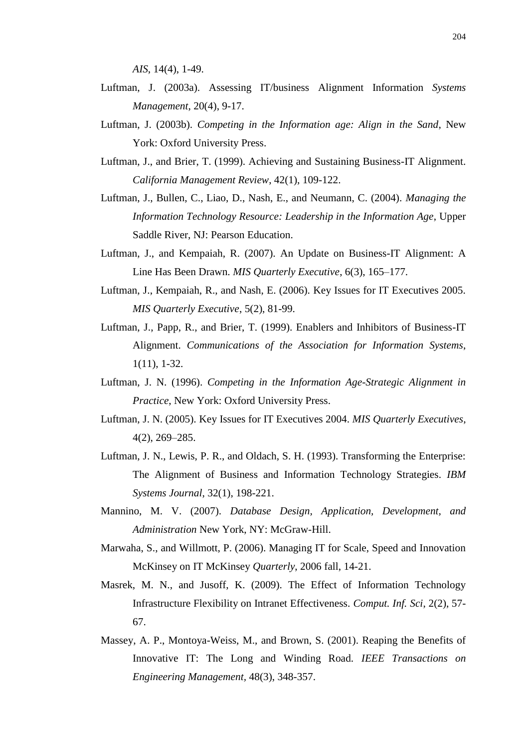*AIS*, 14(4), 1-49.

Luftman, J. (2003a). Assessing IT/business Alignment Information *Systems Management*, 20(4), 9-17.

Luftman, J. (2003b). *Competing in the Information age: Align in the Sand*, New York: Oxford University Press.

Luftman, J., and Brier, T. (1999). Achieving and Sustaining Business-IT Alignment. *California Management Review*, 42(1), 109-122.

Luftman, J., Bullen, C., Liao, D., Nash, E., and Neumann, C. (2004). *Managing the Information Technology Resource: Leadership in the Information Age*, Upper Saddle River, NJ: Pearson Education.

Luftman, J., and Kempaiah, R. (2007). An Update on Business-IT Alignment: A Line Has Been Drawn. *MIS Quarterly Executive*, 6(3), 165–177.

Luftman, J., Kempaiah, R., and Nash, E. (2006). Key Issues for IT Executives 2005. *MIS Quarterly Executive*, 5(2), 81-99.

Luftman, J., Papp, R., and Brier, T. (1999). Enablers and Inhibitors of Business-IT Alignment. *Communications of the Association for Information Systems*, 1(11), 1-32.

Luftman, J. N. (1996). *Competing in the Information Age-Strategic Alignment in Practice*, New York: Oxford University Press.

Luftman, J. N. (2005). Key Issues for IT Executives 2004. *MIS Quarterly Executives*, 4(2), 269–285.

Luftman, J. N., Lewis, P. R., and Oldach, S. H. (1993). Transforming the Enterprise: The Alignment of Business and Information Technology Strategies. *IBM Systems Journal*, 32(1), 198-221.

Mannino, M. V. (2007). *Database Design, Application, Development, and Administration* New York, NY: McGraw-Hill.

Marwaha, S., and Willmott, P. (2006). Managing IT for Scale, Speed and Innovation McKinsey on IT McKinsey *Quarterly*, 2006 fall, 14-21.

Masrek, M. N., and Jusoff, K. (2009). The Effect of Information Technology Infrastructure Flexibility on Intranet Effectiveness. *Comput. Inf. Sci*, 2(2), 57-67.

Massey, A. P., Montoya-Weiss, M., and Brown, S. (2001). Reaping the Benefits of Innovative IT: The Long and Winding Road. *IEEE Transactions on Engineering Management*, 48(3), 348-357.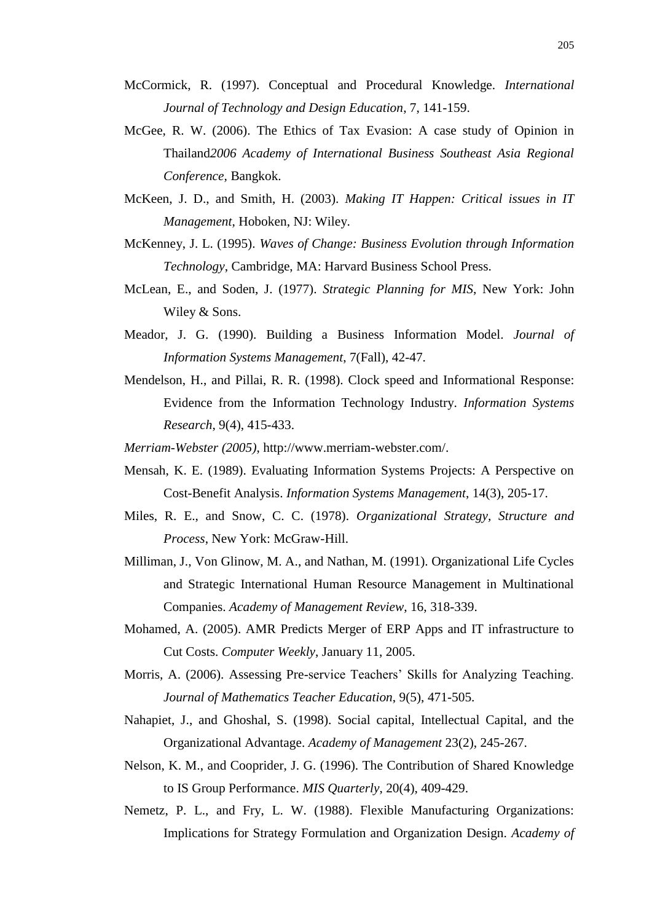McCormick, R. (1997). Conceptual and Procedural Knowledge. *International Journal of Technology and Design Education*, 7, 141-159.

McGee, R. W. (2006). The Ethics of Tax Evasion: A case study of Opinion in Thailand*2006 Academy of International Business Southeast Asia Regional Conference*, Bangkok.

McKeen, J. D., and Smith, H. (2003). *Making IT Happen: Critical issues in IT Management*, Hoboken, NJ: Wiley.

McKenney, J. L. (1995). *Waves of Change: Business Evolution through Information Technology*, Cambridge, MA: Harvard Business School Press.

McLean, E., and Soden, J. (1977). *Strategic Planning for MIS*, New York: John Wiley & Sons.

Meador, J. G. (1990). Building a Business Information Model. *Journal of Information Systems Management*, 7(Fall), 42-47.

Mendelson, H., and Pillai, R. R. (1998). Clock speed and Informational Response: Evidence from the Information Technology Industry. *Information Systems Research*, 9(4), 415-433.

*Merriam-Webster (2005)*, http://www.merriam-webster.com/.

Mensah, K. E. (1989). Evaluating Information Systems Projects: A Perspective on Cost-Benefit Analysis. *Information Systems Management*, 14(3), 205-17.

Miles, R. E., and Snow, C. C. (1978). *Organizational Strategy, Structure and Process*, New York: McGraw-Hill.

Milliman, J., Von Glinow, M. A., and Nathan, M. (1991). Organizational Life Cycles and Strategic International Human Resource Management in Multinational Companies. *Academy of Management Review*, 16, 318-339.

Mohamed, A. (2005). AMR Predicts Merger of ERP Apps and IT infrastructure to Cut Costs. *Computer Weekly*, January 11, 2005.

Morris, A. (2006). Assessing Pre-service Teachers' Skills for Analyzing Teaching. *Journal of Mathematics Teacher Education*, 9(5), 471-505.

Nahapiet, J., and Ghoshal, S. (1998). Social capital, Intellectual Capital, and the Organizational Advantage. *Academy of Management* 23(2), 245-267.

Nelson, K. M., and Cooprider, J. G. (1996). The Contribution of Shared Knowledge to IS Group Performance. *MIS Quarterly*, 20(4), 409-429.

Nemetz, P. L., and Fry, L. W. (1988). Flexible Manufacturing Organizations: Implications for Strategy Formulation and Organization Design. *Academy of*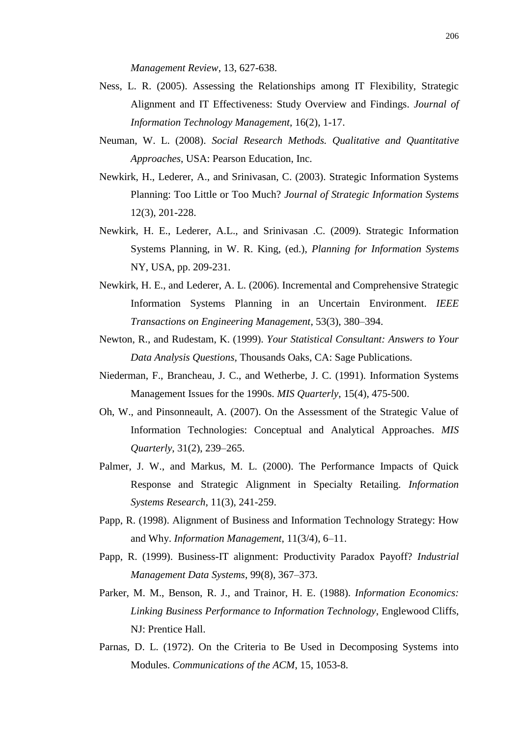*Management Review*, 13, 627-638.

Ness, L. R. (2005). Assessing the Relationships among IT Flexibility, Strategic Alignment and IT Effectiveness: Study Overview and Findings. *Journal of Information Technology Management*, 16(2), 1-17.

Neuman, W. L. (2008). *Social Research Methods. Qualitative and Quantitative Approaches*, USA: Pearson Education, Inc.

Newkirk, H., Lederer, A., and Srinivasan, C. (2003). Strategic Information Systems Planning: Too Little or Too Much? *Journal of Strategic Information Systems* 12(3), 201-228.

Newkirk, H. E., Lederer, A.L., and Srinivasan .C. (2009). Strategic Information Systems Planning, in W. R. King, (ed.), *Planning for Information Systems* NY, USA, pp. 209-231.

Newkirk, H. E., and Lederer, A. L. (2006). Incremental and Comprehensive Strategic Information Systems Planning in an Uncertain Environment. *IEEE Transactions on Engineering Management*, 53(3), 380–394.

Newton, R., and Rudestam, K. (1999). *Your Statistical Consultant: Answers to Your Data Analysis Questions*, Thousands Oaks, CA: Sage Publications.

Niederman, F., Brancheau, J. C., and Wetherbe, J. C. (1991). Information Systems Management Issues for the 1990s. *MIS Quarterly*, 15(4), 475-500.

Oh, W., and Pinsonneault, A. (2007). On the Assessment of the Strategic Value of Information Technologies: Conceptual and Analytical Approaches. *MIS Quarterly*, 31(2), 239–265.

Palmer, J. W., and Markus, M. L. (2000). The Performance Impacts of Quick Response and Strategic Alignment in Specialty Retailing. *Information Systems Research*, 11(3), 241-259.

Papp, R. (1998). Alignment of Business and Information Technology Strategy: How and Why. *Information Management*, 11(3/4), 6–11.

Papp, R. (1999). Business-IT alignment: Productivity Paradox Payoff? *Industrial Management Data Systems*, 99(8), 367–373.

Parker, M. M., Benson, R. J., and Trainor, H. E. (1988). *Information Economics: Linking Business Performance to Information Technology*, Englewood Cliffs, NJ: Prentice Hall.

Parnas, D. L. (1972). On the Criteria to Be Used in Decomposing Systems into Modules. *Communications of the ACM*, 15, 1053-8.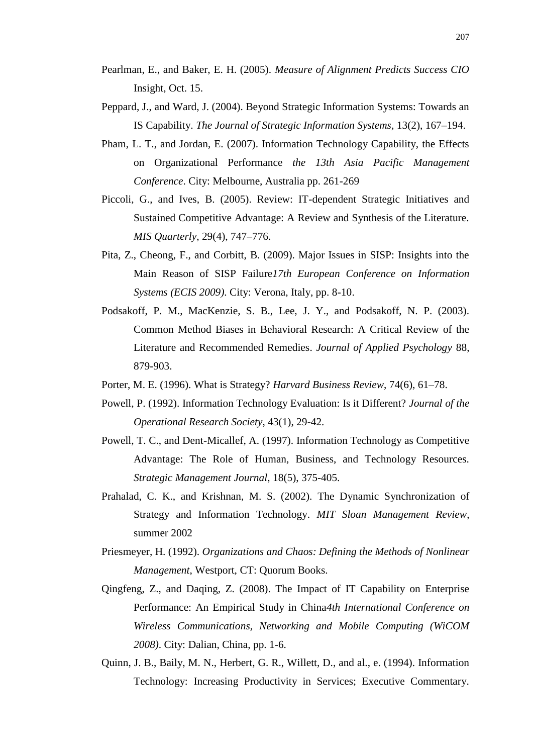Pearlman, E., and Baker, E. H. (2005). *Measure of Alignment Predicts Success CIO* Insight, Oct. 15.

Peppard, J., and Ward, J. (2004). Beyond Strategic Information Systems: Towards an IS Capability. *The Journal of Strategic Information Systems*, 13(2), 167–194.

Pham, L. T., and Jordan, E. (2007). Information Technology Capability, the Effects on Organizational Performance *the 13th Asia Pacific Management Conference*. City: Melbourne, Australia pp. 261-269

Piccoli, G., and Ives, B. (2005). Review: IT-dependent Strategic Initiatives and Sustained Competitive Advantage: A Review and Synthesis of the Literature. *MIS Quarterly*, 29(4), 747–776.

Pita, Z., Cheong, F., and Corbitt, B. (2009). Major Issues in SISP: Insights into the Main Reason of SISP Failure*17th European Conference on Information Systems (ECIS 2009)*. City: Verona, Italy, pp. 8-10.

Podsakoff, P. M., MacKenzie, S. B., Lee, J. Y., and Podsakoff, N. P. (2003). Common Method Biases in Behavioral Research: A Critical Review of the Literature and Recommended Remedies. *Journal of Applied Psychology* 88, 879-903.

Porter, M. E. (1996). What is Strategy? *Harvard Business Review*, 74(6), 61–78.

Powell, P. (1992). Information Technology Evaluation: Is it Different? *Journal of the Operational Research Society*, 43(1), 29-42.

Powell, T. C., and Dent-Micallef, A. (1997). Information Technology as Competitive Advantage: The Role of Human, Business, and Technology Resources. *Strategic Management Journal*, 18(5), 375-405.

Prahalad, C. K., and Krishnan, M. S. (2002). The Dynamic Synchronization of Strategy and Information Technology. *MIT Sloan Management Review*, summer 2002

Priesmeyer, H. (1992). *Organizations and Chaos: Defining the Methods of Nonlinear Management*, Westport, CT: Quorum Books.

Qingfeng, Z., and Daqing, Z. (2008). The Impact of IT Capability on Enterprise Performance: An Empirical Study in China*4th International Conference on Wireless Communications, Networking and Mobile Computing (WiCOM 2008)*. City: Dalian, China, pp. 1-6.

Quinn, J. B., Baily, M. N., Herbert, G. R., Willett, D., and al., e. (1994). Information Technology: Increasing Productivity in Services; Executive Commentary.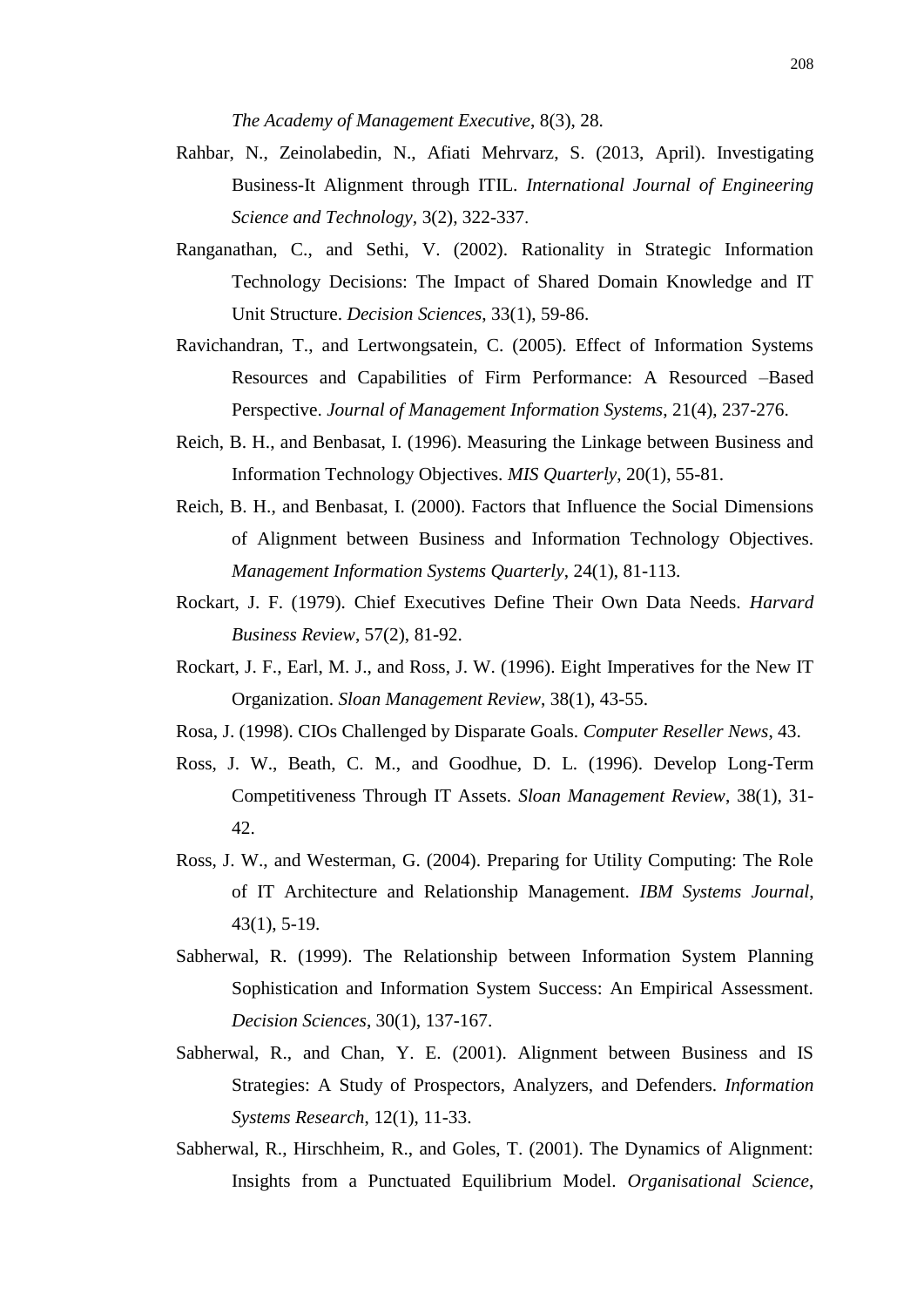*The Academy of Management Executive*, 8(3), 28.

Rahbar, N., Zeinolabedin, N., Afiati Mehrvarz, S. (2013, April). Investigating Business-It Alignment through ITIL. *International Journal of Engineering Science and Technology*, 3(2), 322-337.

Ranganathan, C., and Sethi, V. (2002). Rationality in Strategic Information Technology Decisions: The Impact of Shared Domain Knowledge and IT Unit Structure. *Decision Sciences*, 33(1), 59-86.

Ravichandran, T., and Lertwongsatein, C. (2005). Effect of Information Systems Resources and Capabilities of Firm Performance: A Resourced –Based Perspective. *Journal of Management Information Systems*, 21(4), 237-276.

Reich, B. H., and Benbasat, I. (1996). Measuring the Linkage between Business and Information Technology Objectives. *MIS Quarterly*, 20(1), 55-81.

Reich, B. H., and Benbasat, I. (2000). Factors that Influence the Social Dimensions of Alignment between Business and Information Technology Objectives. *Management Information Systems Quarterly*, 24(1), 81-113.

Rockart, J. F. (1979). Chief Executives Define Their Own Data Needs. *Harvard Business Review*, 57(2), 81-92.

Rockart, J. F., Earl, M. J., and Ross, J. W. (1996). Eight Imperatives for the New IT Organization. *Sloan Management Review*, 38(1), 43-55.

Rosa, J. (1998). CIOs Challenged by Disparate Goals. *Computer Reseller News*, 43.

Ross, J. W., Beath, C. M., and Goodhue, D. L. (1996). Develop Long-Term Competitiveness Through IT Assets. *Sloan Management Review*, 38(1), 31-42.

Ross, J. W., and Westerman, G. (2004). Preparing for Utility Computing: The Role of IT Architecture and Relationship Management. *IBM Systems Journal*, 43(1), 5-19.

Sabherwal, R. (1999). The Relationship between Information System Planning Sophistication and Information System Success: An Empirical Assessment. *Decision Sciences*, 30(1), 137-167.

Sabherwal, R., and Chan, Y. E. (2001). Alignment between Business and IS Strategies: A Study of Prospectors, Analyzers, and Defenders. *Information Systems Research*, 12(1), 11-33.

Sabherwal, R., Hirschheim, R., and Goles, T. (2001). The Dynamics of Alignment: Insights from a Punctuated Equilibrium Model. *Organisational Science*,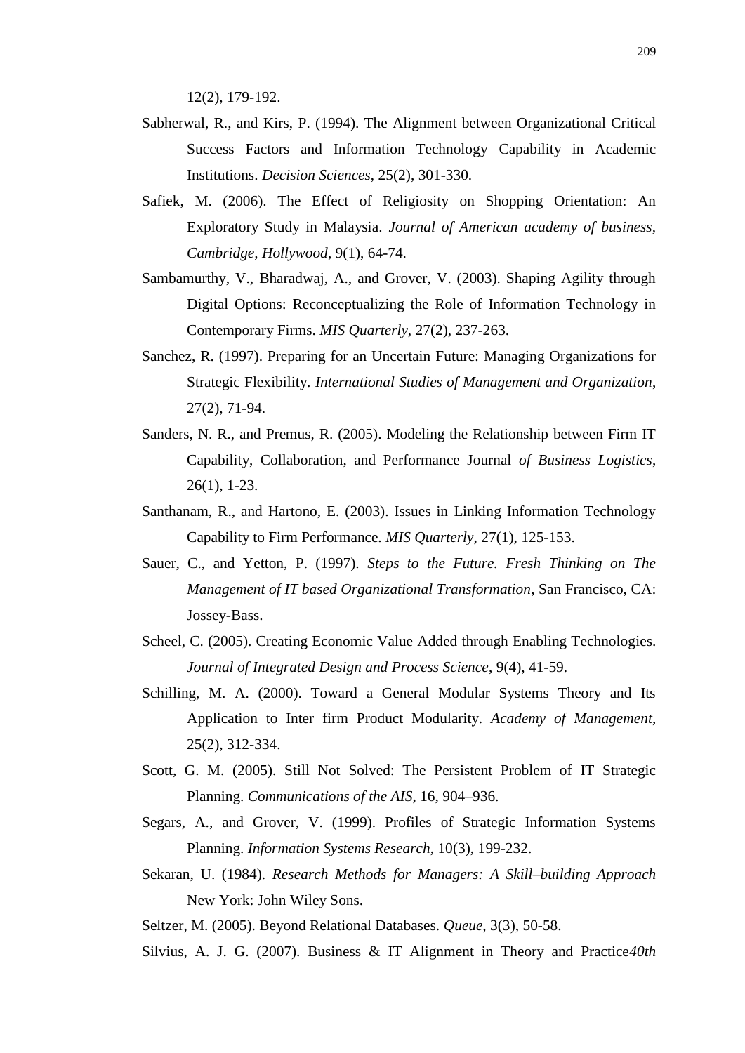12(2), 179-192.

Sabherwal, R., and Kirs, P. (1994). The Alignment between Organizational Critical Success Factors and Information Technology Capability in Academic Institutions. *Decision Sciences*, 25(2), 301-330.

Safiek, M. (2006). The Effect of Religiosity on Shopping Orientation: An Exploratory Study in Malaysia. *Journal of American academy of business, Cambridge, Hollywood*, 9(1), 64-74.

Sambamurthy, V., Bharadwaj, A., and Grover, V. (2003). Shaping Agility through Digital Options: Reconceptualizing the Role of Information Technology in Contemporary Firms. *MIS Quarterly*, 27(2), 237-263.

Sanchez, R. (1997). Preparing for an Uncertain Future: Managing Organizations for Strategic Flexibility. *International Studies of Management and Organization*, 27(2), 71-94.

Sanders, N. R., and Premus, R. (2005). Modeling the Relationship between Firm IT Capability, Collaboration, and Performance Journal *of Business Logistics*, 26(1), 1-23.

Santhanam, R., and Hartono, E. (2003). Issues in Linking Information Technology Capability to Firm Performance. *MIS Quarterly*, 27(1), 125-153.

Sauer, C., and Yetton, P. (1997). *Steps to the Future. Fresh Thinking on The Management of IT based Organizational Transformation*, San Francisco, CA: Jossey-Bass.

Scheel, C. (2005). Creating Economic Value Added through Enabling Technologies. *Journal of Integrated Design and Process Science*, 9(4), 41-59.

Schilling, M. A. (2000). Toward a General Modular Systems Theory and Its Application to Inter firm Product Modularity. *Academy of Management*, 25(2), 312-334.

Scott, G. M. (2005). Still Not Solved: The Persistent Problem of IT Strategic Planning. *Communications of the AIS*, 16, 904–936.

Segars, A., and Grover, V. (1999). Profiles of Strategic Information Systems Planning. *Information Systems Research*, 10(3), 199-232.

Sekaran, U. (1984). *Research Methods for Managers: A Skill–building Approach* New York: John Wiley Sons.

Seltzer, M. (2005). Beyond Relational Databases. *Queue*, 3(3), 50-58.

Silvius, A. J. G. (2007). Business & IT Alignment in Theory and Practice*40th*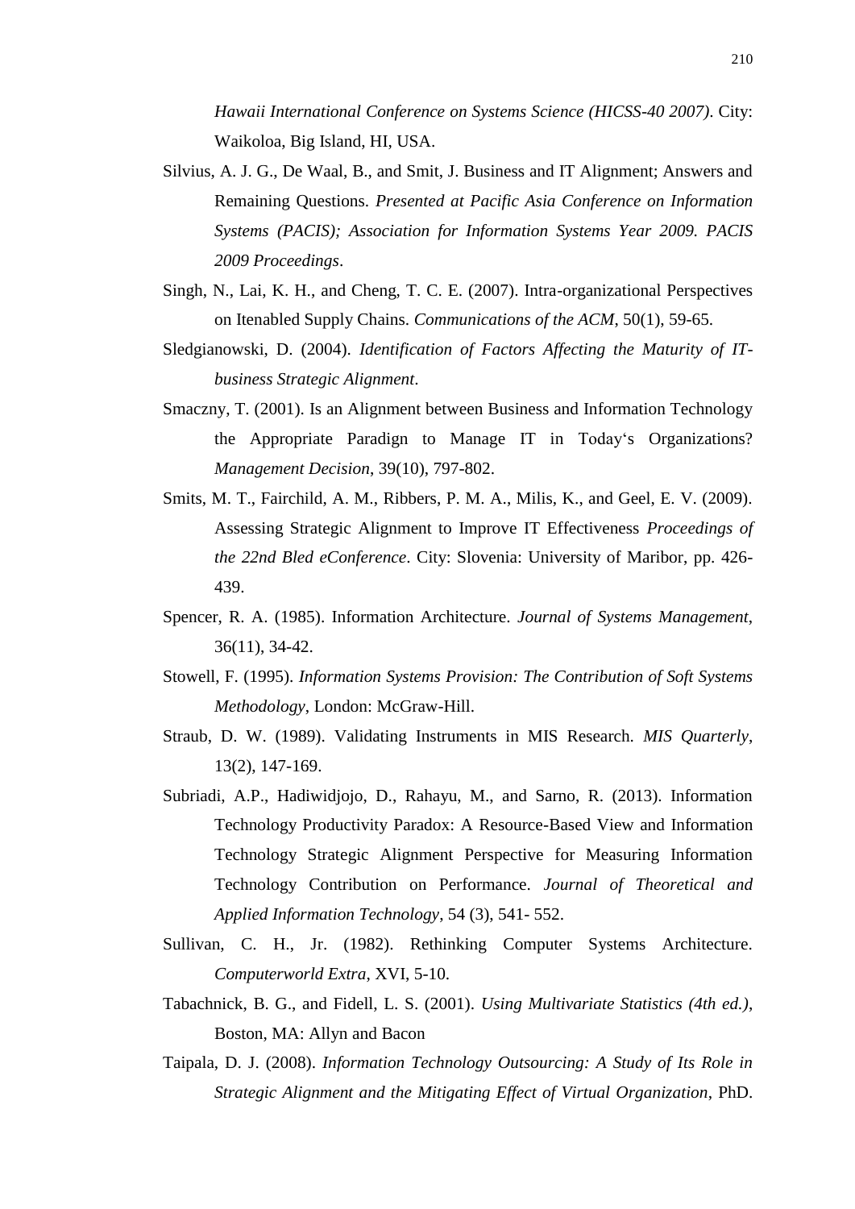*Hawaii International Conference on Systems Science (HICSS-40 2007)*. City: Waikoloa, Big Island, HI, USA.

Silvius, A. J. G., De Waal, B., and Smit, J. Business and IT Alignment; Answers and Remaining Questions. *Presented at Pacific Asia Conference on Information Systems (PACIS); Association for Information Systems Year 2009. PACIS 2009 Proceedings*.

Singh, N., Lai, K. H., and Cheng, T. C. E. (2007). Intra-organizational Perspectives on Itenabled Supply Chains. *Communications of the ACM*, 50(1), 59-65.

Sledgianowski, D. (2004). *Identification of Factors Affecting the Maturity of IT-business Strategic Alignment*.

Smaczny, T. (2001). Is an Alignment between Business and Information Technology the Appropriate Paradign to Manage IT in Today's Organizations? *Management Decision*, 39(10), 797-802.

Smits, M. T., Fairchild, A. M., Ribbers, P. M. A., Milis, K., and Geel, E. V. (2009). Assessing Strategic Alignment to Improve IT Effectiveness *Proceedings of the 22nd Bled eConference*. City: Slovenia: University of Maribor, pp. 426-439.

Spencer, R. A. (1985). Information Architecture. *Journal of Systems Management*, 36(11), 34-42.

Stowell, F. (1995). *Information Systems Provision: The Contribution of Soft Systems Methodology*, London: McGraw-Hill.

Straub, D. W. (1989). Validating Instruments in MIS Research. *MIS Quarterly*, 13(2), 147-169.

Subriadi, A.P., Hadiwidjojo, D., Rahayu, M., and Sarno, R. (2013). Information Technology Productivity Paradox: A Resource-Based View and Information Technology Strategic Alignment Perspective for Measuring Information Technology Contribution on Performance. *Journal of Theoretical and Applied Information Technology*, 54 (3), 541- 552.

Sullivan, C. H., Jr. (1982). Rethinking Computer Systems Architecture. *Computerworld Extra*, XVI, 5-10.

Tabachnick, B. G., and Fidell, L. S. (2001). *Using Multivariate Statistics (4th ed.)*, Boston, MA: Allyn and Bacon

Taipala, D. J. (2008). *Information Technology Outsourcing: A Study of Its Role in Strategic Alignment and the Mitigating Effect of Virtual Organization*, PhD.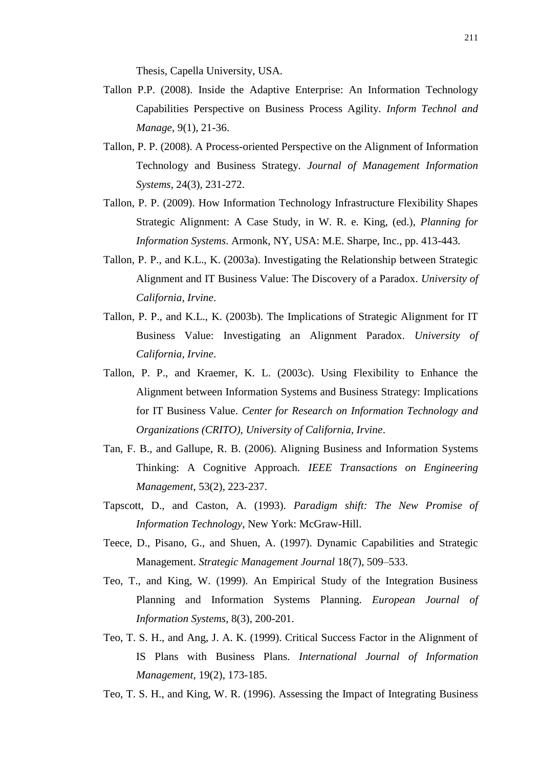Thesis, Capella University, USA.

Tallon P.P. (2008). Inside the Adaptive Enterprise: An Information Technology Capabilities Perspective on Business Process Agility. *Inform Technol and Manage*, 9(1), 21-36.

Tallon, P. P. (2008). A Process-oriented Perspective on the Alignment of Information Technology and Business Strategy. *Journal of Management Information Systems*, 24(3), 231-272.

Tallon, P. P. (2009). How Information Technology Infrastructure Flexibility Shapes Strategic Alignment: A Case Study, in W. R. e. King, (ed.), *Planning for Information Systems*. Armonk, NY, USA: M.E. Sharpe, Inc., pp. 413-443.

Tallon, P. P., and K.L., K. (2003a). Investigating the Relationship between Strategic Alignment and IT Business Value: The Discovery of a Paradox. *University of California, Irvine*.

Tallon, P. P., and K.L., K. (2003b). The Implications of Strategic Alignment for IT Business Value: Investigating an Alignment Paradox. *University of California, Irvine*.

Tallon, P. P., and Kraemer, K. L. (2003c). Using Flexibility to Enhance the Alignment between Information Systems and Business Strategy: Implications for IT Business Value. *Center for Research on Information Technology and Organizations (CRITO), University of California, Irvine*.

Tan, F. B., and Gallupe, R. B. (2006). Aligning Business and Information Systems Thinking: A Cognitive Approach. *IEEE Transactions on Engineering Management*, 53(2), 223-237.

Tapscott, D., and Caston, A. (1993). *Paradigm shift: The New Promise of Information Technology*, New York: McGraw-Hill.

Teece, D., Pisano, G., and Shuen, A. (1997). Dynamic Capabilities and Strategic Management. *Strategic Management Journal* 18(7), 509–533.

Teo, T., and King, W. (1999). An Empirical Study of the Integration Business Planning and Information Systems Planning. *European Journal of Information Systems*, 8(3), 200-201.

Teo, T. S. H., and Ang, J. A. K. (1999). Critical Success Factor in the Alignment of IS Plans with Business Plans. *International Journal of Information Management*, 19(2), 173-185.

Teo, T. S. H., and King, W. R. (1996). Assessing the Impact of Integrating Business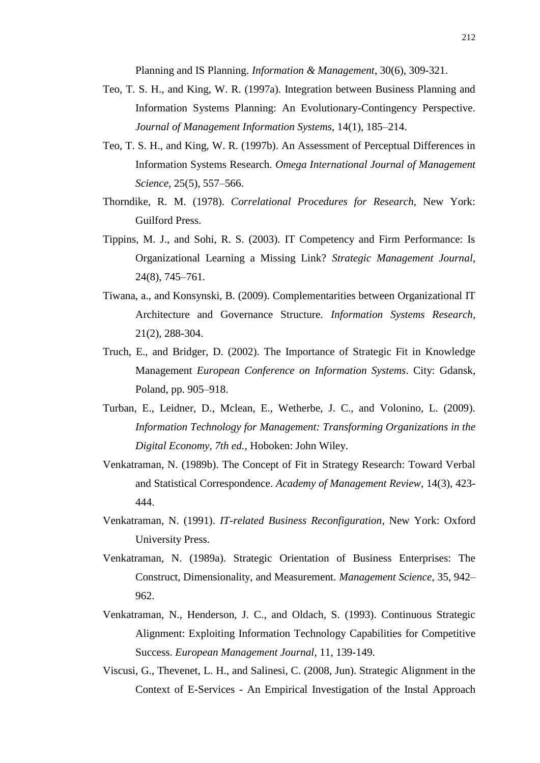Planning and IS Planning. *Information & Management*, 30(6), 309-321.

Teo, T. S. H., and King, W. R. (1997a). Integration between Business Planning and Information Systems Planning: An Evolutionary-Contingency Perspective. *Journal of Management Information Systems*, 14(1), 185–214.

Teo, T. S. H., and King, W. R. (1997b). An Assessment of Perceptual Differences in Information Systems Research. *Omega International Journal of Management Science*, 25(5), 557–566.

Thorndike, R. M. (1978). *Correlational Procedures for Research*, New York: Guilford Press.

Tippins, M. J., and Sohi, R. S. (2003). IT Competency and Firm Performance: Is Organizational Learning a Missing Link? *Strategic Management Journal*, 24(8), 745–761.

Tiwana, a., and Konsynski, B. (2009). Complementarities between Organizational IT Architecture and Governance Structure. *Information Systems Research*, 21(2), 288-304.

Truch, E., and Bridger, D. (2002). The Importance of Strategic Fit in Knowledge Management *European Conference on Information Systems*. City: Gdansk, Poland, pp. 905–918.

Turban, E., Leidner, D., Mclean, E., Wetherbe, J. C., and Volonino, L. (2009). *Information Technology for Management: Transforming Organizations in the Digital Economy, 7th ed.*, Hoboken: John Wiley.

Venkatraman, N. (1989b). The Concept of Fit in Strategy Research: Toward Verbal and Statistical Correspondence. *Academy of Management Review*, 14(3), 423-444.

Venkatraman, N. (1991). *IT-related Business Reconfiguration*, New York: Oxford University Press.

Venkatraman, N. (1989a). Strategic Orientation of Business Enterprises: The Construct, Dimensionality, and Measurement. *Management Science*, 35, 942–962.

Venkatraman, N., Henderson, J. C., and Oldach, S. (1993). Continuous Strategic Alignment: Exploiting Information Technology Capabilities for Competitive Success. *European Management Journal*, 11, 139-149.

Viscusi, G., Thevenet, L. H., and Salinesi, C. (2008, Jun). Strategic Alignment in the Context of E-Services - An Empirical Investigation of the Instal Approach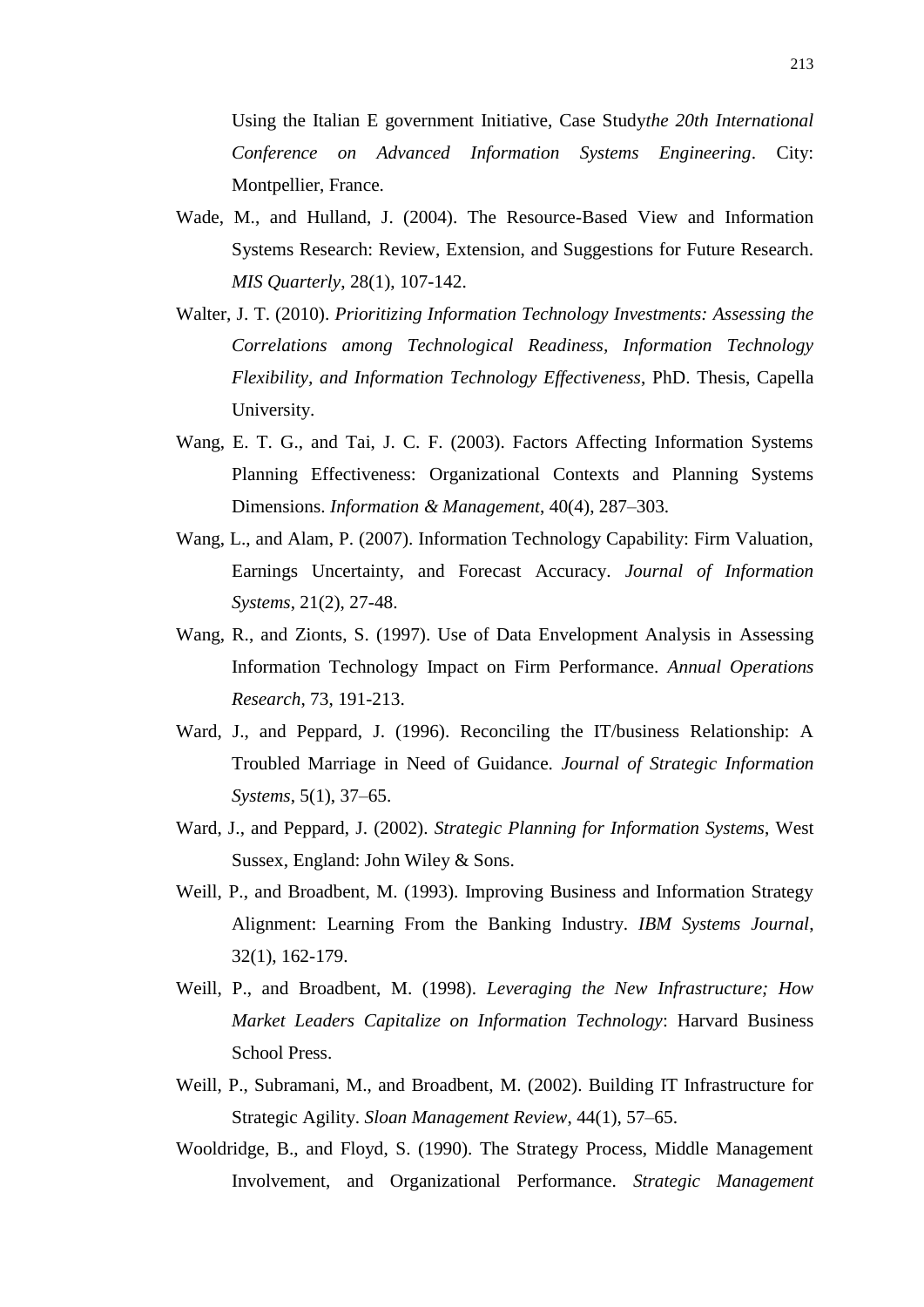Using the Italian E government Initiative, Case Study*the 20th International Conference on Advanced Information Systems Engineering*. City: Montpellier, France.

Wade, M., and Hulland, J. (2004). The Resource-Based View and Information Systems Research: Review, Extension, and Suggestions for Future Research. *MIS Quarterly*, 28(1), 107-142.

Walter, J. T. (2010). *Prioritizing Information Technology Investments: Assessing the Correlations among Technological Readiness, Information Technology Flexibility, and Information Technology Effectiveness*, PhD. Thesis, Capella University.

Wang, E. T. G., and Tai, J. C. F. (2003). Factors Affecting Information Systems Planning Effectiveness: Organizational Contexts and Planning Systems Dimensions. *Information & Management*, 40(4), 287–303.

Wang, L., and Alam, P. (2007). Information Technology Capability: Firm Valuation, Earnings Uncertainty, and Forecast Accuracy. *Journal of Information Systems*, 21(2), 27-48.

Wang, R., and Zionts, S. (1997). Use of Data Envelopment Analysis in Assessing Information Technology Impact on Firm Performance. *Annual Operations Research*, 73, 191-213.

Ward, J., and Peppard, J. (1996). Reconciling the IT/business Relationship: A Troubled Marriage in Need of Guidance. *Journal of Strategic Information Systems*, 5(1), 37–65.

Ward, J., and Peppard, J. (2002). *Strategic Planning for Information Systems*, West Sussex, England: John Wiley & Sons.

Weill, P., and Broadbent, M. (1993). Improving Business and Information Strategy Alignment: Learning From the Banking Industry. *IBM Systems Journal*, 32(1), 162-179.

Weill, P., and Broadbent, M. (1998). *Leveraging the New Infrastructure; How Market Leaders Capitalize on Information Technology*: Harvard Business School Press.

Weill, P., Subramani, M., and Broadbent, M. (2002). Building IT Infrastructure for Strategic Agility. *Sloan Management Review*, 44(1), 57–65.

Wooldridge, B., and Floyd, S. (1990). The Strategy Process, Middle Management Involvement, and Organizational Performance. *Strategic Management*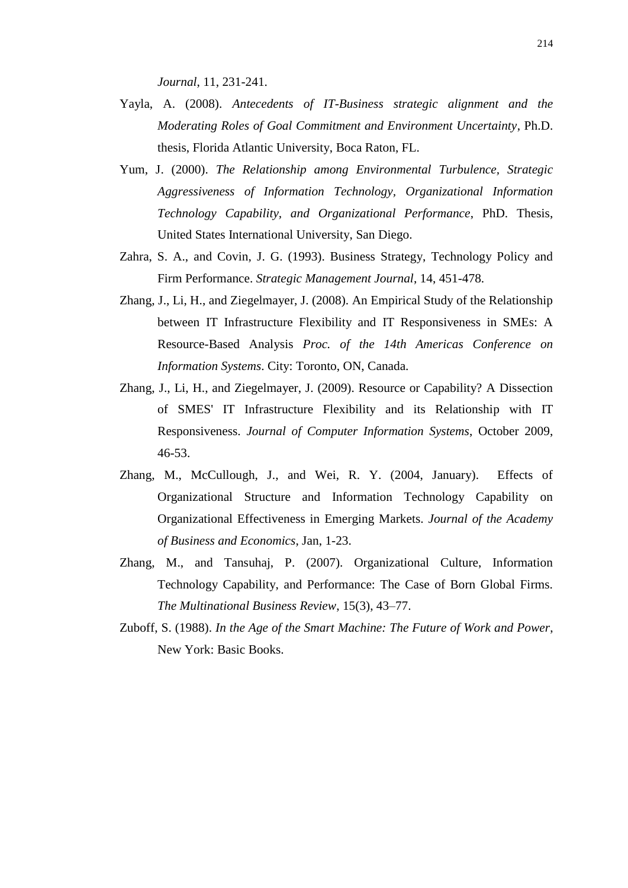*Journal*, 11, 231-241.

Yayla, A. (2008). *Antecedents of IT-Business strategic alignment and the Moderating Roles of Goal Commitment and Environment Uncertainty*, Ph.D. thesis, Florida Atlantic University, Boca Raton, FL.

Yum, J. (2000). *The Relationship among Environmental Turbulence, Strategic Aggressiveness of Information Technology, Organizational Information Technology Capability, and Organizational Performance*, PhD. Thesis, United States International University, San Diego.

Zahra, S. A., and Covin, J. G. (1993). Business Strategy, Technology Policy and Firm Performance. *Strategic Management Journal*, 14, 451-478.

Zhang, J., Li, H., and Ziegelmayer, J. (2008). An Empirical Study of the Relationship between IT Infrastructure Flexibility and IT Responsiveness in SMEs: A Resource-Based Analysis *Proc. of the 14th Americas Conference on Information Systems*. City: Toronto, ON, Canada.

Zhang, J., Li, H., and Ziegelmayer, J. (2009). Resource or Capability? A Dissection of SMES' IT Infrastructure Flexibility and its Relationship with IT Responsiveness. *Journal of Computer Information Systems*, October 2009, 46-53.

Zhang, M., McCullough, J., and Wei, R. Y. (2004, January). Effects of Organizational Structure and Information Technology Capability on Organizational Effectiveness in Emerging Markets. *Journal of the Academy of Business and Economics*, Jan, 1-23.

Zhang, M., and Tansuhaj, P. (2007). Organizational Culture, Information Technology Capability, and Performance: The Case of Born Global Firms. *The Multinational Business Review*, 15(3), 43–77.

Zuboff, S. (1988). *In the Age of the Smart Machine: The Future of Work and Power*, New York: Basic Books.